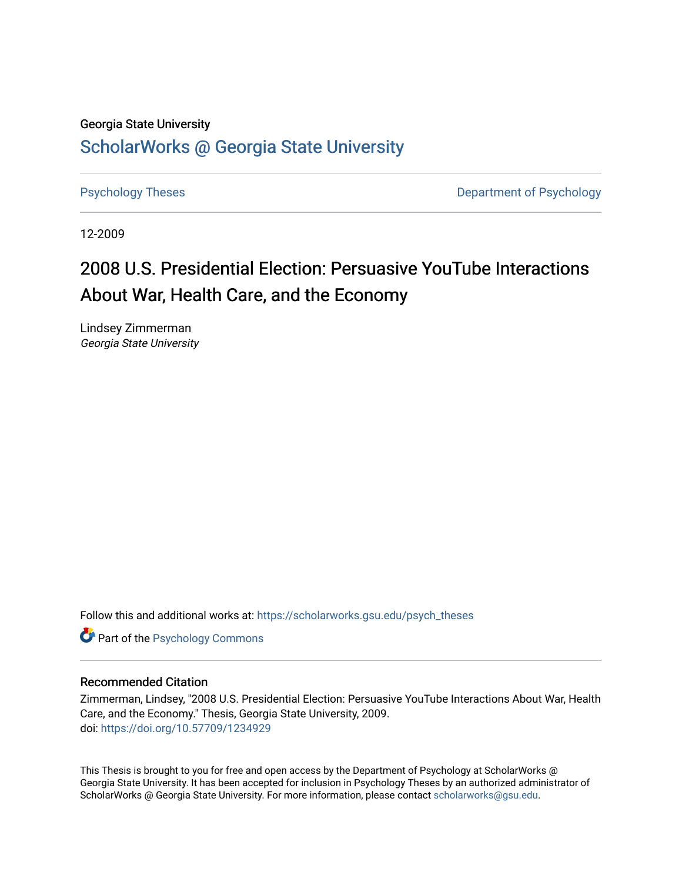Georgia State University

# ScholarWorks @ Georgia State University

Psychology Theses

Department of Psychology

12-2009

# 2008 U.S. Presidential Election: Persuasive YouTube Interactions About War, Health Care, and the Economy

Lindsey Zimmerman
*Georgia State University*

Follow this and additional works at: https://scholarworks.gsu.edu/psych_theses

Part of the Psychology Commons

## Recommended Citation

Zimmerman, Lindsey, "2008 U.S. Presidential Election: Persuasive YouTube Interactions About War, Health Care, and the Economy." Thesis, Georgia State University, 2009.
doi: https://doi.org/10.57709/1234929

This Thesis is brought to you for free and open access by the Department of Psychology at ScholarWorks @ Georgia State University. It has been accepted for inclusion in Psychology Theses by an authorized administrator of ScholarWorks @ Georgia State University. For more information, please contact scholarworks@gsu.edu.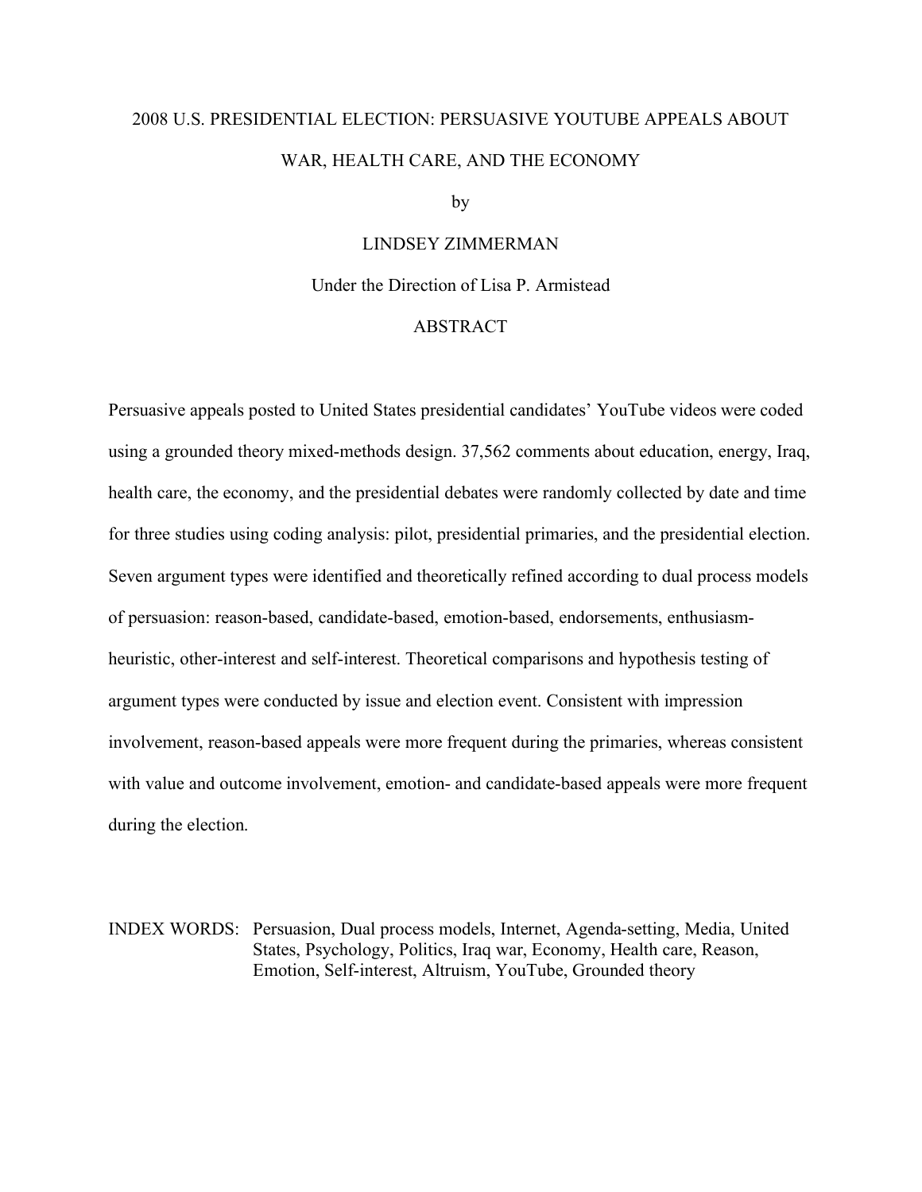2008 U.S. PRESIDENTIAL ELECTION: PERSUASIVE YOUTUBE APPEALS ABOUT WAR, HEALTH CARE, AND THE ECONOMY

by

LINDSEY ZIMMERMAN

Under the Direction of Lisa P. Armistead

## ABSTRACT

Persuasive appeals posted to United States presidential candidates' YouTube videos were coded using a grounded theory mixed-methods design. 37,562 comments about education, energy, Iraq, health care, the economy, and the presidential debates were randomly collected by date and time for three studies using coding analysis: pilot, presidential primaries, and the presidential election. Seven argument types were identified and theoretically refined according to dual process models of persuasion: reason-based, candidate-based, emotion-based, endorsements, enthusiasm-heuristic, other-interest and self-interest. Theoretical comparisons and hypothesis testing of argument types were conducted by issue and election event. Consistent with impression involvement, reason-based appeals were more frequent during the primaries, whereas consistent with value and outcome involvement, emotion- and candidate-based appeals were more frequent during the election.

INDEX WORDS: Persuasion, Dual process models, Internet, Agenda-setting, Media, United States, Psychology, Politics, Iraq war, Economy, Health care, Reason, Emotion, Self-interest, Altruism, YouTube, Grounded theory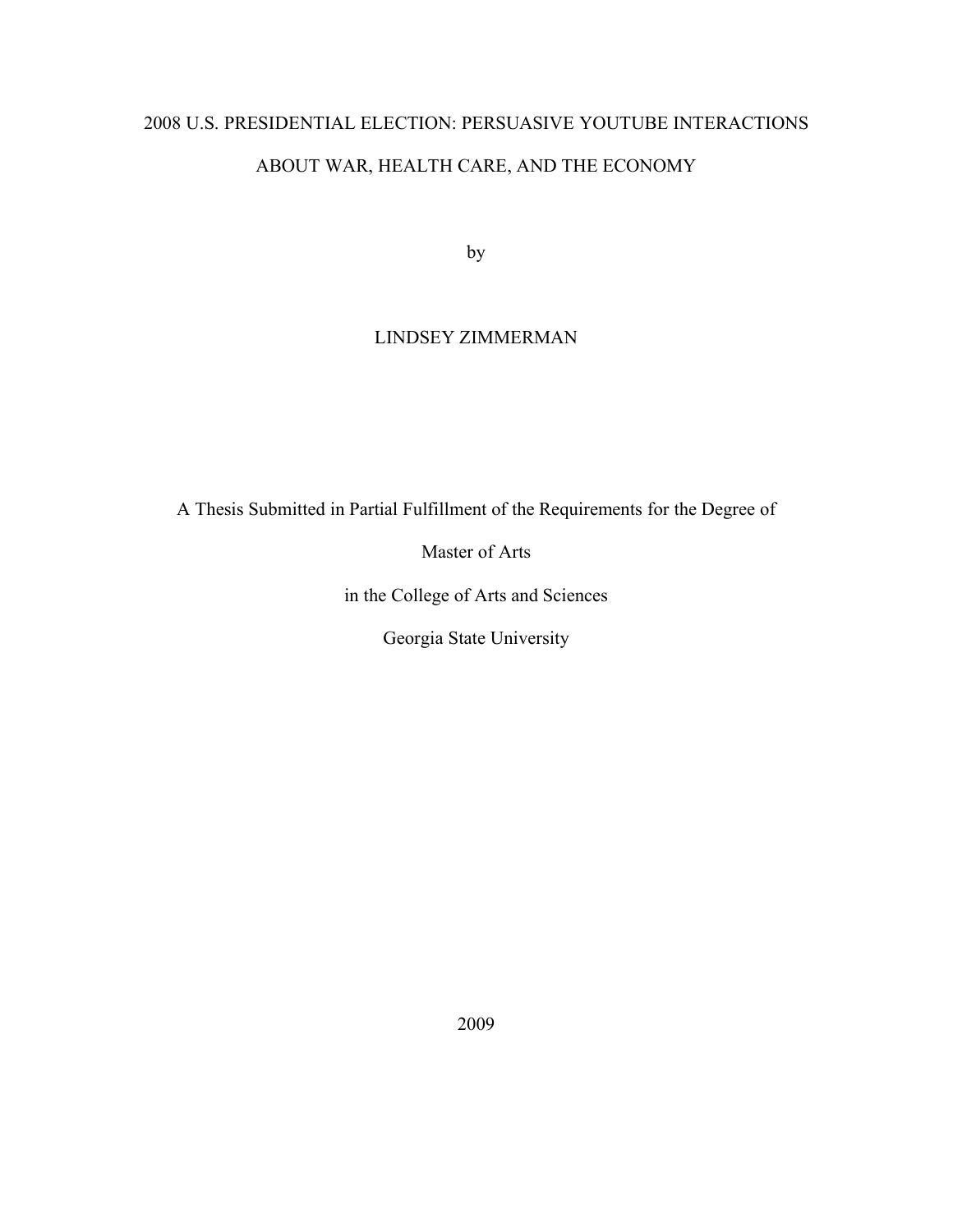# 2008 U.S. PRESIDENTIAL ELECTION: PERSUASIVE YOUTUBE INTERACTIONS ABOUT WAR, HEALTH CARE, AND THE ECONOMY

by

LINDSEY ZIMMERMAN

A Thesis Submitted in Partial Fulfillment of the Requirements for the Degree of

Master of Arts

in the College of Arts and Sciences

Georgia State University

2009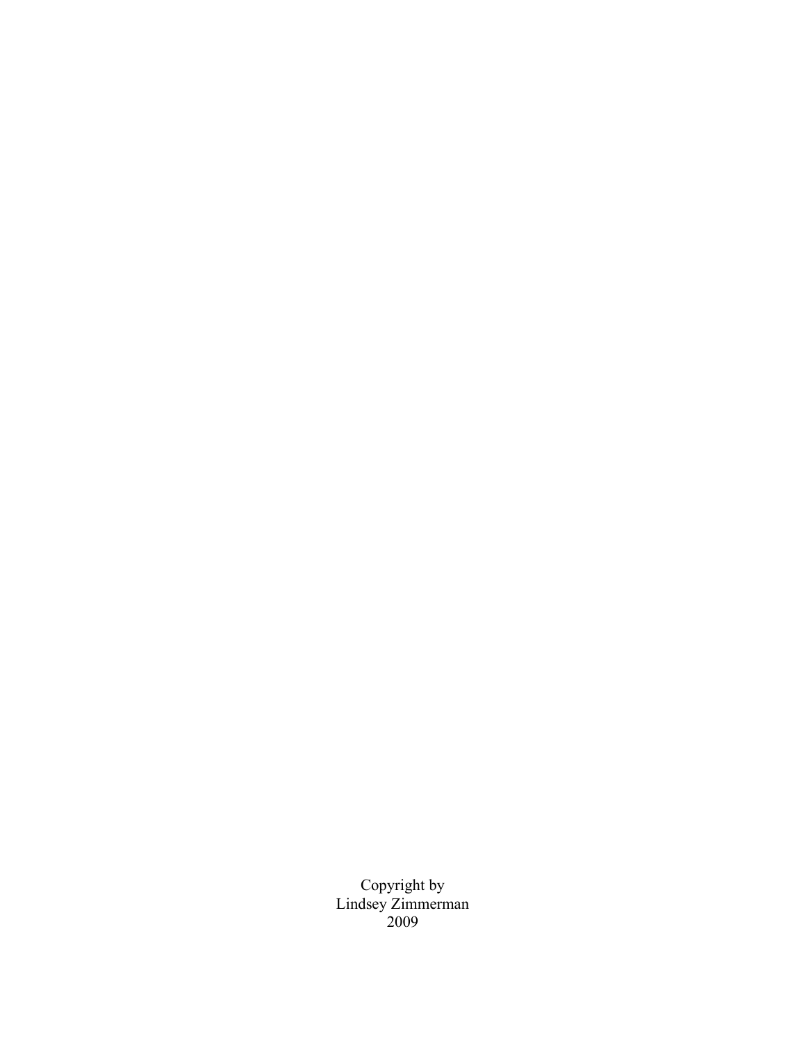Copyright by
Lindsey Zimmerman
2009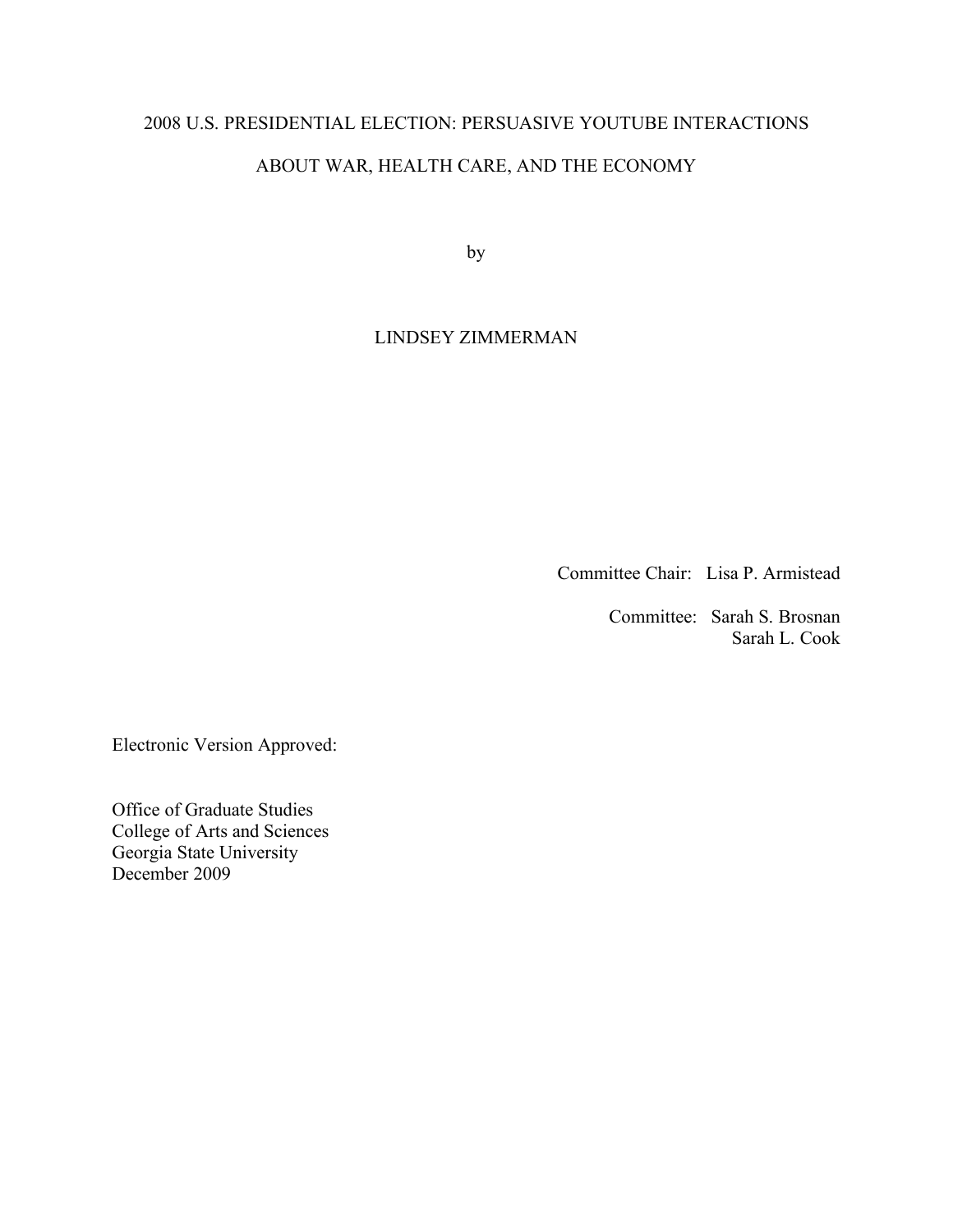# 2008 U.S. PRESIDENTIAL ELECTION: PERSUASIVE YOUTUBE INTERACTIONS ABOUT WAR, HEALTH CARE, AND THE ECONOMY

by

LINDSEY ZIMMERMAN

Committee Chair: Lisa P. Armistead

Committee: Sarah S. Brosnan
Sarah L. Cook

Electronic Version Approved:

Office of Graduate Studies
College of Arts and Sciences
Georgia State University
December 2009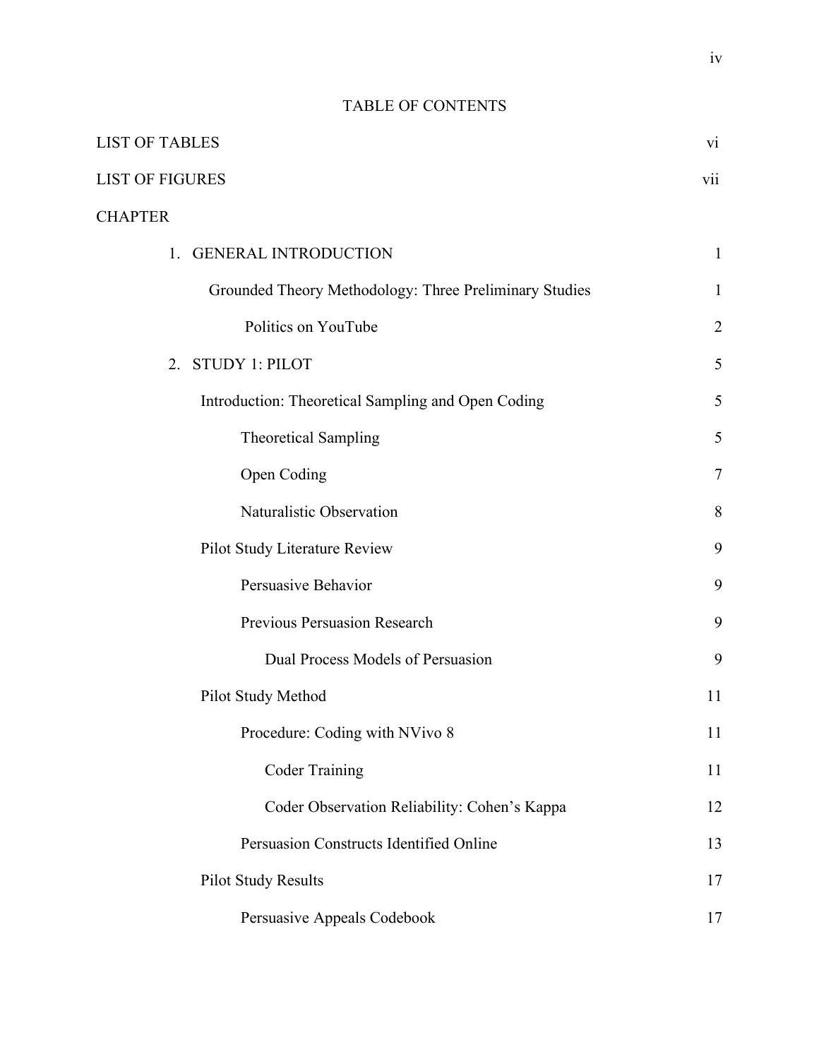# TABLE OF CONTENTS

LIST OF TABLES vi

LIST OF FIGURES vii

CHAPTER

1. GENERAL INTRODUCTION 1
   - Grounded Theory Methodology: Three Preliminary Studies 1
     - Politics on YouTube 2
2. STUDY 1: PILOT 5
   - Introduction: Theoretical Sampling and Open Coding 5
     - Theoretical Sampling 5
     - Open Coding 7
     - Naturalistic Observation 8
   - Pilot Study Literature Review 9
     - Persuasive Behavior 9
     - Previous Persuasion Research 9
       - Dual Process Models of Persuasion 9
   - Pilot Study Method 11
     - Procedure: Coding with NVivo 8 11
       - Coder Training 11
       - Coder Observation Reliability: Cohen's Kappa 12
     - Persuasion Constructs Identified Online 13
   - Pilot Study Results 17
     - Persuasive Appeals Codebook 17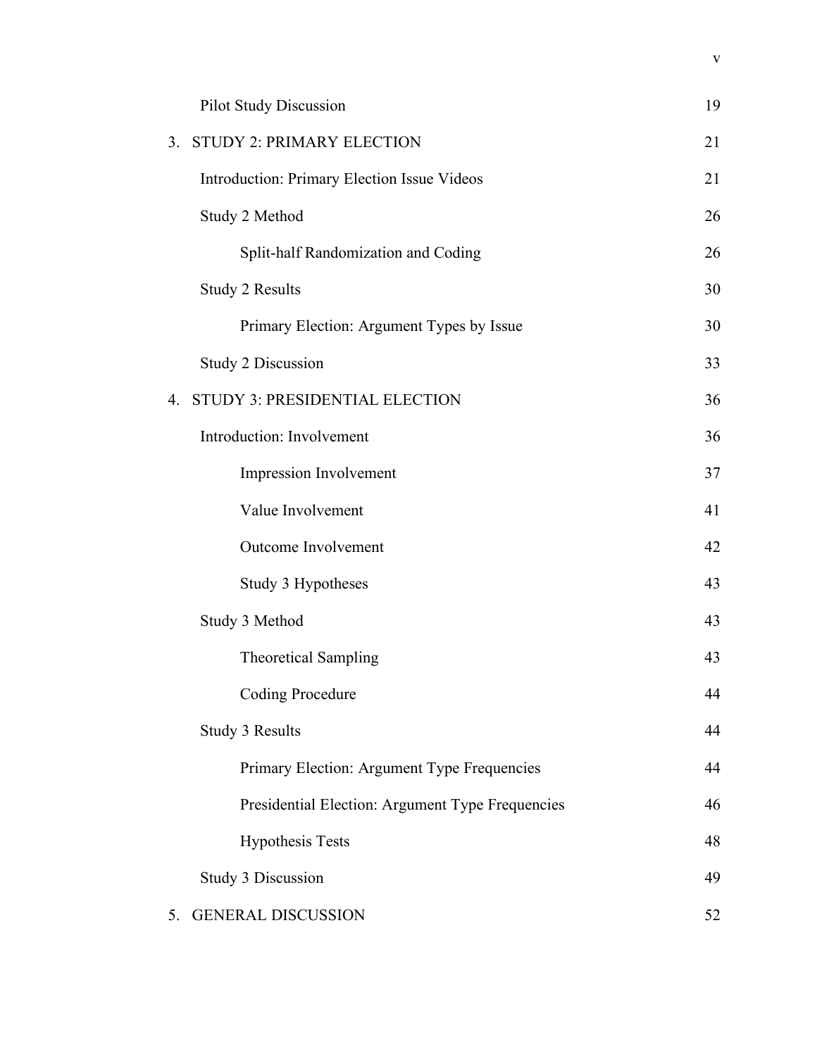| | |
|---|---|
| Pilot Study Discussion | 19 |
| 3. STUDY 2: PRIMARY ELECTION | 21 |
| Introduction: Primary Election Issue Videos | 21 |
| Study 2 Method | 26 |
| Split-half Randomization and Coding | 26 |
| Study 2 Results | 30 |
| Primary Election: Argument Types by Issue | 30 |
| Study 2 Discussion | 33 |
| 4. STUDY 3: PRESIDENTIAL ELECTION | 36 |
| Introduction: Involvement | 36 |
| Impression Involvement | 37 |
| Value Involvement | 41 |
| Outcome Involvement | 42 |
| Study 3 Hypotheses | 43 |
| Study 3 Method | 43 |
| Theoretical Sampling | 43 |
| Coding Procedure | 44 |
| Study 3 Results | 44 |
| Primary Election: Argument Type Frequencies | 44 |
| Presidential Election: Argument Type Frequencies | 46 |
| Hypothesis Tests | 48 |
| Study 3 Discussion | 49 |
| 5. GENERAL DISCUSSION | 52 |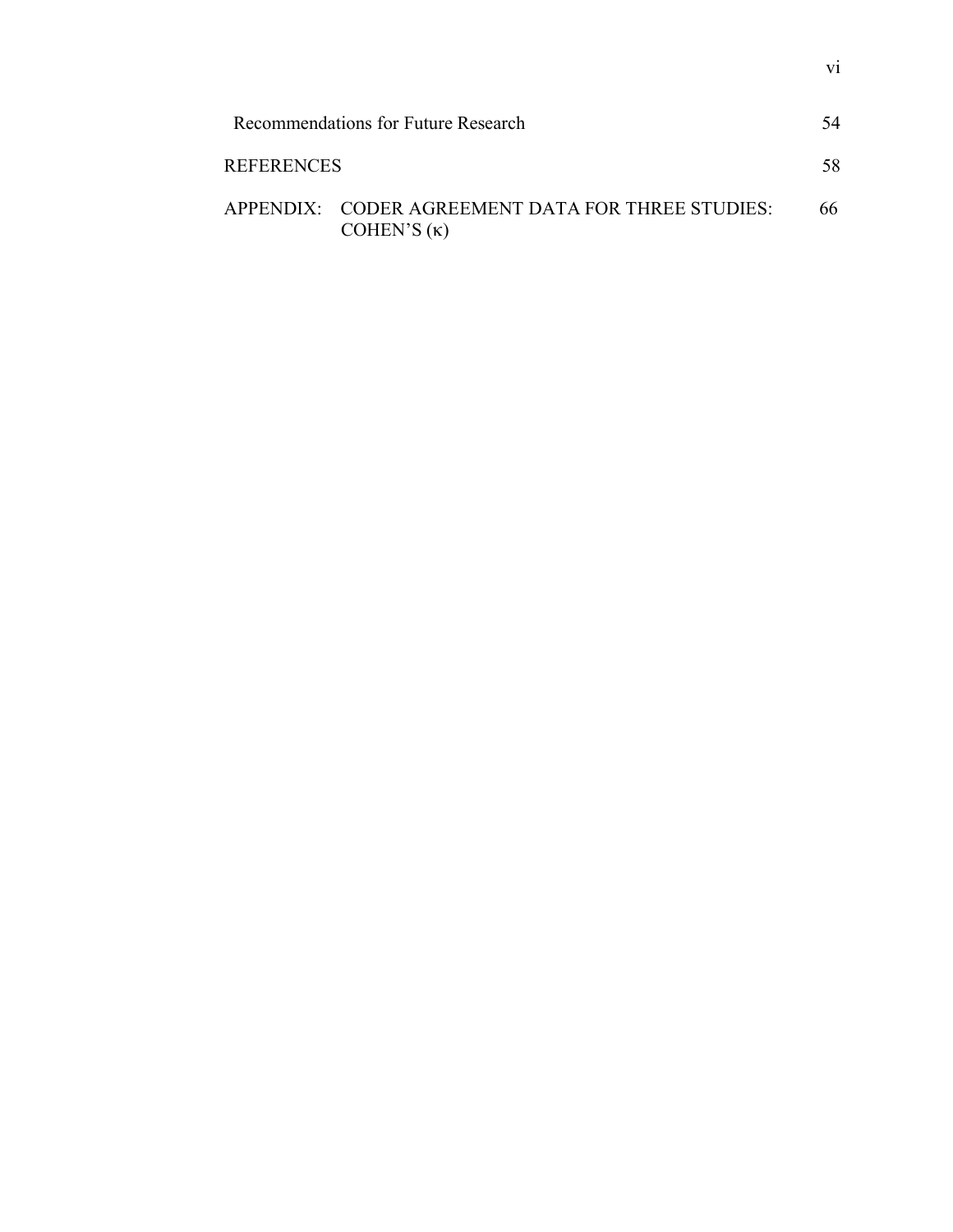| | |
|---|---|
| Recommendations for Future Research | 54 |
| REFERENCES | 58 |
| APPENDIX: CODER AGREEMENT DATA FOR THREE STUDIES: COHEN'S (κ) | 66 |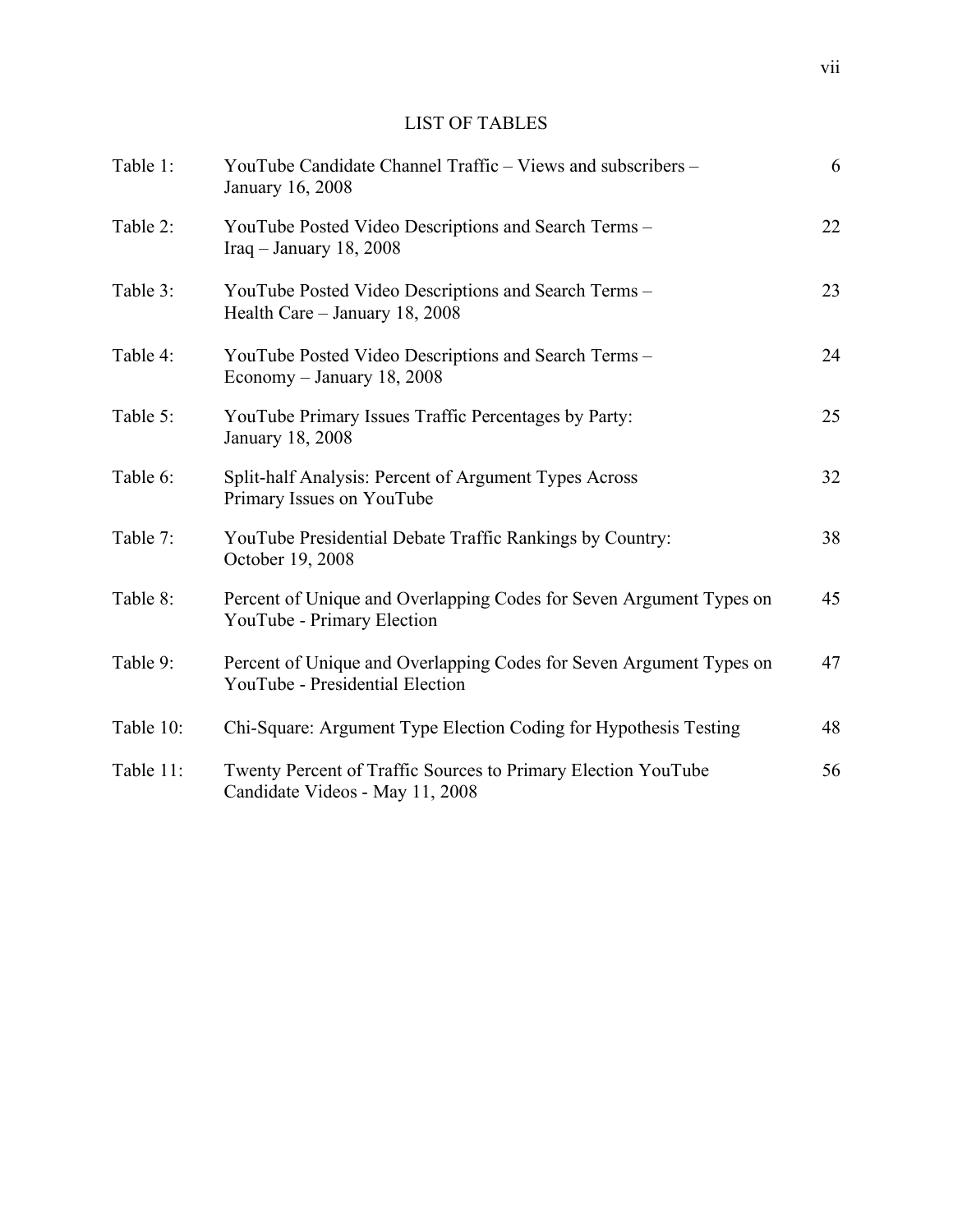## LIST OF TABLES

| | | |
|---|---|---|
| Table 1: | YouTube Candidate Channel Traffic – Views and subscribers – January 16, 2008 | 6 |
| Table 2: | YouTube Posted Video Descriptions and Search Terms – Iraq – January 18, 2008 | 22 |
| Table 3: | YouTube Posted Video Descriptions and Search Terms – Health Care – January 18, 2008 | 23 |
| Table 4: | YouTube Posted Video Descriptions and Search Terms – Economy – January 18, 2008 | 24 |
| Table 5: | YouTube Primary Issues Traffic Percentages by Party: January 18, 2008 | 25 |
| Table 6: | Split-half Analysis: Percent of Argument Types Across Primary Issues on YouTube | 32 |
| Table 7: | YouTube Presidential Debate Traffic Rankings by Country: October 19, 2008 | 38 |
| Table 8: | Percent of Unique and Overlapping Codes for Seven Argument Types on YouTube - Primary Election | 45 |
| Table 9: | Percent of Unique and Overlapping Codes for Seven Argument Types on YouTube - Presidential Election | 47 |
| Table 10: | Chi-Square: Argument Type Election Coding for Hypothesis Testing | 48 |
| Table 11: | Twenty Percent of Traffic Sources to Primary Election YouTube Candidate Videos - May 11, 2008 | 56 |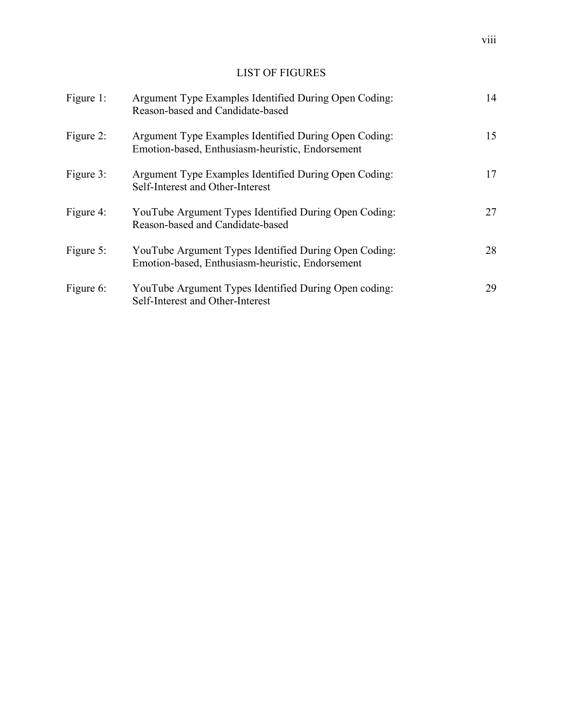# LIST OF FIGURES

| | | |
|---|---|---|
| Figure 1: | Argument Type Examples Identified During Open Coding: Reason-based and Candidate-based | 14 |
| Figure 2: | Argument Type Examples Identified During Open Coding: Emotion-based, Enthusiasm-heuristic, Endorsement | 15 |
| Figure 3: | Argument Type Examples Identified During Open Coding: Self-Interest and Other-Interest | 17 |
| Figure 4: | YouTube Argument Types Identified During Open Coding: Reason-based and Candidate-based | 27 |
| Figure 5: | YouTube Argument Types Identified During Open Coding: Emotion-based, Enthusiasm-heuristic, Endorsement | 28 |
| Figure 6: | YouTube Argument Types Identified During Open coding: Self-Interest and Other-Interest | 29 |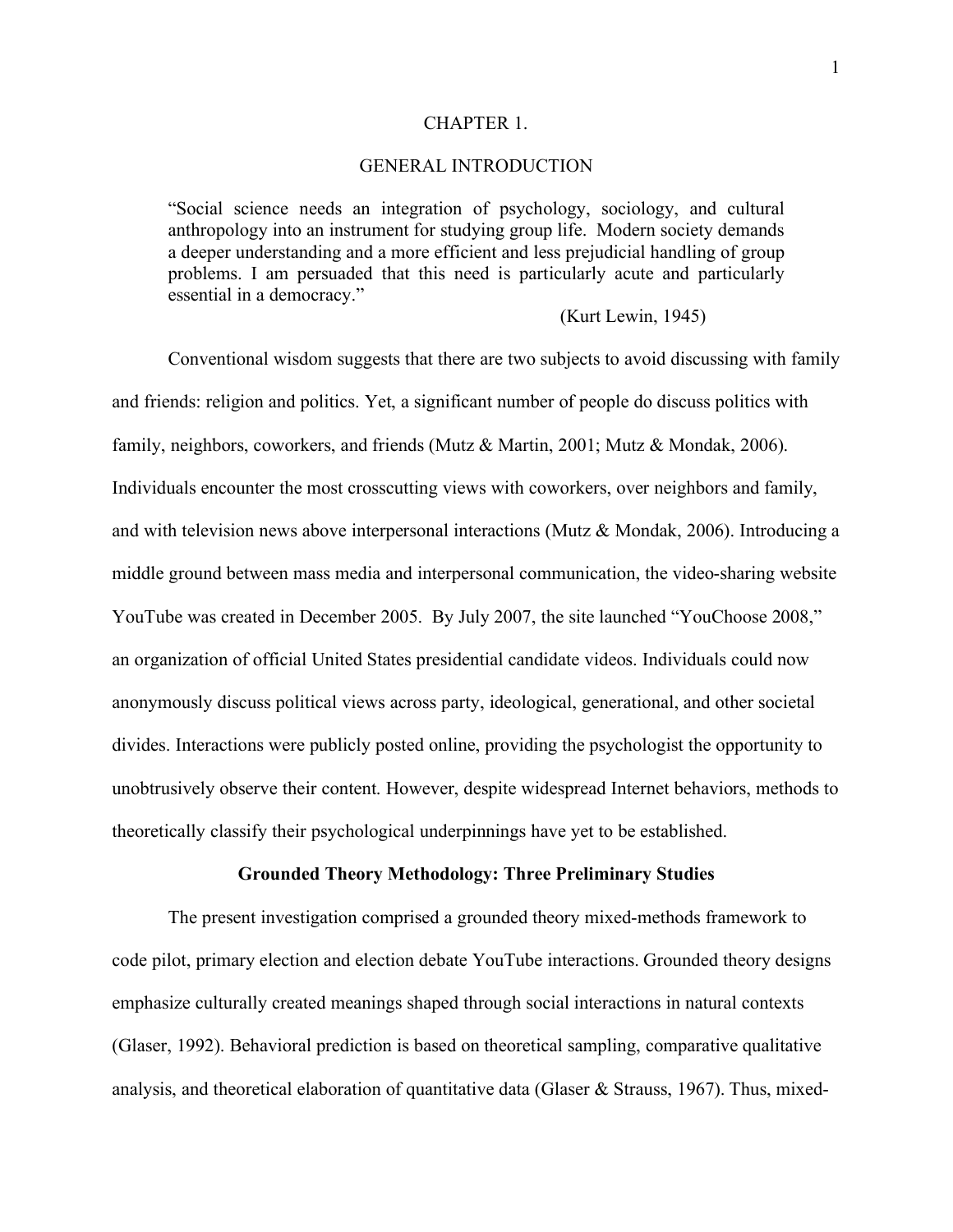# CHAPTER 1.

# GENERAL INTRODUCTION

> "Social science needs an integration of psychology, sociology, and cultural anthropology into an instrument for studying group life. Modern society demands a deeper understanding and a more efficient and less prejudicial handling of group problems. I am persuaded that this need is particularly acute and particularly essential in a democracy."
>
> (Kurt Lewin, 1945)

Conventional wisdom suggests that there are two subjects to avoid discussing with family and friends: religion and politics. Yet, a significant number of people do discuss politics with family, neighbors, coworkers, and friends (Mutz & Martin, 2001; Mutz & Mondak, 2006). Individuals encounter the most crosscutting views with coworkers, over neighbors and family, and with television news above interpersonal interactions (Mutz & Mondak, 2006). Introducing a middle ground between mass media and interpersonal communication, the video-sharing website YouTube was created in December 2005. By July 2007, the site launched "YouChoose 2008," an organization of official United States presidential candidate videos. Individuals could now anonymously discuss political views across party, ideological, generational, and other societal divides. Interactions were publicly posted online, providing the psychologist the opportunity to unobtrusively observe their content. However, despite widespread Internet behaviors, methods to theoretically classify their psychological underpinnings have yet to be established.

## Grounded Theory Methodology: Three Preliminary Studies

The present investigation comprised a grounded theory mixed-methods framework to code pilot, primary election and election debate YouTube interactions. Grounded theory designs emphasize culturally created meanings shaped through social interactions in natural contexts (Glaser, 1992). Behavioral prediction is based on theoretical sampling, comparative qualitative analysis, and theoretical elaboration of quantitative data (Glaser & Strauss, 1967). Thus, mixed-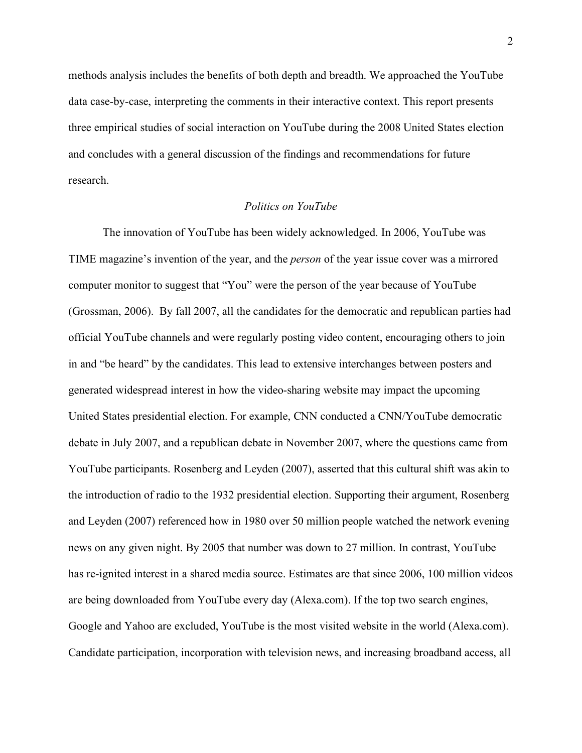methods analysis includes the benefits of both depth and breadth. We approached the YouTube data case-by-case, interpreting the comments in their interactive context. This report presents three empirical studies of social interaction on YouTube during the 2008 United States election and concludes with a general discussion of the findings and recommendations for future research.

## *Politics on YouTube*

The innovation of YouTube has been widely acknowledged. In 2006, YouTube was TIME magazine's invention of the year, and the *person* of the year issue cover was a mirrored computer monitor to suggest that "You" were the person of the year because of YouTube (Grossman, 2006). By fall 2007, all the candidates for the democratic and republican parties had official YouTube channels and were regularly posting video content, encouraging others to join in and "be heard" by the candidates. This lead to extensive interchanges between posters and generated widespread interest in how the video-sharing website may impact the upcoming United States presidential election. For example, CNN conducted a CNN/YouTube democratic debate in July 2007, and a republican debate in November 2007, where the questions came from YouTube participants. Rosenberg and Leyden (2007), asserted that this cultural shift was akin to the introduction of radio to the 1932 presidential election. Supporting their argument, Rosenberg and Leyden (2007) referenced how in 1980 over 50 million people watched the network evening news on any given night. By 2005 that number was down to 27 million. In contrast, YouTube has re-ignited interest in a shared media source. Estimates are that since 2006, 100 million videos are being downloaded from YouTube every day (Alexa.com). If the top two search engines, Google and Yahoo are excluded, YouTube is the most visited website in the world (Alexa.com). Candidate participation, incorporation with television news, and increasing broadband access, all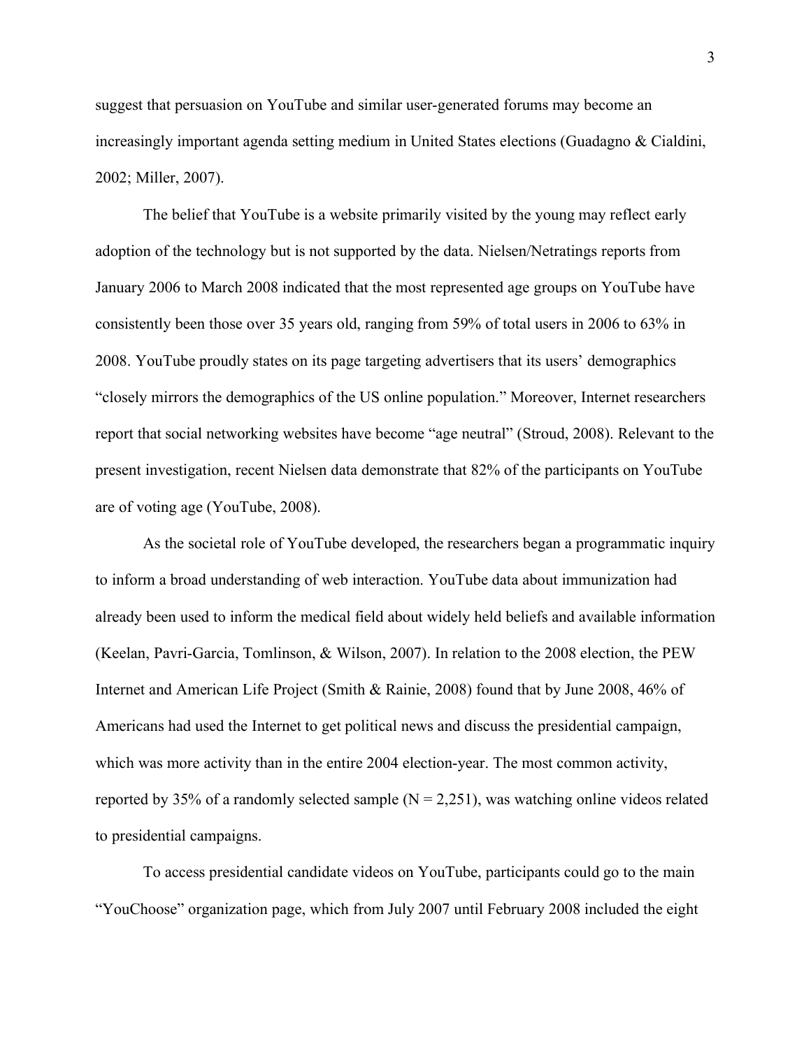suggest that persuasion on YouTube and similar user-generated forums may become an increasingly important agenda setting medium in United States elections (Guadagno & Cialdini, 2002; Miller, 2007).

The belief that YouTube is a website primarily visited by the young may reflect early adoption of the technology but is not supported by the data. Nielsen/Netratings reports from January 2006 to March 2008 indicated that the most represented age groups on YouTube have consistently been those over 35 years old, ranging from 59% of total users in 2006 to 63% in 2008. YouTube proudly states on its page targeting advertisers that its users' demographics "closely mirrors the demographics of the US online population." Moreover, Internet researchers report that social networking websites have become "age neutral" (Stroud, 2008). Relevant to the present investigation, recent Nielsen data demonstrate that 82% of the participants on YouTube are of voting age (YouTube, 2008).

As the societal role of YouTube developed, the researchers began a programmatic inquiry to inform a broad understanding of web interaction. YouTube data about immunization had already been used to inform the medical field about widely held beliefs and available information (Keelan, Pavri-Garcia, Tomlinson, & Wilson, 2007). In relation to the 2008 election, the PEW Internet and American Life Project (Smith & Rainie, 2008) found that by June 2008, 46% of Americans had used the Internet to get political news and discuss the presidential campaign, which was more activity than in the entire 2004 election-year. The most common activity, reported by 35% of a randomly selected sample (N = 2,251), was watching online videos related to presidential campaigns.

To access presidential candidate videos on YouTube, participants could go to the main "YouChoose" organization page, which from July 2007 until February 2008 included the eight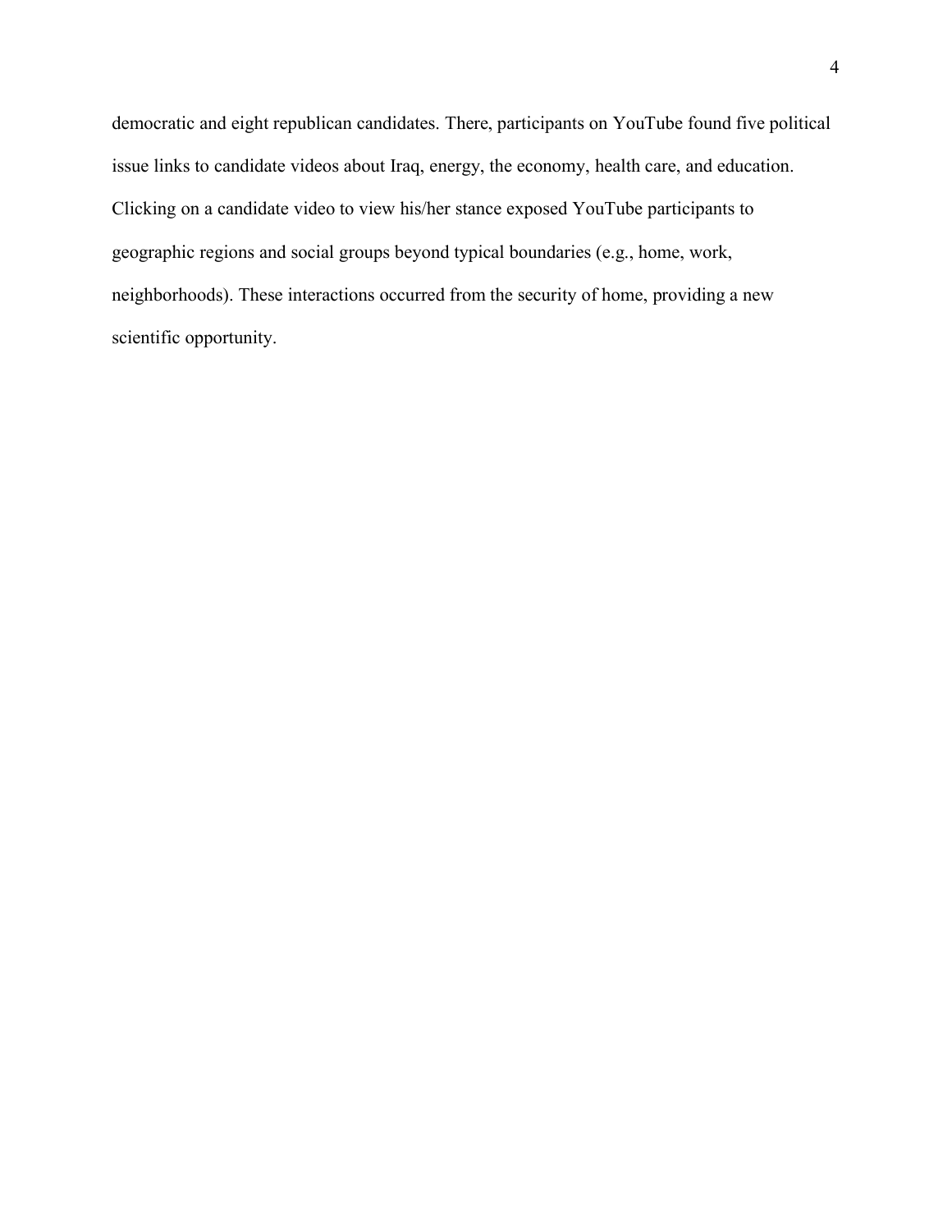democratic and eight republican candidates. There, participants on YouTube found five political issue links to candidate videos about Iraq, energy, the economy, health care, and education. Clicking on a candidate video to view his/her stance exposed YouTube participants to geographic regions and social groups beyond typical boundaries (e.g., home, work, neighborhoods). These interactions occurred from the security of home, providing a new scientific opportunity.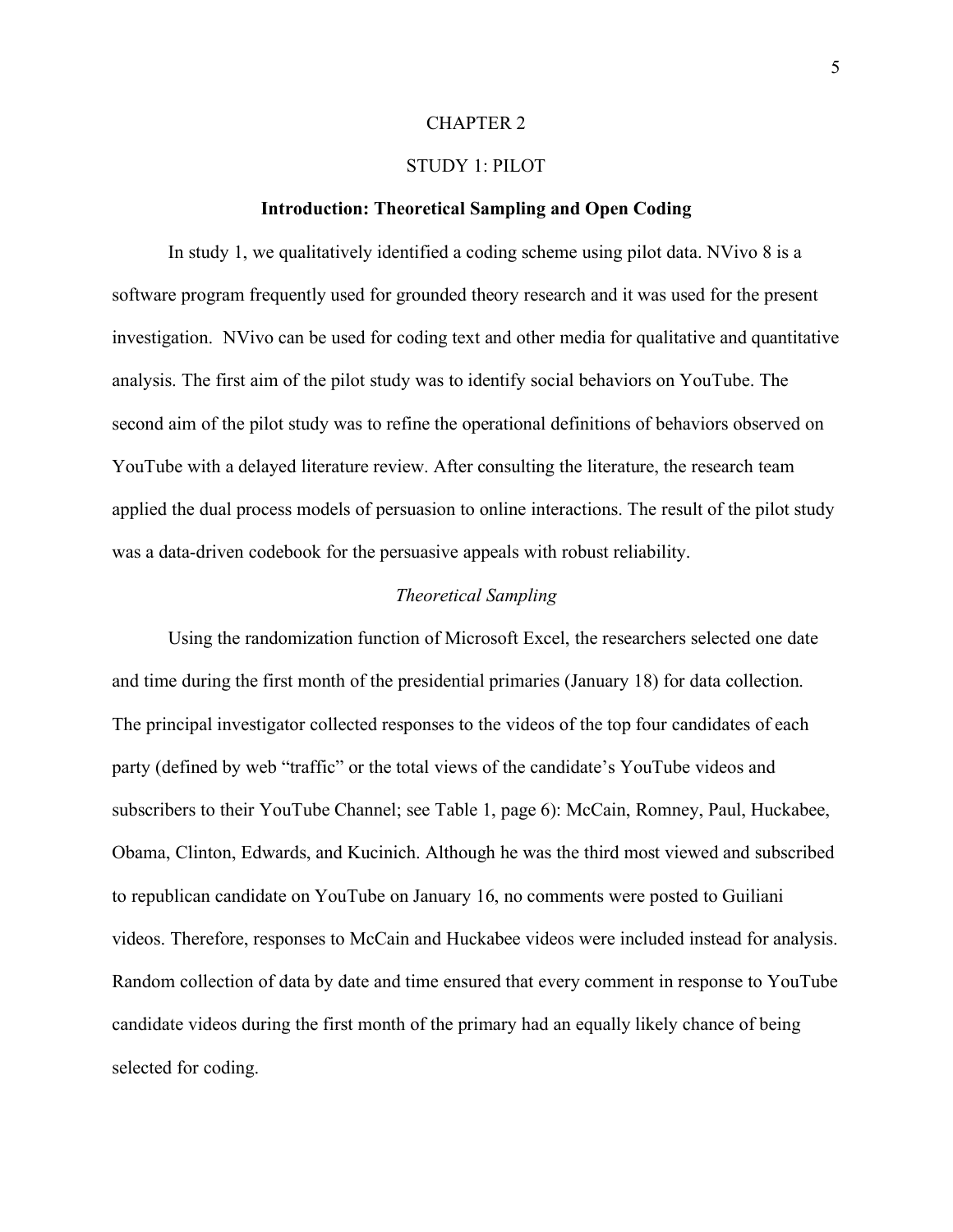# CHAPTER 2

# STUDY 1: PILOT

## Introduction: Theoretical Sampling and Open Coding

In study 1, we qualitatively identified a coding scheme using pilot data. NVivo 8 is a software program frequently used for grounded theory research and it was used for the present investigation. NVivo can be used for coding text and other media for qualitative and quantitative analysis. The first aim of the pilot study was to identify social behaviors on YouTube. The second aim of the pilot study was to refine the operational definitions of behaviors observed on YouTube with a delayed literature review. After consulting the literature, the research team applied the dual process models of persuasion to online interactions. The result of the pilot study was a data-driven codebook for the persuasive appeals with robust reliability.

### *Theoretical Sampling*

Using the randomization function of Microsoft Excel, the researchers selected one date and time during the first month of the presidential primaries (January 18) for data collection. The principal investigator collected responses to the videos of the top four candidates of each party (defined by web "traffic" or the total views of the candidate's YouTube videos and subscribers to their YouTube Channel; see Table 1, page 6): McCain, Romney, Paul, Huckabee, Obama, Clinton, Edwards, and Kucinich. Although he was the third most viewed and subscribed to republican candidate on YouTube on January 16, no comments were posted to Guiliani videos. Therefore, responses to McCain and Huckabee videos were included instead for analysis. Random collection of data by date and time ensured that every comment in response to YouTube candidate videos during the first month of the primary had an equally likely chance of being selected for coding.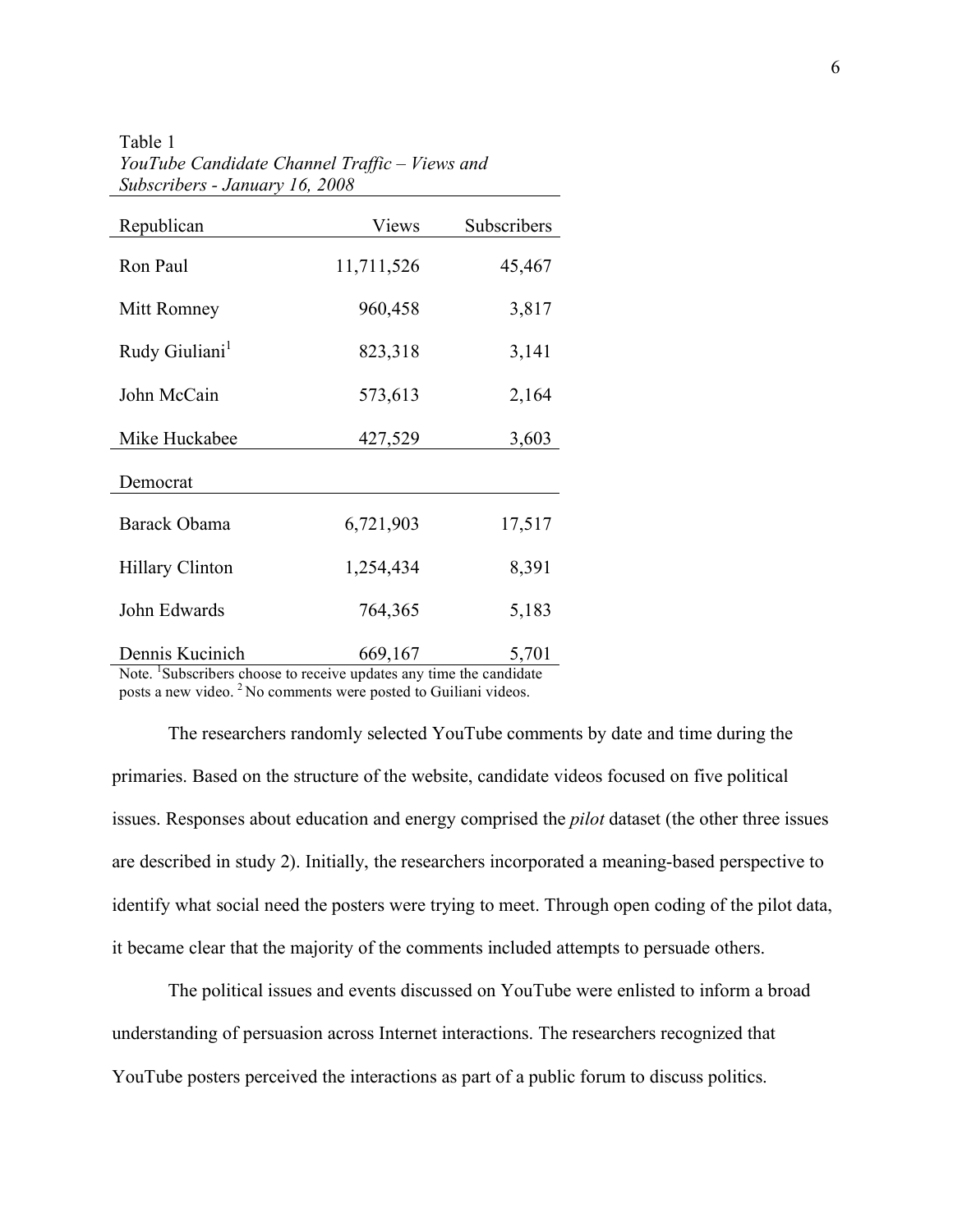Table 1
*YouTube Candidate Channel Traffic – Views and Subscribers - January 16, 2008*

| Republican | Views | Subscribers |
|---|---:|---:|
| Ron Paul | 11,711,526 | 45,467 |
| Mitt Romney | 960,458 | 3,817 |
| Rudy Giuliani[1] | 823,318 | 3,141 |
| John McCain | 573,613 | 2,164 |
| Mike Huckabee | 427,529 | 3,603 |
| **Democrat** | | |
| Barack Obama | 6,721,903 | 17,517 |
| Hillary Clinton | 1,254,434 | 8,391 |
| John Edwards | 764,365 | 5,183 |
| Dennis Kucinich | 669,167 | 5,701 |

Note. [1]Subscribers choose to receive updates any time the candidate posts a new video. [2] No comments were posted to Guiliani videos.

The researchers randomly selected YouTube comments by date and time during the primaries. Based on the structure of the website, candidate videos focused on five political issues. Responses about education and energy comprised the *pilot* dataset (the other three issues are described in study 2). Initially, the researchers incorporated a meaning-based perspective to identify what social need the posters were trying to meet. Through open coding of the pilot data, it became clear that the majority of the comments included attempts to persuade others.

The political issues and events discussed on YouTube were enlisted to inform a broad understanding of persuasion across Internet interactions. The researchers recognized that YouTube posters perceived the interactions as part of a public forum to discuss politics.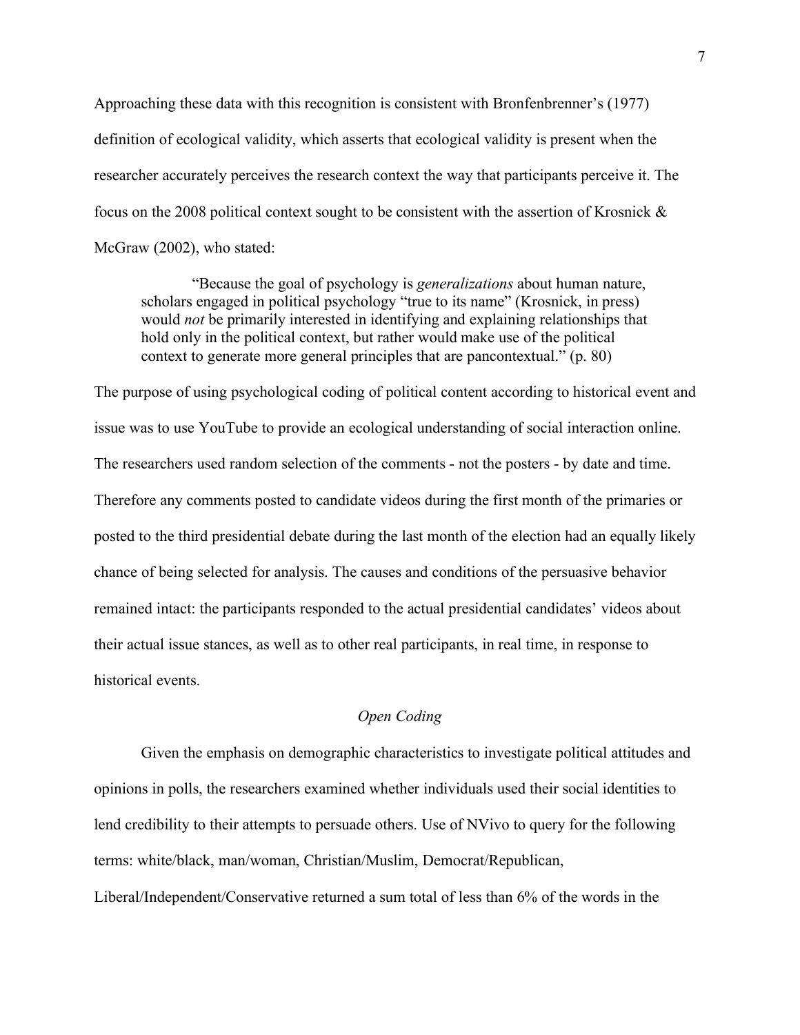Approaching these data with this recognition is consistent with Bronfenbrenner's (1977) definition of ecological validity, which asserts that ecological validity is present when the researcher accurately perceives the research context the way that participants perceive it. The focus on the 2008 political context sought to be consistent with the assertion of Krosnick & McGraw (2002), who stated:

> "Because the goal of psychology is *generalizations* about human nature, scholars engaged in political psychology "true to its name" (Krosnick, in press) would *not* be primarily interested in identifying and explaining relationships that hold only in the political context, but rather would make use of the political context to generate more general principles that are pancontextual." (p. 80)

The purpose of using psychological coding of political content according to historical event and issue was to use YouTube to provide an ecological understanding of social interaction online. The researchers used random selection of the comments - not the posters - by date and time. Therefore any comments posted to candidate videos during the first month of the primaries or posted to the third presidential debate during the last month of the election had an equally likely chance of being selected for analysis. The causes and conditions of the persuasive behavior remained intact: the participants responded to the actual presidential candidates' videos about their actual issue stances, as well as to other real participants, in real time, in response to historical events.

### *Open Coding*

Given the emphasis on demographic characteristics to investigate political attitudes and opinions in polls, the researchers examined whether individuals used their social identities to lend credibility to their attempts to persuade others. Use of NVivo to query for the following terms: white/black, man/woman, Christian/Muslim, Democrat/Republican, Liberal/Independent/Conservative returned a sum total of less than 6% of the words in the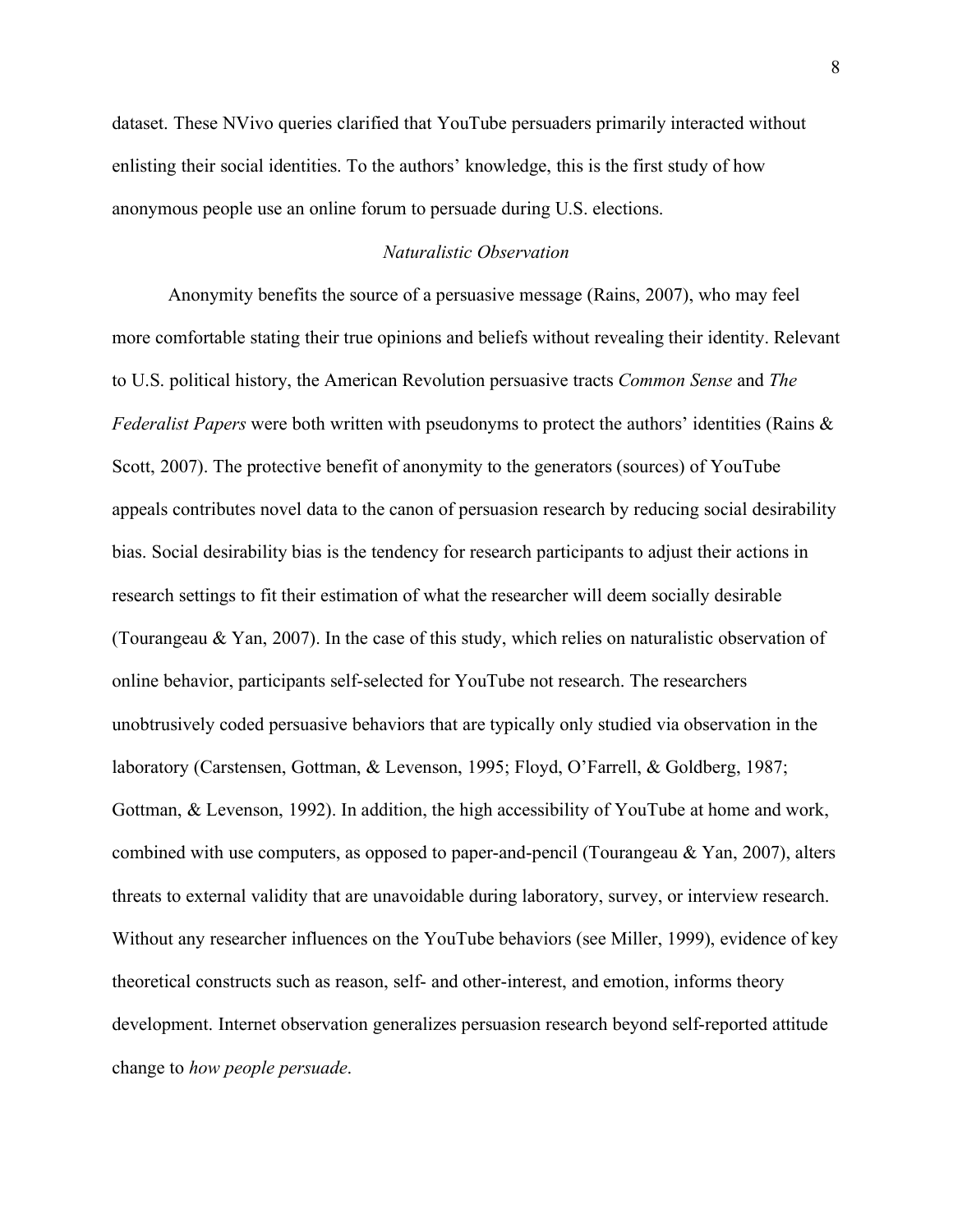dataset. These NVivo queries clarified that YouTube persuaders primarily interacted without enlisting their social identities. To the authors' knowledge, this is the first study of how anonymous people use an online forum to persuade during U.S. elections.

### *Naturalistic Observation*

Anonymity benefits the source of a persuasive message (Rains, 2007), who may feel more comfortable stating their true opinions and beliefs without revealing their identity. Relevant to U.S. political history, the American Revolution persuasive tracts *Common Sense* and *The Federalist Papers* were both written with pseudonyms to protect the authors' identities (Rains & Scott, 2007). The protective benefit of anonymity to the generators (sources) of YouTube appeals contributes novel data to the canon of persuasion research by reducing social desirability bias. Social desirability bias is the tendency for research participants to adjust their actions in research settings to fit their estimation of what the researcher will deem socially desirable (Tourangeau & Yan, 2007). In the case of this study, which relies on naturalistic observation of online behavior, participants self-selected for YouTube not research. The researchers unobtrusively coded persuasive behaviors that are typically only studied via observation in the laboratory (Carstensen, Gottman, & Levenson, 1995; Floyd, O'Farrell, & Goldberg, 1987; Gottman, & Levenson, 1992). In addition, the high accessibility of YouTube at home and work, combined with use computers, as opposed to paper-and-pencil (Tourangeau & Yan, 2007), alters threats to external validity that are unavoidable during laboratory, survey, or interview research. Without any researcher influences on the YouTube behaviors (see Miller, 1999), evidence of key theoretical constructs such as reason, self- and other-interest, and emotion, informs theory development. Internet observation generalizes persuasion research beyond self-reported attitude change to *how people persuade*.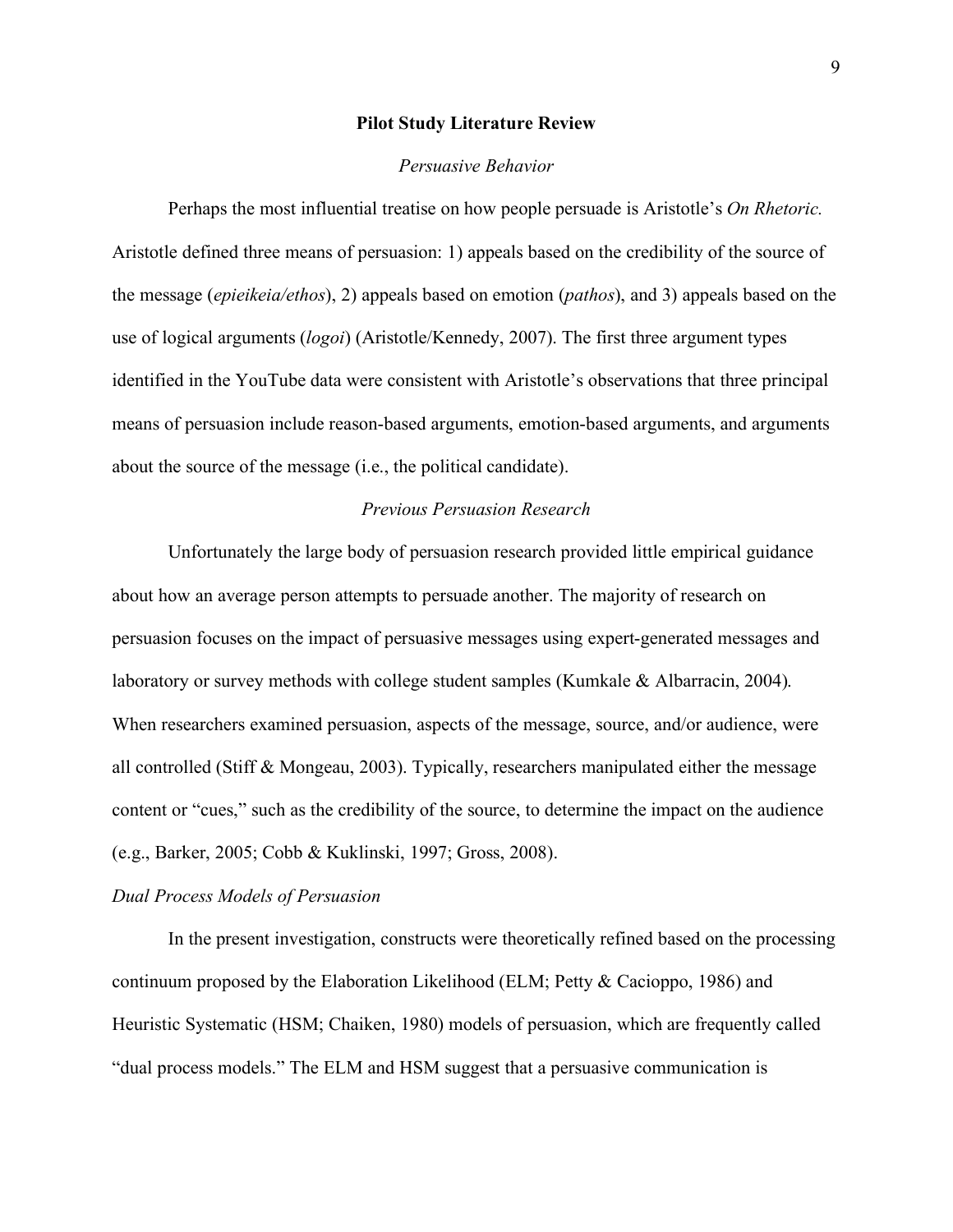## Pilot Study Literature Review

### *Persuasive Behavior*

Perhaps the most influential treatise on how people persuade is Aristotle's *On Rhetoric.* Aristotle defined three means of persuasion: 1) appeals based on the credibility of the source of the message (*epieikeia/ethos*), 2) appeals based on emotion (*pathos*), and 3) appeals based on the use of logical arguments (*logoi*) (Aristotle/Kennedy, 2007). The first three argument types identified in the YouTube data were consistent with Aristotle's observations that three principal means of persuasion include reason-based arguments, emotion-based arguments, and arguments about the source of the message (i.e., the political candidate).

### *Previous Persuasion Research*

Unfortunately the large body of persuasion research provided little empirical guidance about how an average person attempts to persuade another. The majority of research on persuasion focuses on the impact of persuasive messages using expert-generated messages and laboratory or survey methods with college student samples (Kumkale & Albarracin, 2004). When researchers examined persuasion, aspects of the message, source, and/or audience, were all controlled (Stiff & Mongeau, 2003). Typically, researchers manipulated either the message content or "cues," such as the credibility of the source, to determine the impact on the audience (e.g., Barker, 2005; Cobb & Kuklinski, 1997; Gross, 2008).

#### *Dual Process Models of Persuasion*

In the present investigation, constructs were theoretically refined based on the processing continuum proposed by the Elaboration Likelihood (ELM; Petty & Cacioppo, 1986) and Heuristic Systematic (HSM; Chaiken, 1980) models of persuasion, which are frequently called "dual process models." The ELM and HSM suggest that a persuasive communication is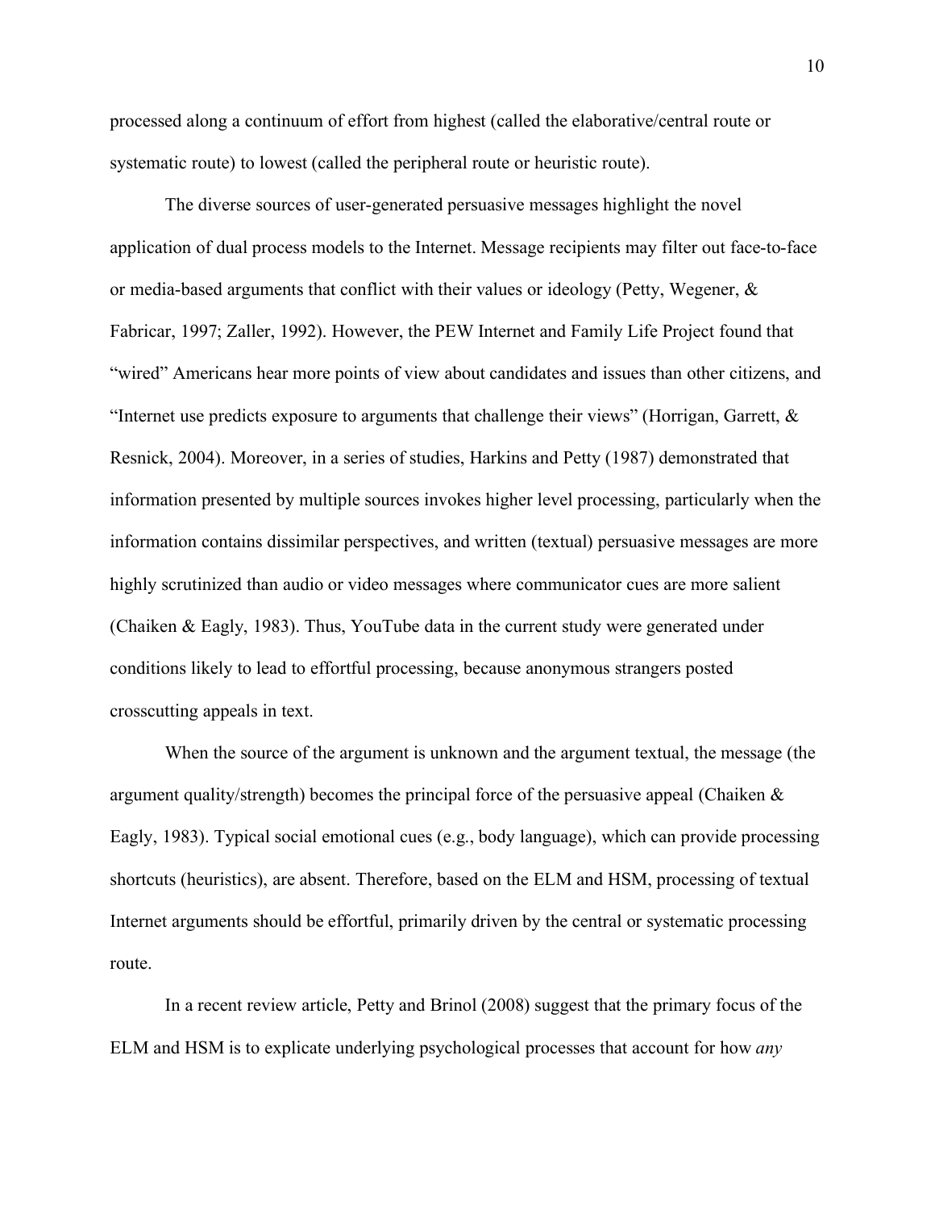processed along a continuum of effort from highest (called the elaborative/central route or systematic route) to lowest (called the peripheral route or heuristic route).

The diverse sources of user-generated persuasive messages highlight the novel application of dual process models to the Internet. Message recipients may filter out face-to-face or media-based arguments that conflict with their values or ideology (Petty, Wegener, & Fabricar, 1997; Zaller, 1992). However, the PEW Internet and Family Life Project found that "wired" Americans hear more points of view about candidates and issues than other citizens, and "Internet use predicts exposure to arguments that challenge their views" (Horrigan, Garrett, & Resnick, 2004). Moreover, in a series of studies, Harkins and Petty (1987) demonstrated that information presented by multiple sources invokes higher level processing, particularly when the information contains dissimilar perspectives, and written (textual) persuasive messages are more highly scrutinized than audio or video messages where communicator cues are more salient (Chaiken & Eagly, 1983). Thus, YouTube data in the current study were generated under conditions likely to lead to effortful processing, because anonymous strangers posted crosscutting appeals in text.

When the source of the argument is unknown and the argument textual, the message (the argument quality/strength) becomes the principal force of the persuasive appeal (Chaiken & Eagly, 1983). Typical social emotional cues (e.g., body language), which can provide processing shortcuts (heuristics), are absent. Therefore, based on the ELM and HSM, processing of textual Internet arguments should be effortful, primarily driven by the central or systematic processing route.

In a recent review article, Petty and Brinol (2008) suggest that the primary focus of the ELM and HSM is to explicate underlying psychological processes that account for how *any*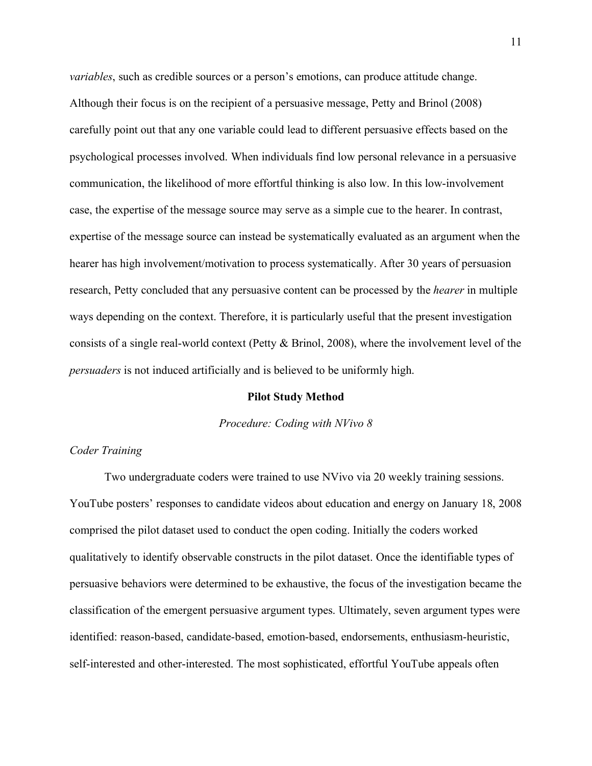*variables*, such as credible sources or a person's emotions, can produce attitude change. Although their focus is on the recipient of a persuasive message, Petty and Brinol (2008) carefully point out that any one variable could lead to different persuasive effects based on the psychological processes involved. When individuals find low personal relevance in a persuasive communication, the likelihood of more effortful thinking is also low. In this low-involvement case, the expertise of the message source may serve as a simple cue to the hearer. In contrast, expertise of the message source can instead be systematically evaluated as an argument when the hearer has high involvement/motivation to process systematically. After 30 years of persuasion research, Petty concluded that any persuasive content can be processed by the *hearer* in multiple ways depending on the context. Therefore, it is particularly useful that the present investigation consists of a single real-world context (Petty & Brinol, 2008), where the involvement level of the *persuaders* is not induced artificially and is believed to be uniformly high.

## Pilot Study Method

### *Procedure: Coding with NVivo 8*

#### *Coder Training*

Two undergraduate coders were trained to use NVivo via 20 weekly training sessions. YouTube posters' responses to candidate videos about education and energy on January 18, 2008 comprised the pilot dataset used to conduct the open coding. Initially the coders worked qualitatively to identify observable constructs in the pilot dataset. Once the identifiable types of persuasive behaviors were determined to be exhaustive, the focus of the investigation became the classification of the emergent persuasive argument types. Ultimately, seven argument types were identified: reason-based, candidate-based, emotion-based, endorsements, enthusiasm-heuristic, self-interested and other-interested. The most sophisticated, effortful YouTube appeals often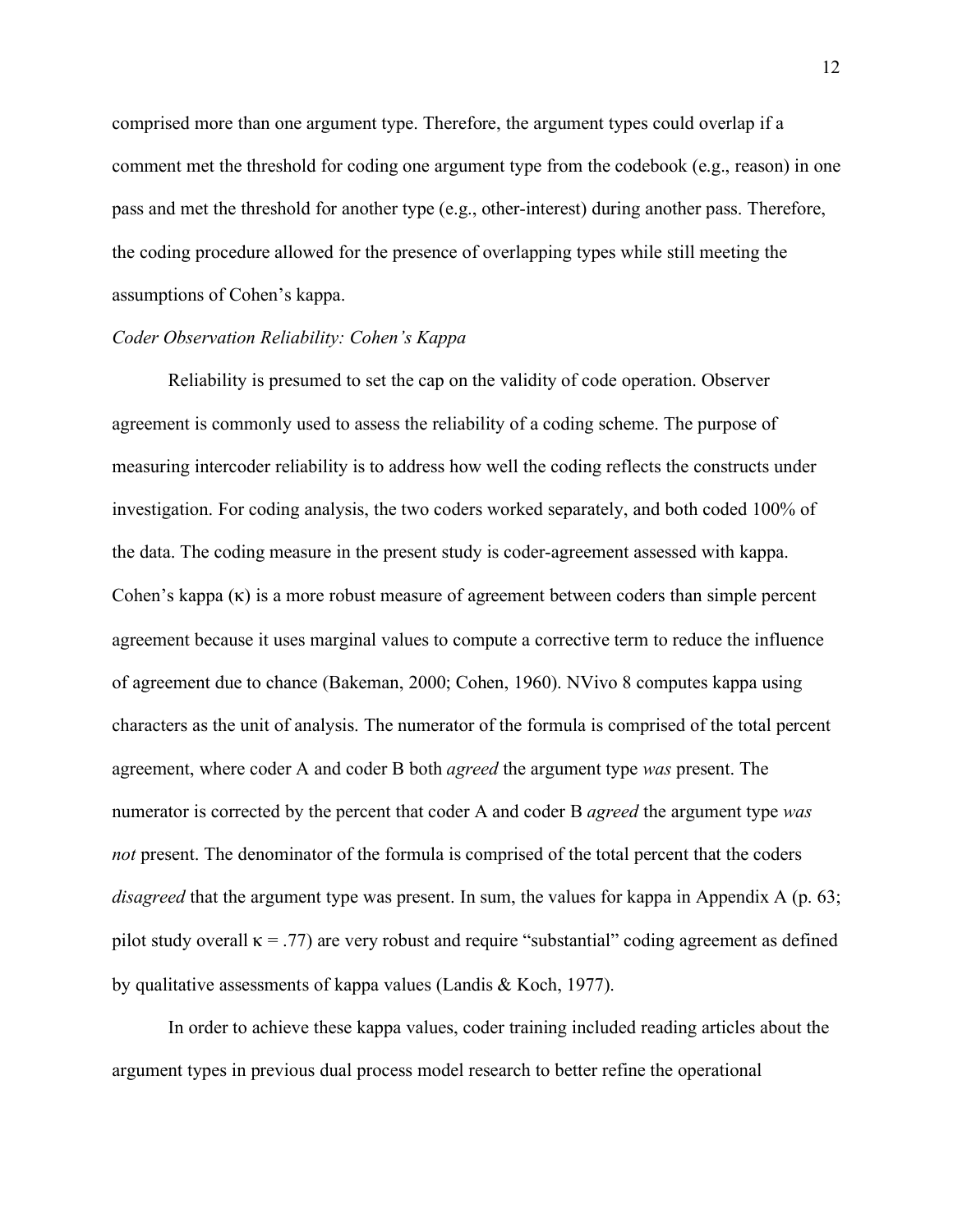comprised more than one argument type. Therefore, the argument types could overlap if a comment met the threshold for coding one argument type from the codebook (e.g., reason) in one pass and met the threshold for another type (e.g., other-interest) during another pass. Therefore, the coding procedure allowed for the presence of overlapping types while still meeting the assumptions of Cohen's kappa.

*Coder Observation Reliability: Cohen's Kappa*

Reliability is presumed to set the cap on the validity of code operation. Observer agreement is commonly used to assess the reliability of a coding scheme. The purpose of measuring intercoder reliability is to address how well the coding reflects the constructs under investigation. For coding analysis, the two coders worked separately, and both coded 100% of the data. The coding measure in the present study is coder-agreement assessed with kappa. Cohen's kappa ($\kappa$) is a more robust measure of agreement between coders than simple percent agreement because it uses marginal values to compute a corrective term to reduce the influence of agreement due to chance (Bakeman, 2000; Cohen, 1960). NVivo 8 computes kappa using characters as the unit of analysis. The numerator of the formula is comprised of the total percent agreement, where coder A and coder B both *agreed* the argument type *was* present. The numerator is corrected by the percent that coder A and coder B *agreed* the argument type *was not* present. The denominator of the formula is comprised of the total percent that the coders *disagreed* that the argument type was present. In sum, the values for kappa in Appendix A (p. 63; pilot study overall $\kappa = .77$) are very robust and require "substantial" coding agreement as defined by qualitative assessments of kappa values (Landis & Koch, 1977).

In order to achieve these kappa values, coder training included reading articles about the argument types in previous dual process model research to better refine the operational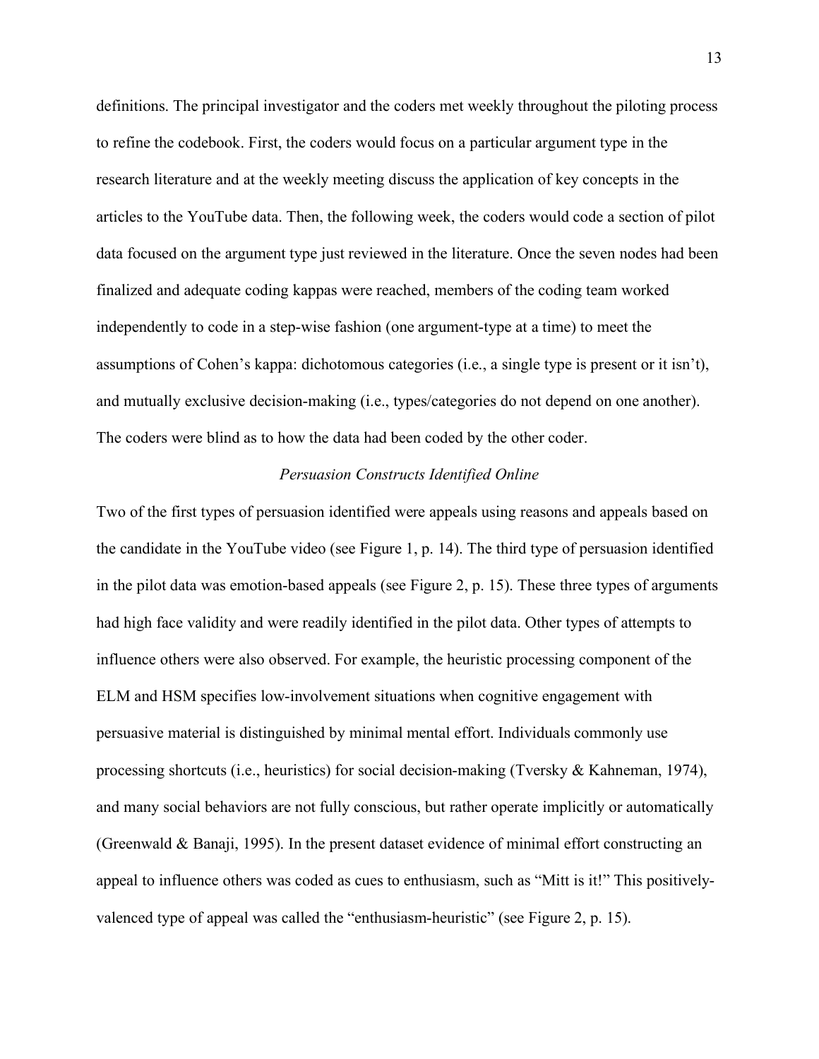definitions. The principal investigator and the coders met weekly throughout the piloting process to refine the codebook. First, the coders would focus on a particular argument type in the research literature and at the weekly meeting discuss the application of key concepts in the articles to the YouTube data. Then, the following week, the coders would code a section of pilot data focused on the argument type just reviewed in the literature. Once the seven nodes had been finalized and adequate coding kappas were reached, members of the coding team worked independently to code in a step-wise fashion (one argument-type at a time) to meet the assumptions of Cohen's kappa: dichotomous categories (i.e., a single type is present or it isn't), and mutually exclusive decision-making (i.e., types/categories do not depend on one another). The coders were blind as to how the data had been coded by the other coder.

### *Persuasion Constructs Identified Online*

Two of the first types of persuasion identified were appeals using reasons and appeals based on the candidate in the YouTube video (see Figure 1, p. 14). The third type of persuasion identified in the pilot data was emotion-based appeals (see Figure 2, p. 15). These three types of arguments had high face validity and were readily identified in the pilot data. Other types of attempts to influence others were also observed. For example, the heuristic processing component of the ELM and HSM specifies low-involvement situations when cognitive engagement with persuasive material is distinguished by minimal mental effort. Individuals commonly use processing shortcuts (i.e., heuristics) for social decision-making (Tversky & Kahneman, 1974), and many social behaviors are not fully conscious, but rather operate implicitly or automatically (Greenwald & Banaji, 1995). In the present dataset evidence of minimal effort constructing an appeal to influence others was coded as cues to enthusiasm, such as "Mitt is it!" This positively-valenced type of appeal was called the "enthusiasm-heuristic" (see Figure 2, p. 15).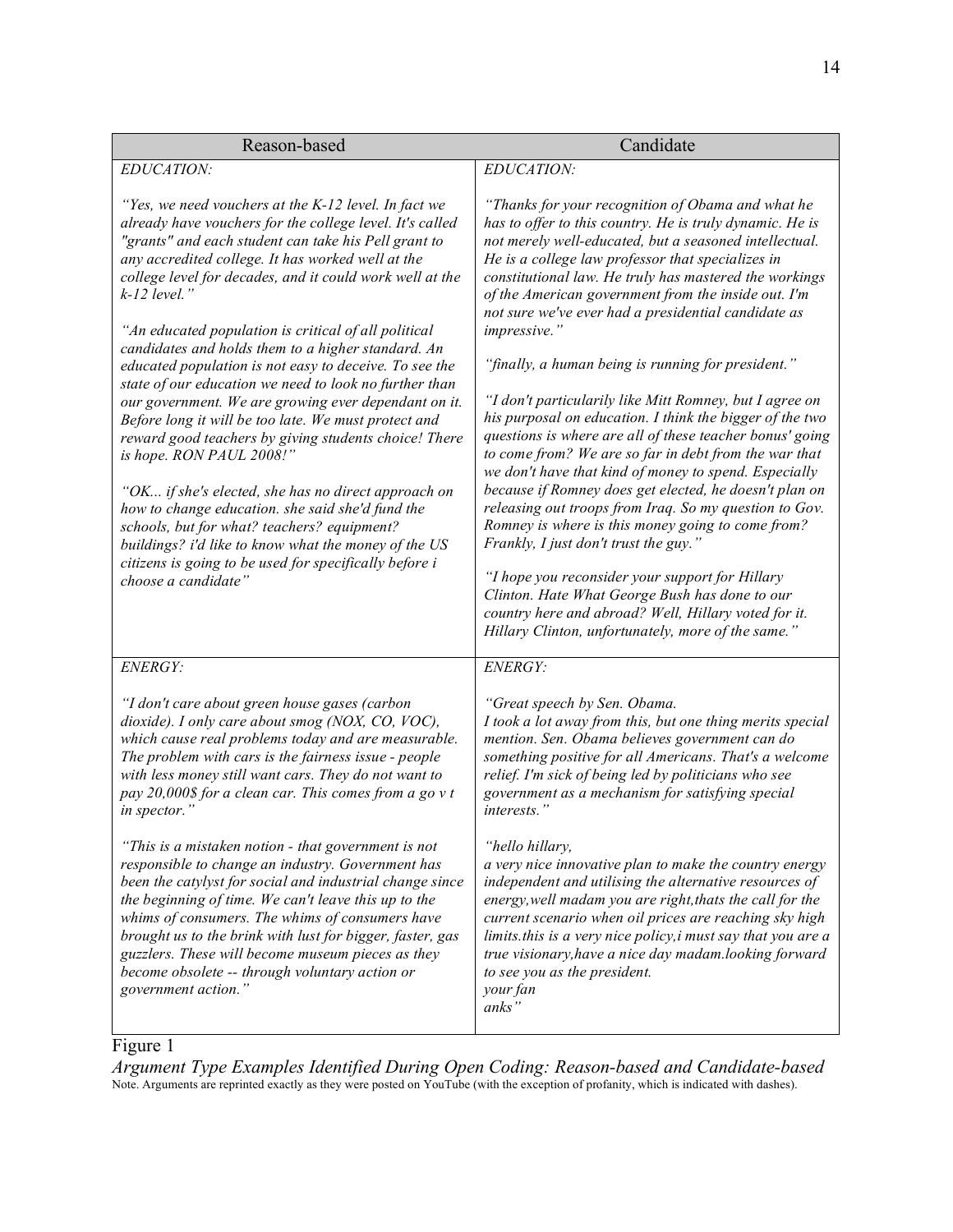| Reason-based | Candidate |
| --- | --- |
| *EDUCATION:*<br><br>*"Yes, we need vouchers at the K-12 level. In fact we already have vouchers for the college level. It's called "grants" and each student can take his Pell grant to any accredited college. It has worked well at the college level for decades, and it could work well at the k-12 level."*<br><br>*"An educated population is critical of all political candidates and holds them to a higher standard. An educated population is not easy to deceive. To see the state of our education we need to look no further than our government. We are growing ever dependant on it. Before long it will be too late. We must protect and reward good teachers by giving students choice! There is hope. RON PAUL 2008!"*<br><br>*"OK... if she's elected, she has no direct approach on how to change education. she said she'd fund the schools, but for what? teachers? equipment? buildings? i'd like to know what the money of the US citizens is going to be used for specifically before i choose a candidate"* | *EDUCATION:*<br><br>*"Thanks for your recognition of Obama and what he has to offer to this country. He is truly dynamic. He is not merely well-educated, but a seasoned intellectual. He is a college law professor that specializes in constitutional law. He truly has mastered the workings of the American government from the inside out. I'm not sure we've ever had a presidential candidate as impressive."*<br><br>*"finally, a human being is running for president."*<br><br>*"I don't particularily like Mitt Romney, but I agree on his purposal on education. I think the bigger of the two questions is where are all of these teacher bonus' going to come from? We are so far in debt from the war that we don't have that kind of money to spend. Especially because if Romney does get elected, he doesn't plan on releasing out troops from Iraq. So my question to Gov. Romney is where is this money going to come from? Frankly, I just don't trust the guy."*<br><br>*"I hope you reconsider your support for Hillary Clinton. Hate What George Bush has done to our country here and abroad? Well, Hillary voted for it. Hillary Clinton, unfortunately, more of the same."* |
| *ENERGY:*<br><br>*"I don't care about green house gases (carbon dioxide). I only care about smog (NOX, CO, VOC), which cause real problems today and are measurable. The problem with cars is the fairness issue - people with less money still want cars. They do not want to pay 20,000$ for a clean car. This comes from a go v t in spector."*<br><br>*"This is a mistaken notion - that government is not responsible to change an industry. Government has been the catylyst for social and industrial change since the beginning of time. We can't leave this up to the whims of consumers. The whims of consumers have brought us to the brink with lust for bigger, faster, gas guzzlers. These will become museum pieces as they become obsolete -- through voluntary action or government action."* | *ENERGY:*<br><br>*"Great speech by Sen. Obama.<br>I took a lot away from this, but one thing merits special mention. Sen. Obama believes government can do something positive for all Americans. That's a welcome relief. I'm sick of being led by politicians who see government as a mechanism for satisfying special interests."*<br><br>*"hello hillary,<br>a very nice innovative plan to make the country energy independent and utilising the alternative resources of energy,well madam you are right,thats the call for the current scenario when oil prices are reaching sky high limits.this is a very nice policy,i must say that you are a true visionary,have a nice day madam.looking forward to see you as the president.<br>your fan<br>anks"* |

Figure 1

*Argument Type Examples Identified During Open Coding: Reason-based and Candidate-based*

Note. Arguments are reprinted exactly as they were posted on YouTube (with the exception of profanity, which is indicated with dashes).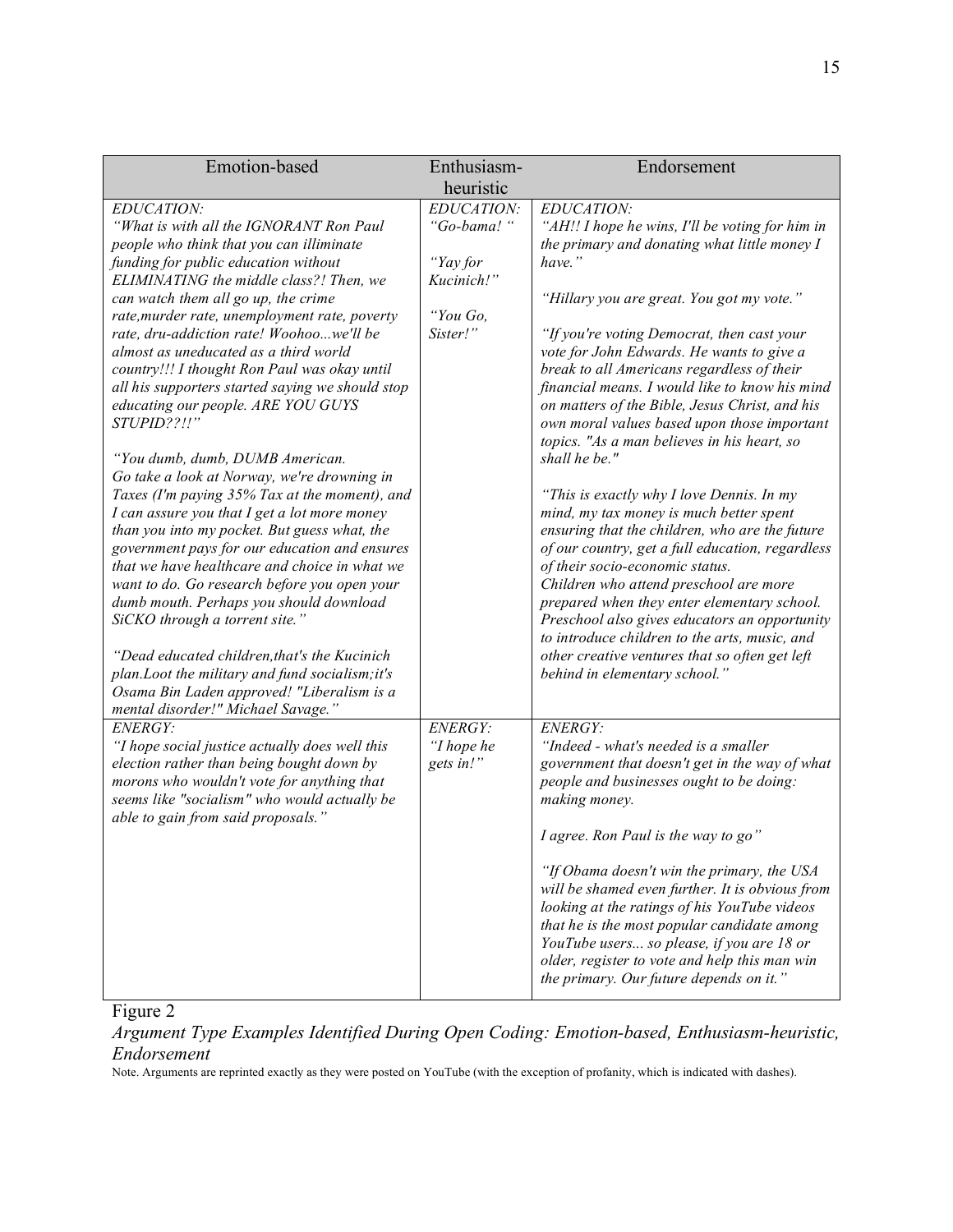| Emotion-based | Enthusiasm-heuristic | Endorsement |
|---|---|---|
| *EDUCATION:*<br>*"What is with all the IGNORANT Ron Paul people who think that you can illiminate funding for public education without ELIMINATING the middle class?! Then, we can watch them all go up, the crime rate,murder rate, unemployment rate, poverty rate, dru-addiction rate! Woohoo...we'll be almost as uneducated as a third world country!!! I thought Ron Paul was okay until all his supporters started saying we should stop educating our people. ARE YOU GUYS STUPID??!!"*<br><br>*"You dumb, dumb, DUMB American. Go take a look at Norway, we're drowning in Taxes (I'm paying 35% Tax at the moment), and I can assure you that I get a lot more money than you into my pocket. But guess what, the government pays for our education and ensures that we have healthcare and choice in what we want to do. Go research before you open your dumb mouth. Perhaps you should download SiCKO through a torrent site."*<br><br>*"Dead educated children,that's the Kucinich plan.Loot the military and fund socialism;it's Osama Bin Laden approved! "Liberalism is a mental disorder!" Michael Savage."* | *EDUCATION:*<br>*"Go-bama! "*<br><br>*"Yay for Kucinich!"*<br><br>*"You Go, Sister!"* | *EDUCATION:*<br>*"AH!! I hope he wins, I'll be voting for him in the primary and donating what little money I have."*<br><br>*"Hillary you are great. You got my vote."*<br><br>*"If you're voting Democrat, then cast your vote for John Edwards. He wants to give a break to all Americans regardless of their financial means. I would like to know his mind on matters of the Bible, Jesus Christ, and his own moral values based upon those important topics. "As a man believes in his heart, so shall he be.""*<br><br>*"This is exactly why I love Dennis. In my mind, my tax money is much better spent ensuring that the children, who are the future of our country, get a full education, regardless of their socio-economic status. Children who attend preschool are more prepared when they enter elementary school. Preschool also gives educators an opportunity to introduce children to the arts, music, and other creative ventures that so often get left behind in elementary school."* |
| *ENERGY:*<br>*"I hope social justice actually does well this election rather than being bought down by morons who wouldn't vote for anything that seems like "socialism" who would actually be able to gain from said proposals."* | *ENERGY:*<br>*"I hope he gets in!"* | *ENERGY:*<br>*"Indeed - what's needed is a smaller government that doesn't get in the way of what people and businesses ought to be doing: making money.*<br><br>*I agree. Ron Paul is the way to go"*<br><br>*"If Obama doesn't win the primary, the USA will be shamed even further. It is obvious from looking at the ratings of his YouTube videos that he is the most popular candidate among YouTube users... so please, if you are 18 or older, register to vote and help this man win the primary. Our future depends on it."* |

Figure 2

*Argument Type Examples Identified During Open Coding: Emotion-based, Enthusiasm-heuristic, Endorsement*

Note. Arguments are reprinted exactly as they were posted on YouTube (with the exception of profanity, which is indicated with dashes).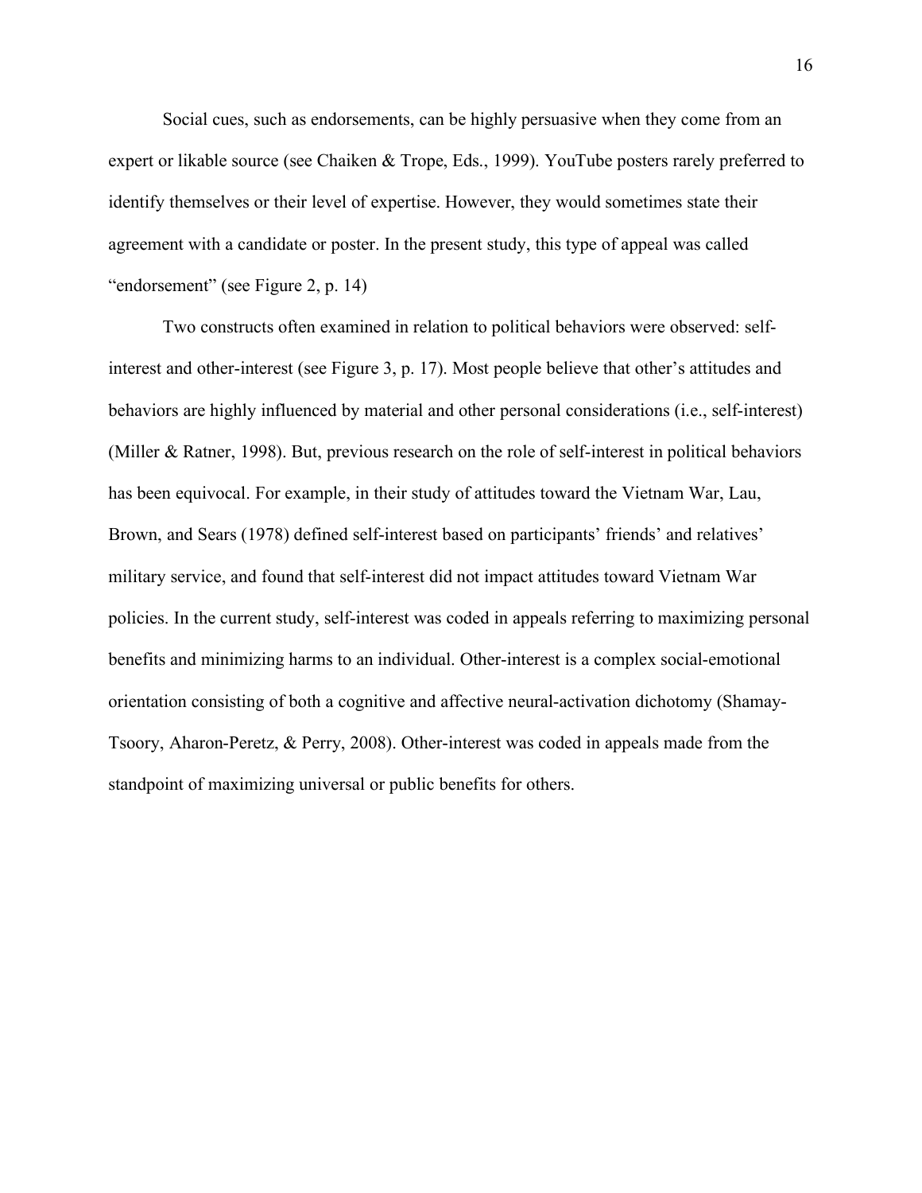Social cues, such as endorsements, can be highly persuasive when they come from an expert or likable source (see Chaiken & Trope, Eds., 1999). YouTube posters rarely preferred to identify themselves or their level of expertise. However, they would sometimes state their agreement with a candidate or poster. In the present study, this type of appeal was called "endorsement" (see Figure 2, p. 14)

Two constructs often examined in relation to political behaviors were observed: self-interest and other-interest (see Figure 3, p. 17). Most people believe that other's attitudes and behaviors are highly influenced by material and other personal considerations (i.e., self-interest) (Miller & Ratner, 1998). But, previous research on the role of self-interest in political behaviors has been equivocal. For example, in their study of attitudes toward the Vietnam War, Lau, Brown, and Sears (1978) defined self-interest based on participants' friends' and relatives' military service, and found that self-interest did not impact attitudes toward Vietnam War policies. In the current study, self-interest was coded in appeals referring to maximizing personal benefits and minimizing harms to an individual. Other-interest is a complex social-emotional orientation consisting of both a cognitive and affective neural-activation dichotomy (Shamay-Tsoory, Aharon-Peretz, & Perry, 2008). Other-interest was coded in appeals made from the standpoint of maximizing universal or public benefits for others.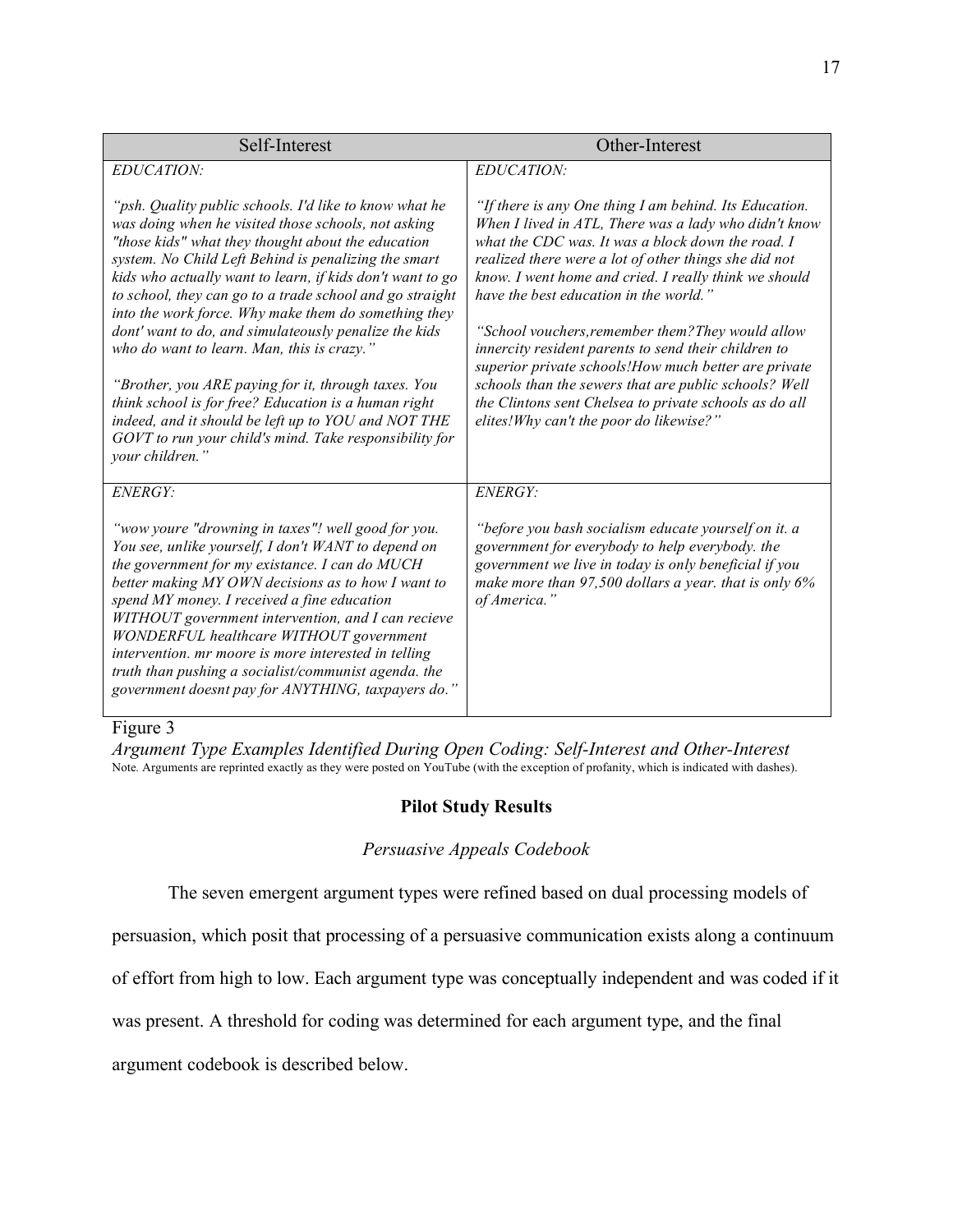| Self-Interest | Other-Interest |
|---|---|
| *EDUCATION:*<br><br>*"psh. Quality public schools. I'd like to know what he was doing when he visited those schools, not asking "those kids" what they thought about the education system. No Child Left Behind is penalizing the smart kids who actually want to learn, if kids don't want to go to school, they can go to a trade school and go straight into the work force. Why make them do something they dont' want to do, and simulateously penalize the kids who do want to learn. Man, this is crazy."*<br><br>*"Brother, you ARE paying for it, through taxes. You think school is for free? Education is a human right indeed, and it should be left up to YOU and NOT THE GOVT to run your child's mind. Take responsibility for your children."* | *EDUCATION:*<br><br>*"If there is any One thing I am behind. Its Education. When I lived in ATL, There was a lady who didn't know what the CDC was. It was a block down the road. I realized there were a lot of other things she did not know. I went home and cried. I really think we should have the best education in the world."*<br><br>*"School vouchers,remember them?They would allow innercity resident parents to send their children to superior private schools!How much better are private schools than the sewers that are public schools? Well the Clintons sent Chelsea to private schools as do all elites!Why can't the poor do likewise?"* |
| *ENERGY:*<br><br>*"wow youre "drowning in taxes"! well good for you. You see, unlike yourself, I don't WANT to depend on the government for my existance. I can do MUCH better making MY OWN decisions as to how I want to spend MY money. I received a fine education WITHOUT government intervention, and I can recieve WONDERFUL healthcare WITHOUT government intervention. mr moore is more interested in telling truth than pushing a socialist/communist agenda. the government doesnt pay for ANYTHING, taxpayers do."* | *ENERGY:*<br><br>*"before you bash socialism educate yourself on it. a government for everybody to help everybody. the government we live in today is only beneficial if you make more than 97,500 dollars a year. that is only 6% of America."* |

Figure 3

*Argument Type Examples Identified During Open Coding: Self-Interest and Other-Interest*

*Note.* Arguments are reprinted exactly as they were posted on YouTube (with the exception of profanity, which is indicated with dashes).

## Pilot Study Results

### *Persuasive Appeals Codebook*

The seven emergent argument types were refined based on dual processing models of persuasion, which posit that processing of a persuasive communication exists along a continuum of effort from high to low. Each argument type was conceptually independent and was coded if it was present. A threshold for coding was determined for each argument type, and the final argument codebook is described below.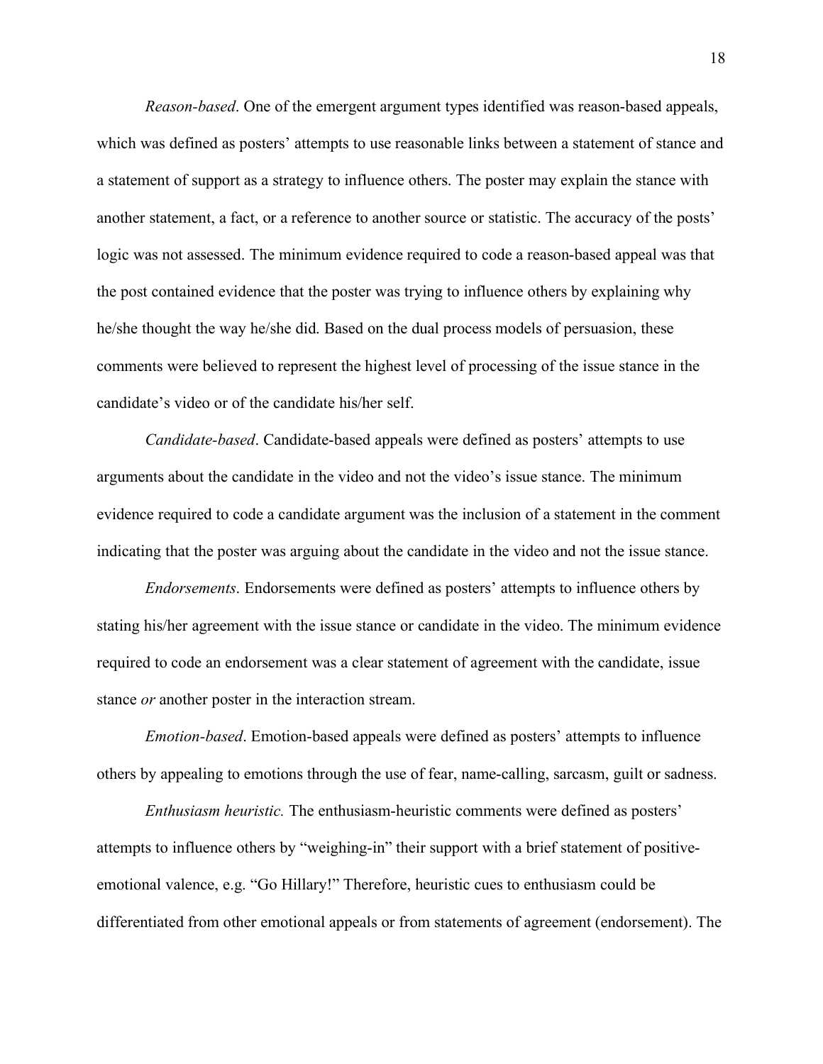*Reason-based*. One of the emergent argument types identified was reason-based appeals, which was defined as posters' attempts to use reasonable links between a statement of stance and a statement of support as a strategy to influence others. The poster may explain the stance with another statement, a fact, or a reference to another source or statistic. The accuracy of the posts' logic was not assessed. The minimum evidence required to code a reason-based appeal was that the post contained evidence that the poster was trying to influence others by explaining why he/she thought the way he/she did. Based on the dual process models of persuasion, these comments were believed to represent the highest level of processing of the issue stance in the candidate's video or of the candidate his/her self.

*Candidate-based*. Candidate-based appeals were defined as posters' attempts to use arguments about the candidate in the video and not the video's issue stance. The minimum evidence required to code a candidate argument was the inclusion of a statement in the comment indicating that the poster was arguing about the candidate in the video and not the issue stance.

*Endorsements*. Endorsements were defined as posters' attempts to influence others by stating his/her agreement with the issue stance or candidate in the video. The minimum evidence required to code an endorsement was a clear statement of agreement with the candidate, issue stance *or* another poster in the interaction stream.

*Emotion-based*. Emotion-based appeals were defined as posters' attempts to influence others by appealing to emotions through the use of fear, name-calling, sarcasm, guilt or sadness.

*Enthusiasm heuristic.* The enthusiasm-heuristic comments were defined as posters' attempts to influence others by "weighing-in" their support with a brief statement of positive-emotional valence, e.g. "Go Hillary!" Therefore, heuristic cues to enthusiasm could be differentiated from other emotional appeals or from statements of agreement (endorsement). The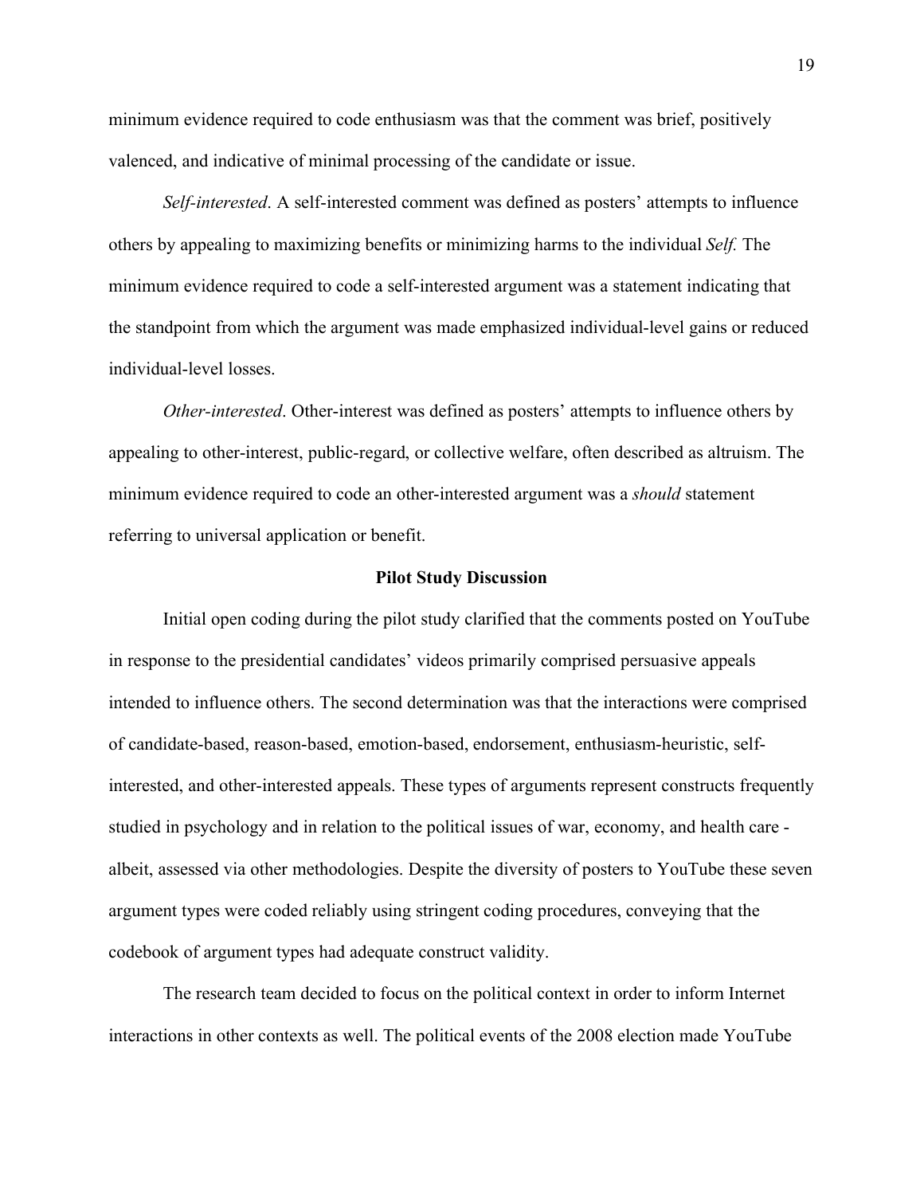minimum evidence required to code enthusiasm was that the comment was brief, positively valenced, and indicative of minimal processing of the candidate or issue.

*Self-interested*. A self-interested comment was defined as posters' attempts to influence others by appealing to maximizing benefits or minimizing harms to the individual *Self.* The minimum evidence required to code a self-interested argument was a statement indicating that the standpoint from which the argument was made emphasized individual-level gains or reduced individual-level losses.

*Other-interested*. Other-interest was defined as posters' attempts to influence others by appealing to other-interest, public-regard, or collective welfare, often described as altruism. The minimum evidence required to code an other-interested argument was a *should* statement referring to universal application or benefit.

## Pilot Study Discussion

Initial open coding during the pilot study clarified that the comments posted on YouTube in response to the presidential candidates' videos primarily comprised persuasive appeals intended to influence others. The second determination was that the interactions were comprised of candidate-based, reason-based, emotion-based, endorsement, enthusiasm-heuristic, self-interested, and other-interested appeals. These types of arguments represent constructs frequently studied in psychology and in relation to the political issues of war, economy, and health care - albeit, assessed via other methodologies. Despite the diversity of posters to YouTube these seven argument types were coded reliably using stringent coding procedures, conveying that the codebook of argument types had adequate construct validity.

The research team decided to focus on the political context in order to inform Internet interactions in other contexts as well. The political events of the 2008 election made YouTube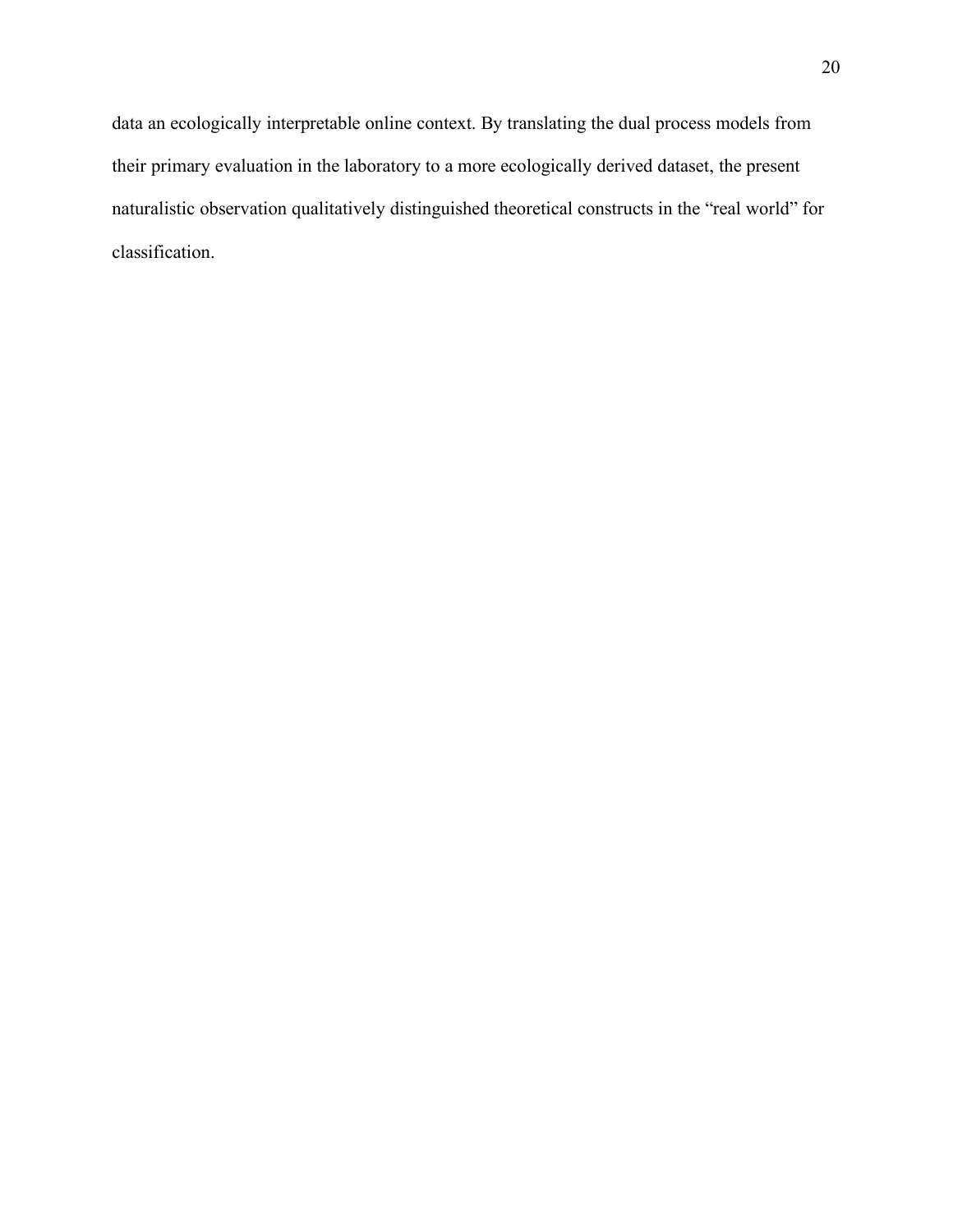data an ecologically interpretable online context. By translating the dual process models from their primary evaluation in the laboratory to a more ecologically derived dataset, the present naturalistic observation qualitatively distinguished theoretical constructs in the "real world" for classification.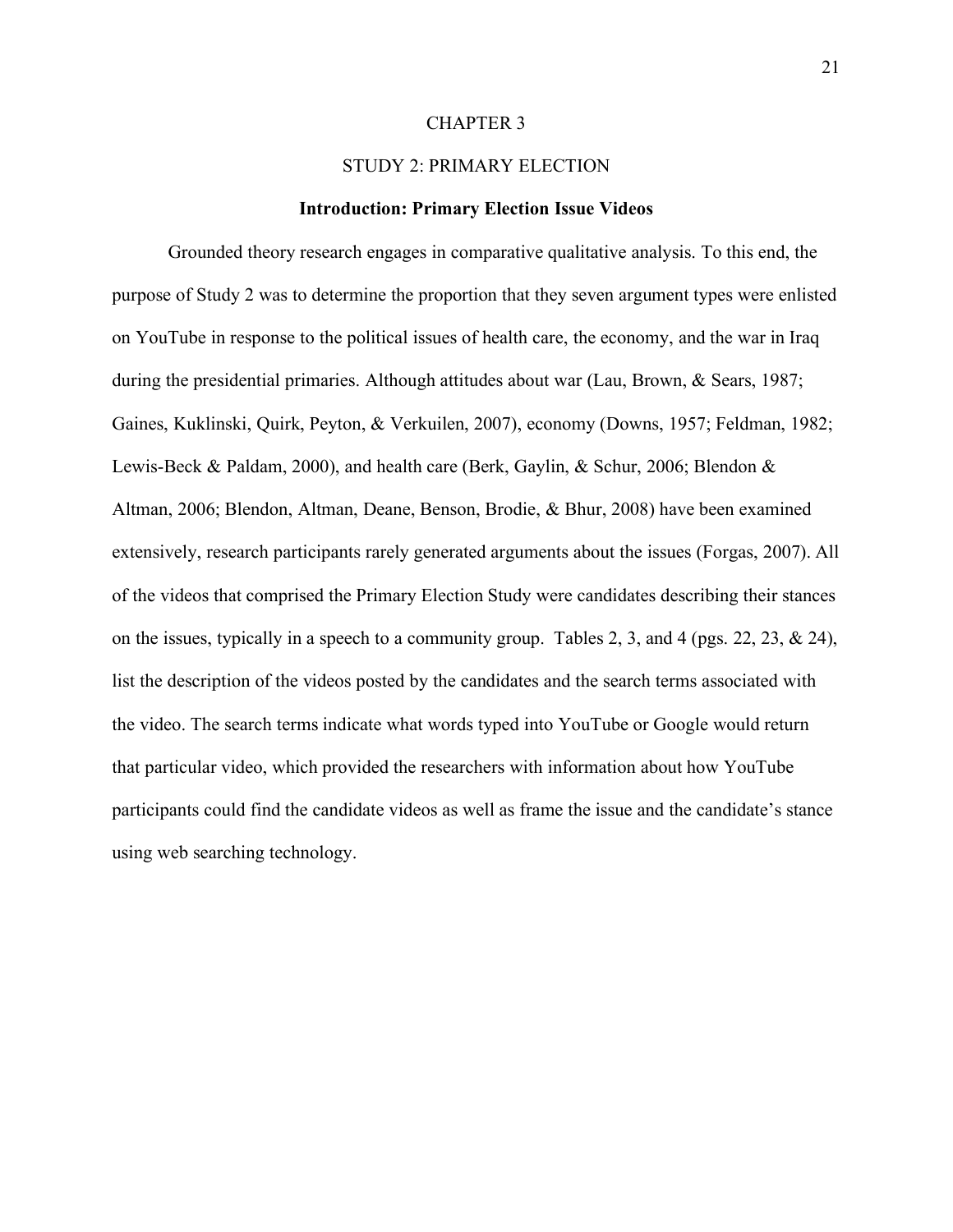# CHAPTER 3

# STUDY 2: PRIMARY ELECTION

## Introduction: Primary Election Issue Videos

Grounded theory research engages in comparative qualitative analysis. To this end, the purpose of Study 2 was to determine the proportion that they seven argument types were enlisted on YouTube in response to the political issues of health care, the economy, and the war in Iraq during the presidential primaries. Although attitudes about war (Lau, Brown, & Sears, 1987; Gaines, Kuklinski, Quirk, Peyton, & Verkuilen, 2007), economy (Downs, 1957; Feldman, 1982; Lewis-Beck & Paldam, 2000), and health care (Berk, Gaylin, & Schur, 2006; Blendon & Altman, 2006; Blendon, Altman, Deane, Benson, Brodie, & Bhur, 2008) have been examined extensively, research participants rarely generated arguments about the issues (Forgas, 2007). All of the videos that comprised the Primary Election Study were candidates describing their stances on the issues, typically in a speech to a community group. Tables 2, 3, and 4 (pgs. 22, 23, & 24), list the description of the videos posted by the candidates and the search terms associated with the video. The search terms indicate what words typed into YouTube or Google would return that particular video, which provided the researchers with information about how YouTube participants could find the candidate videos as well as frame the issue and the candidate's stance using web searching technology.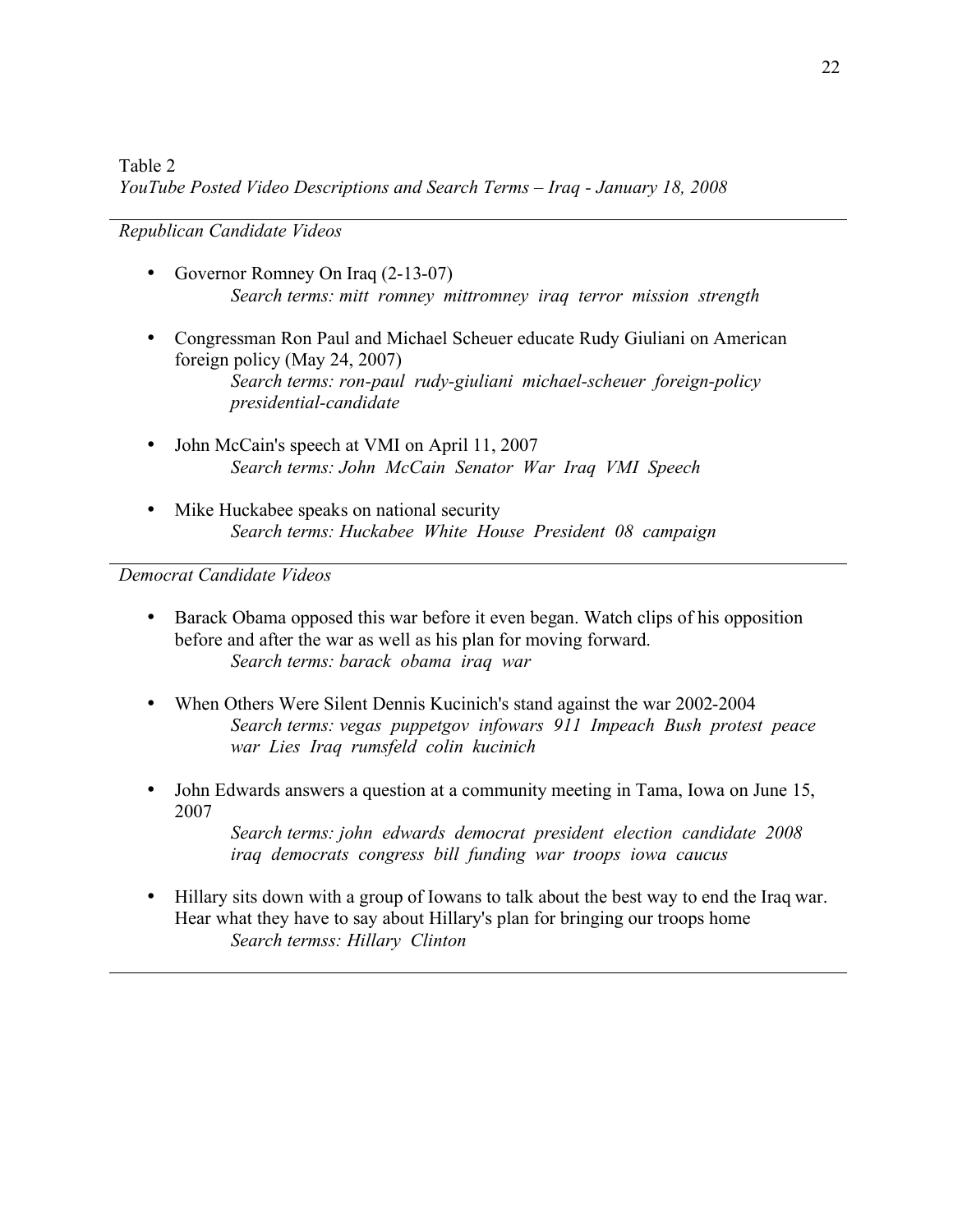Table 2

*YouTube Posted Video Descriptions and Search Terms – Iraq - January 18, 2008*

---

*Republican Candidate Videos*

- Governor Romney On Iraq (2-13-07)
  *Search terms: mitt romney mittromney iraq terror mission strength*

- Congressman Ron Paul and Michael Scheuer educate Rudy Giuliani on American foreign policy (May 24, 2007)
  *Search terms: ron-paul rudy-giuliani michael-scheuer foreign-policy presidential-candidate*

- John McCain's speech at VMI on April 11, 2007
  *Search terms: John McCain Senator War Iraq VMI Speech*

- Mike Huckabee speaks on national security
  *Search terms: Huckabee White House President 08 campaign*

---

*Democrat Candidate Videos*

- Barack Obama opposed this war before it even began. Watch clips of his opposition before and after the war as well as his plan for moving forward.
  *Search terms: barack obama iraq war*

- When Others Were Silent Dennis Kucinich's stand against the war 2002-2004
  *Search terms: vegas puppetgov infowars 911 Impeach Bush protest peace war Lies Iraq rumsfeld colin kucinich*

- John Edwards answers a question at a community meeting in Tama, Iowa on June 15, 2007
  *Search terms: john edwards democrat president election candidate 2008 iraq democrats congress bill funding war troops iowa caucus*

- Hillary sits down with a group of Iowans to talk about the best way to end the Iraq war. Hear what they have to say about Hillary's plan for bringing our troops home
  *Search termss: Hillary Clinton*

---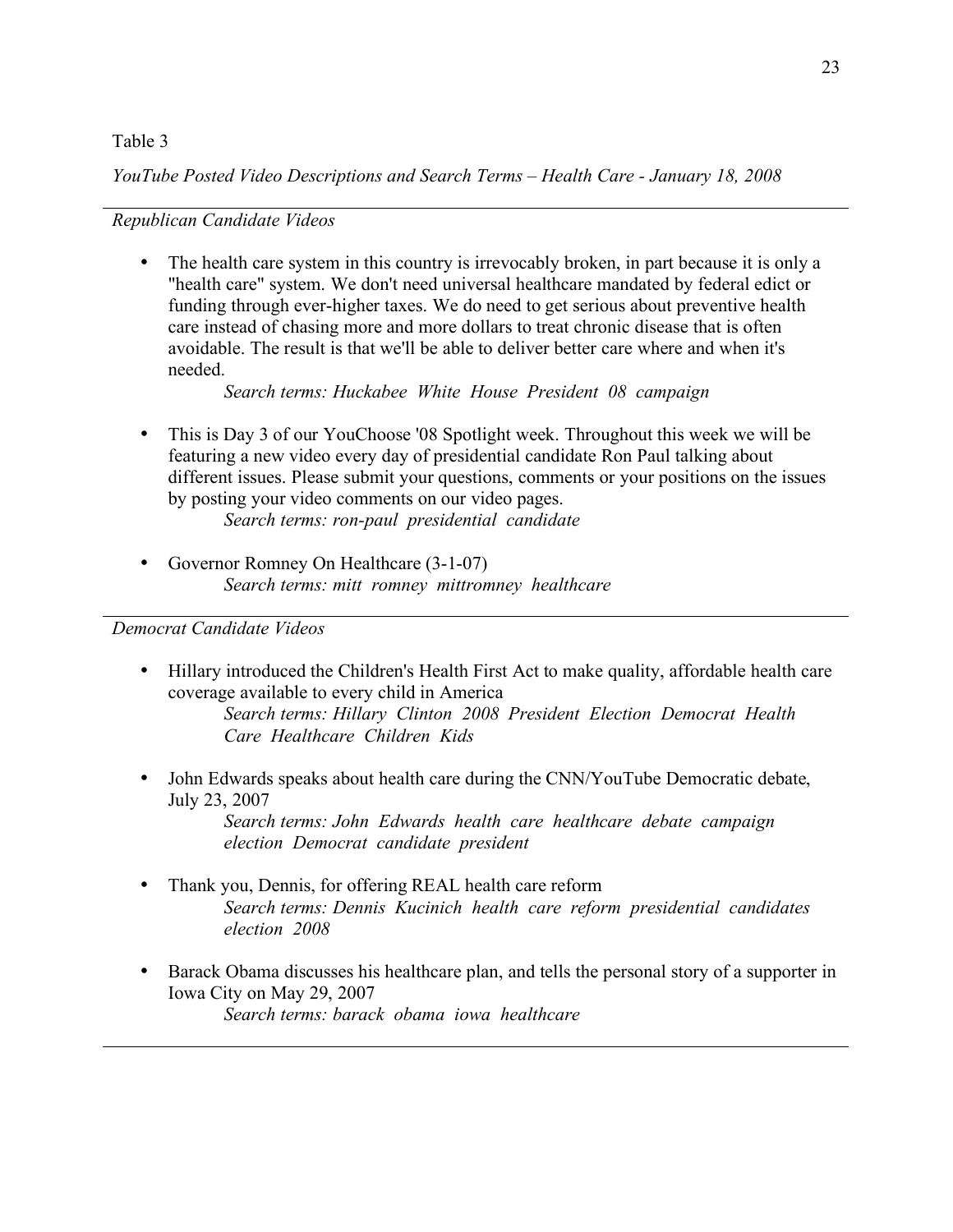Table 3

*YouTube Posted Video Descriptions and Search Terms – Health Care - January 18, 2008*

---

*Republican Candidate Videos*

- The health care system in this country is irrevocably broken, in part because it is only a "health care" system. We don't need universal healthcare mandated by federal edict or funding through ever-higher taxes. We do need to get serious about preventive health care instead of chasing more and more dollars to treat chronic disease that is often avoidable. The result is that we'll be able to deliver better care where and when it's needed.
  *Search terms: Huckabee White House President 08 campaign*

- This is Day 3 of our YouChoose '08 Spotlight week. Throughout this week we will be featuring a new video every day of presidential candidate Ron Paul talking about different issues. Please submit your questions, comments or your positions on the issues by posting your video comments on our video pages.
  *Search terms: ron-paul presidential candidate*

- Governor Romney On Healthcare (3-1-07)
  *Search terms: mitt romney mittromney healthcare*

---

*Democrat Candidate Videos*

- Hillary introduced the Children's Health First Act to make quality, affordable health care coverage available to every child in America
  *Search terms: Hillary Clinton 2008 President Election Democrat Health Care Healthcare Children Kids*

- John Edwards speaks about health care during the CNN/YouTube Democratic debate, July 23, 2007
  *Search terms: John Edwards health care healthcare debate campaign election Democrat candidate president*

- Thank you, Dennis, for offering REAL health care reform
  *Search terms: Dennis Kucinich health care reform presidential candidates election 2008*

- Barack Obama discusses his healthcare plan, and tells the personal story of a supporter in Iowa City on May 29, 2007
  *Search terms: barack obama iowa healthcare*

---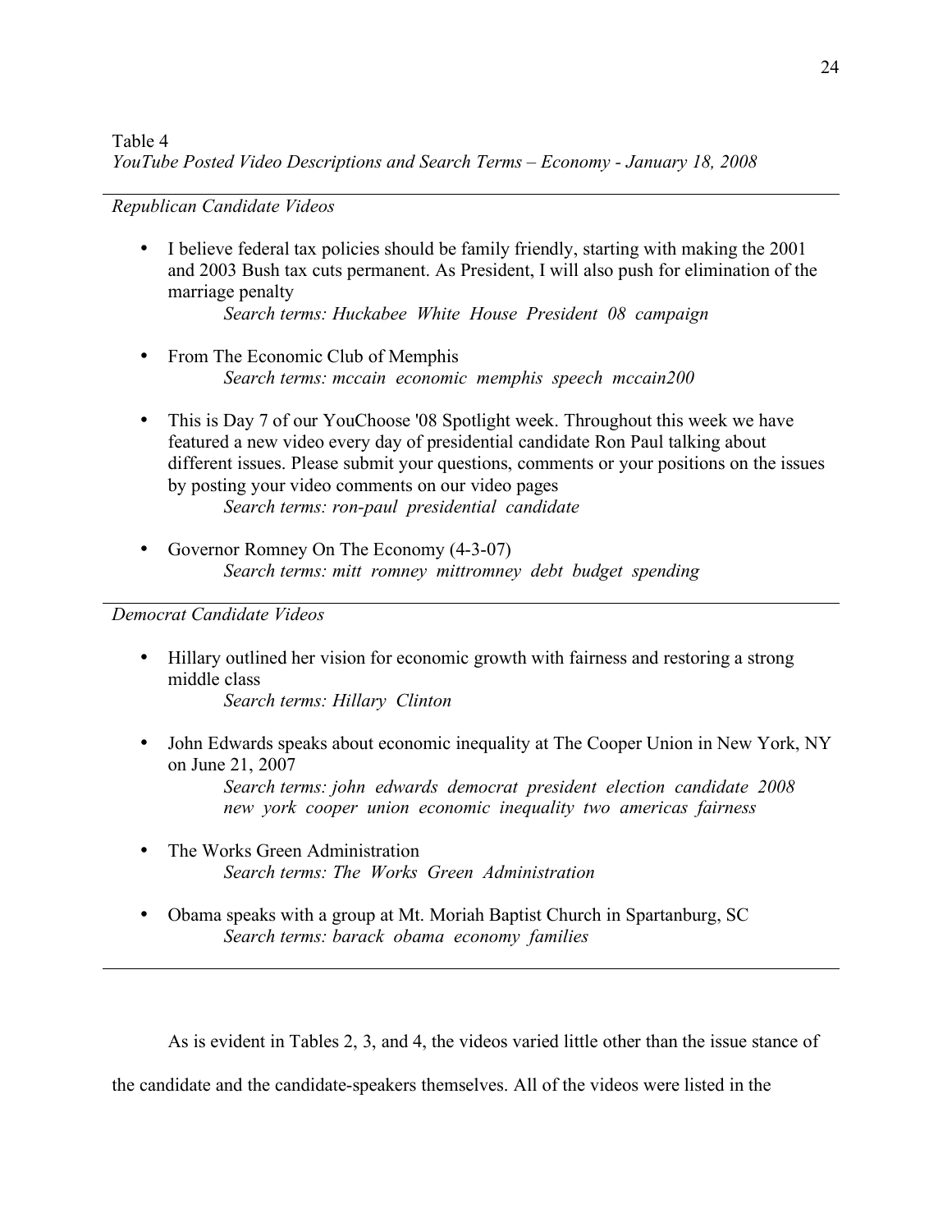Table 4

*YouTube Posted Video Descriptions and Search Terms – Economy - January 18, 2008*

*Republican Candidate Videos*

- I believe federal tax policies should be family friendly, starting with making the 2001 and 2003 Bush tax cuts permanent. As President, I will also push for elimination of the marriage penalty
  *Search terms: Huckabee White House President 08 campaign*

- From The Economic Club of Memphis
  *Search terms: mccain economic memphis speech mccain200*

- This is Day 7 of our YouChoose '08 Spotlight week. Throughout this week we have featured a new video every day of presidential candidate Ron Paul talking about different issues. Please submit your questions, comments or your positions on the issues by posting your video comments on our video pages
  *Search terms: ron-paul presidential candidate*

- Governor Romney On The Economy (4-3-07)
  *Search terms: mitt romney mittromney debt budget spending*

*Democrat Candidate Videos*

- Hillary outlined her vision for economic growth with fairness and restoring a strong middle class
  *Search terms: Hillary Clinton*

- John Edwards speaks about economic inequality at The Cooper Union in New York, NY on June 21, 2007
  *Search terms: john edwards democrat president election candidate 2008 new york cooper union economic inequality two americas fairness*

- The Works Green Administration
  *Search terms: The Works Green Administration*

- Obama speaks with a group at Mt. Moriah Baptist Church in Spartanburg, SC
  *Search terms: barack obama economy families*

As is evident in Tables 2, 3, and 4, the videos varied little other than the issue stance of the candidate and the candidate-speakers themselves. All of the videos were listed in the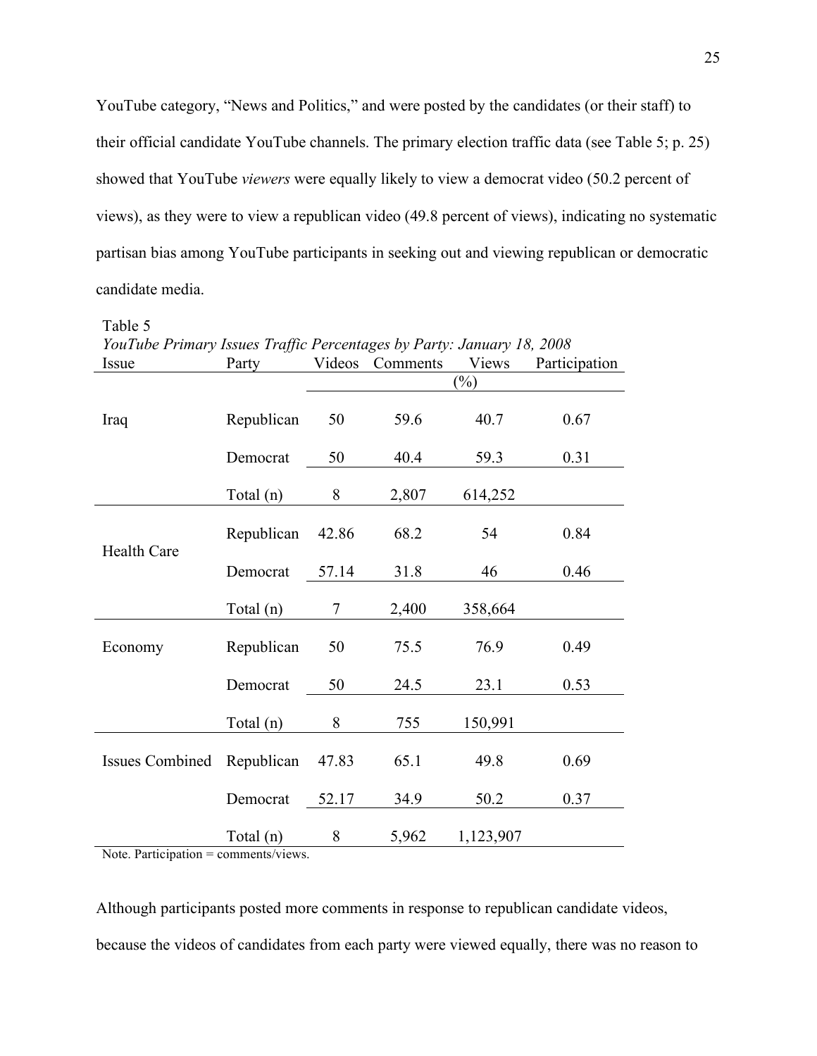YouTube category, "News and Politics," and were posted by the candidates (or their staff) to their official candidate YouTube channels. The primary election traffic data (see Table 5; p. 25) showed that YouTube *viewers* were equally likely to view a democrat video (50.2 percent of views), as they were to view a republican video (49.8 percent of views), indicating no systematic partisan bias among YouTube participants in seeking out and viewing republican or democratic candidate media.

Table 5

*YouTube Primary Issues Traffic Percentages by Party: January 18, 2008*

| Issue | Party | Videos | Comments | Views | Participation |
|---|---|---|---|---|---|
| | | (%) | | | |
| Iraq | Republican | 50 | 59.6 | 40.7 | 0.67 |
| | Democrat | 50 | 40.4 | 59.3 | 0.31 |
| | Total (n) | 8 | 2,807 | 614,252 | |
| Health Care | Republican | 42.86 | 68.2 | 54 | 0.84 |
| | Democrat | 57.14 | 31.8 | 46 | 0.46 |
| | Total (n) | 7 | 2,400 | 358,664 | |
| Economy | Republican | 50 | 75.5 | 76.9 | 0.49 |
| | Democrat | 50 | 24.5 | 23.1 | 0.53 |
| | Total (n) | 8 | 755 | 150,991 | |
| Issues Combined | Republican | 47.83 | 65.1 | 49.8 | 0.69 |
| | Democrat | 52.17 | 34.9 | 50.2 | 0.37 |
| | Total (n) | 8 | 5,962 | 1,123,907 | |

Note. Participation = comments/views.

Although participants posted more comments in response to republican candidate videos, because the videos of candidates from each party were viewed equally, there was no reason to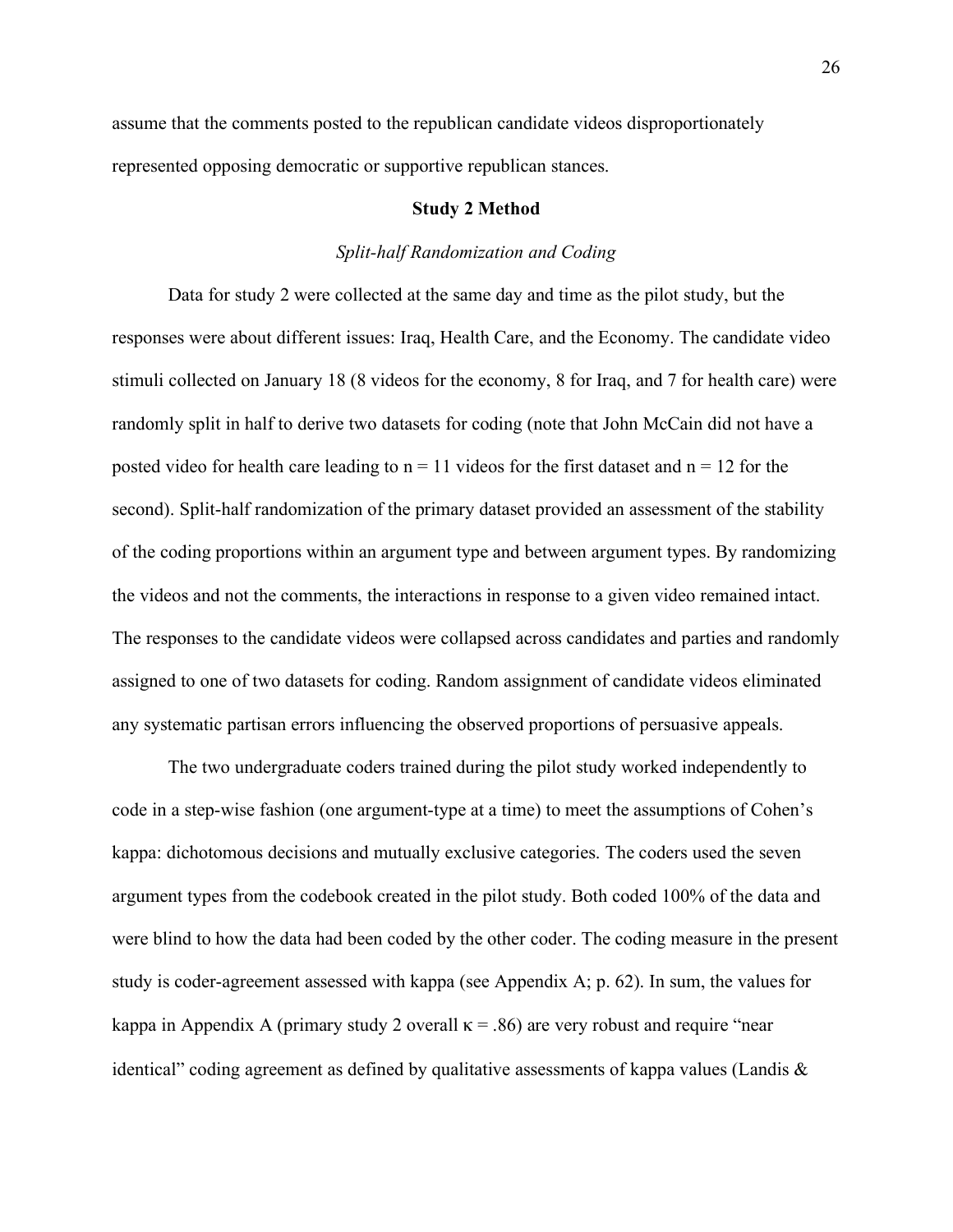assume that the comments posted to the republican candidate videos disproportionately represented opposing democratic or supportive republican stances.

## Study 2 Method

### *Split-half Randomization and Coding*

Data for study 2 were collected at the same day and time as the pilot study, but the responses were about different issues: Iraq, Health Care, and the Economy. The candidate video stimuli collected on January 18 (8 videos for the economy, 8 for Iraq, and 7 for health care) were randomly split in half to derive two datasets for coding (note that John McCain did not have a posted video for health care leading to $n = 11$ videos for the first dataset and $n = 12$ for the second). Split-half randomization of the primary dataset provided an assessment of the stability of the coding proportions within an argument type and between argument types. By randomizing the videos and not the comments, the interactions in response to a given video remained intact. The responses to the candidate videos were collapsed across candidates and parties and randomly assigned to one of two datasets for coding. Random assignment of candidate videos eliminated any systematic partisan errors influencing the observed proportions of persuasive appeals.

The two undergraduate coders trained during the pilot study worked independently to code in a step-wise fashion (one argument-type at a time) to meet the assumptions of Cohen's kappa: dichotomous decisions and mutually exclusive categories. The coders used the seven argument types from the codebook created in the pilot study. Both coded 100% of the data and were blind to how the data had been coded by the other coder. The coding measure in the present study is coder-agreement assessed with kappa (see Appendix A; p. 62). In sum, the values for kappa in Appendix A (primary study 2 overall $\kappa = .86$) are very robust and require "near identical" coding agreement as defined by qualitative assessments of kappa values (Landis &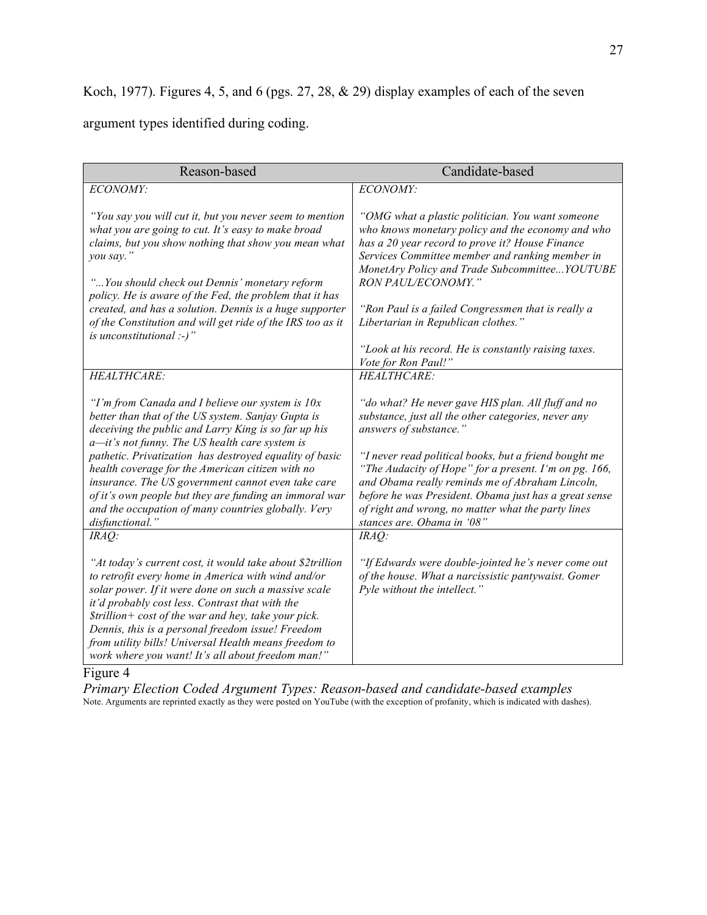Koch, 1977). Figures 4, 5, and 6 (pgs. 27, 28, & 29) display examples of each of the seven argument types identified during coding.

| Reason-based | Candidate-based |
| --- | --- |
| *ECONOMY:*<br><br>*"You say you will cut it, but you never seem to mention what you are going to cut. It's easy to make broad claims, but you show nothing that show you mean what you say."*<br><br>*"...You should check out Dennis' monetary reform policy. He is aware of the Fed, the problem that it has created, and has a solution. Dennis is a huge supporter of the Constitution and will get ride of the IRS too as it is unconstitutional :-)"* | *ECONOMY:*<br><br>*"OMG what a plastic politician. You want someone who knows monetary policy and the economy and who has a 20 year record to prove it? House Finance Services Committee member and ranking member in MonetAry Policy and Trade Subcommittee...YOUTUBE RON PAUL/ECONOMY."*<br><br>*"Ron Paul is a failed Congressmen that is really a Libertarian in Republican clothes."*<br><br>*"Look at his record. He is constantly raising taxes. Vote for Ron Paul!"* |
| *HEALTHCARE:*<br><br>*"I'm from Canada and I believe our system is 10x better than that of the US system. Sanjay Gupta is deceiving the public and Larry King is so far up his a—it's not funny. The US health care system is pathetic. Privatization has destroyed equality of basic health coverage for the American citizen with no insurance. The US government cannot even take care of it's own people but they are funding an immoral war and the occupation of many countries globally. Very disfunctional."* | *HEALTHCARE:*<br><br>*"do what? He never gave HIS plan. All fluff and no substance, just all the other categories, never any answers of substance."*<br><br>*"I never read political books, but a friend bought me "The Audacity of Hope" for a present. I'm on pg. 166, and Obama really reminds me of Abraham Lincoln, before he was President. Obama just has a great sense of right and wrong, no matter what the party lines stances are. Obama in '08"* |
| *IRAQ:*<br><br>*"At today's current cost, it would take about $2trillion to retrofit every home in America with wind and/or solar power. If it were done on such a massive scale it'd probably cost less. Contrast that with the $trillion+ cost of the war and hey, take your pick. Dennis, this is a personal freedom issue! Freedom from utility bills! Universal Health means freedom to work where you want! It's all about freedom man!"* | *IRAQ:*<br><br>*"If Edwards were double-jointed he's never come out of the house. What a narcissistic pantywaist. Gomer Pyle without the intellect."* |

Figure 4

*Primary Election Coded Argument Types: Reason-based and candidate-based examples*

Note. Arguments are reprinted exactly as they were posted on YouTube (with the exception of profanity, which is indicated with dashes).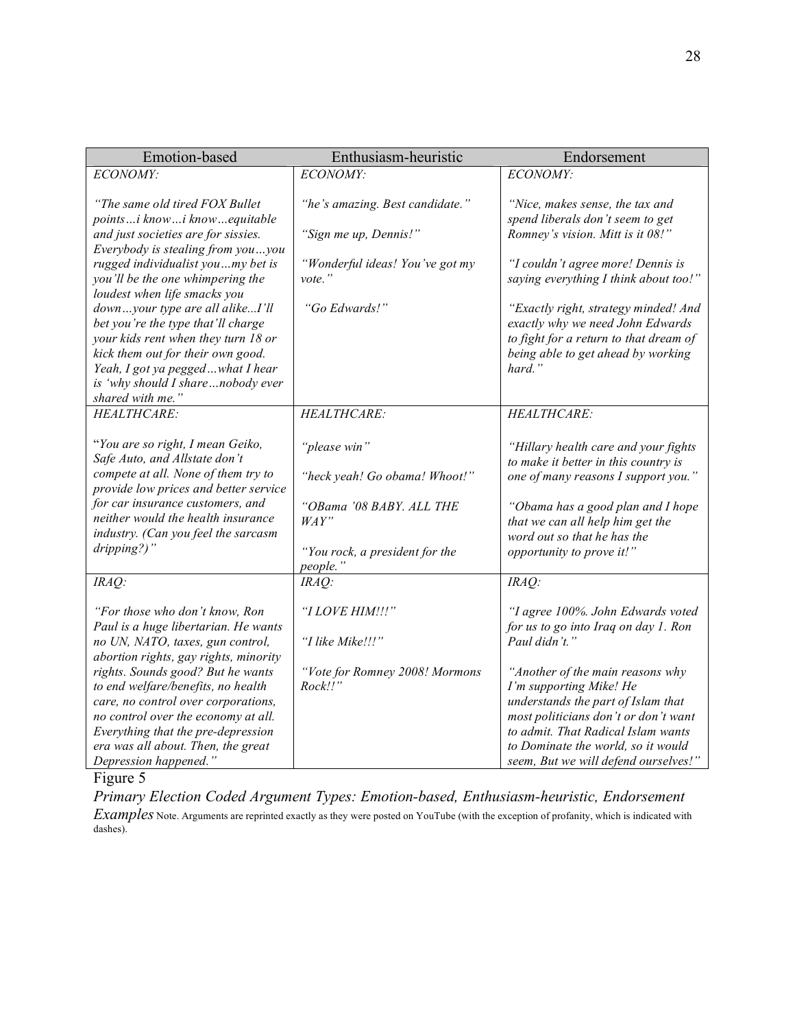| Emotion-based | Enthusiasm-heuristic | Endorsement |
|---|---|---|
| *ECONOMY:*<br><br>*"The same old tired FOX Bullet points…i know…i know…equitable and just societies are for sissies. Everybody is stealing from you…you rugged individualist you…my bet is you'll be the one whimpering the loudest when life smacks you down…your type are all alike...I'll bet you're the type that'll charge your kids rent when they turn 18 or kick them out for their own good. Yeah, I got ya pegged…what I hear is 'why should I share…nobody ever shared with me."* | *ECONOMY:*<br><br>*"he's amazing. Best candidate."*<br><br>*"Sign me up, Dennis!"*<br><br>*"Wonderful ideas! You've got my vote."*<br><br>*"Go Edwards!"* | *ECONOMY:*<br><br>*"Nice, makes sense, the tax and spend liberals don't seem to get Romney's vision. Mitt is it 08!"*<br><br>*"I couldn't agree more! Dennis is saying everything I think about too!"*<br><br>*"Exactly right, strategy minded! And exactly why we need John Edwards to fight for a return to that dream of being able to get ahead by working hard."* |
| *HEALTHCARE:*<br><br>"*You are so right, I mean Geiko, Safe Auto, and Allstate don't compete at all. None of them try to provide low prices and better service for car insurance customers, and neither would the health insurance industry. (Can you feel the sarcasm dripping?)"* | *HEALTHCARE:*<br><br>*"please win"*<br><br>*"heck yeah! Go obama! Whoot!"*<br><br>*"OBama '08 BABY. ALL THE WAY"*<br><br>*"You rock, a president for the people."* | *HEALTHCARE:*<br><br>*"Hillary health care and your fights to make it better in this country is one of many reasons I support you."*<br><br>*"Obama has a good plan and I hope that we can all help him get the word out so that he has the opportunity to prove it!"* |
| *IRAQ:*<br><br>*"For those who don't know, Ron Paul is a huge libertarian. He wants no UN, NATO, taxes, gun control, abortion rights, gay rights, minority rights. Sounds good? But he wants to end welfare/benefits, no health care, no control over corporations, no control over the economy at all. Everything that the pre-depression era was all about. Then, the great Depression happened."* | *IRAQ:*<br><br>*"I LOVE HIM!!!"*<br><br>*"I like Mike!!!"*<br><br>*"Vote for Romney 2008! Mormons Rock!!"* | *IRAQ:*<br><br>*"I agree 100%. John Edwards voted for us to go into Iraq on day 1. Ron Paul didn't."*<br><br>*"Another of the main reasons why I'm supporting Mike! He understands the part of Islam that most politicians don't or don't want to admit. That Radical Islam wants to Dominate the world, so it would seem, But we will defend ourselves!"* |

Figure 5

*Primary Election Coded Argument Types: Emotion-based, Enthusiasm-heuristic, Endorsement Examples* Note. Arguments are reprinted exactly as they were posted on YouTube (with the exception of profanity, which is indicated with dashes).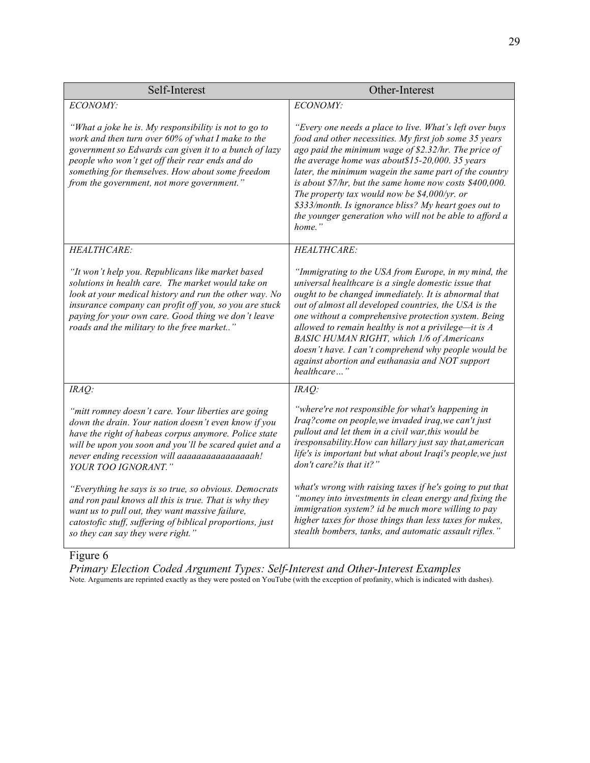| Self-Interest | Other-Interest |
|---|---|
| *ECONOMY:*<br><br>*"What a joke he is. My responsibility is not to go to work and then turn over 60% of what I make to the government so Edwards can given it to a bunch of lazy people who won't get off their rear ends and do something for themselves. How about some freedom from the government, not more government."* | *ECONOMY:*<br><br>*"Every one needs a place to live. What's left over buys food and other necessities. My first job some 35 years ago paid the minimum wage of $2.32/hr. The price of the average home was about$15-20,000. 35 years later, the minimum wagein the same part of the country is about $7/hr, but the same home now costs $400,000. The property tax would now be $4,000/yr. or $333/month. Is ignorance bliss? My heart goes out to the younger generation who will not be able to afford a home."* |
| *HEALTHCARE:*<br><br>*"It won't help you. Republicans like market based solutions in health care. The market would take on look at your medical history and run the other way. No insurance company can profit off you, so you are stuck paying for your own care. Good thing we don't leave roads and the military to the free market.."* | *HEALTHCARE:*<br><br>*"Immigrating to the USA from Europe, in my mind, the universal healthcare is a single domestic issue that ought to be changed immediately. It is abnormal that out of almost all developed countries, the USA is the one without a comprehensive protection system. Being allowed to remain healthy is not a privilege—it is A BASIC HUMAN RIGHT, which 1/6 of Americans doesn't have. I can't comprehend why people would be against abortion and euthanasia and NOT support healthcare…"* |
| *IRAQ:*<br><br>*"mitt romney doesn't care. Your liberties are going down the drain. Your nation doesn't even know if you have the right of habeas corpus anymore. Police state will be upon you soon and you'll be scared quiet and a never ending recession will aaaaaaaaaaaaaaaah! YOUR TOO IGNORANT."*<br><br>*"Everything he says is so true, so obvious. Democrats and ron paul knows all this is true. That is why they want us to pull out, they want massive failure, catostofic stuff, suffering of biblical proportions, just so they can say they were right."* | *IRAQ:*<br><br>*"where're not responsible for what's happening in Iraq?come on people,we invaded iraq,we can't just pullout and let them in a civil war,this would be iresponsability.How can hillary just say that,american life's is important but what about Iraqi's people,we just don't care?is that it?"*<br><br>*what's wrong with raising taxes if he's going to put that "money into investments in clean energy and fixing the immigration system? id be much more willing to pay higher taxes for those things than less taxes for nukes, stealth bombers, tanks, and automatic assault rifles."* |

Figure 6

*Primary Election Coded Argument Types: Self-Interest and Other-Interest Examples*

Note. Arguments are reprinted exactly as they were posted on YouTube (with the exception of profanity, which is indicated with dashes).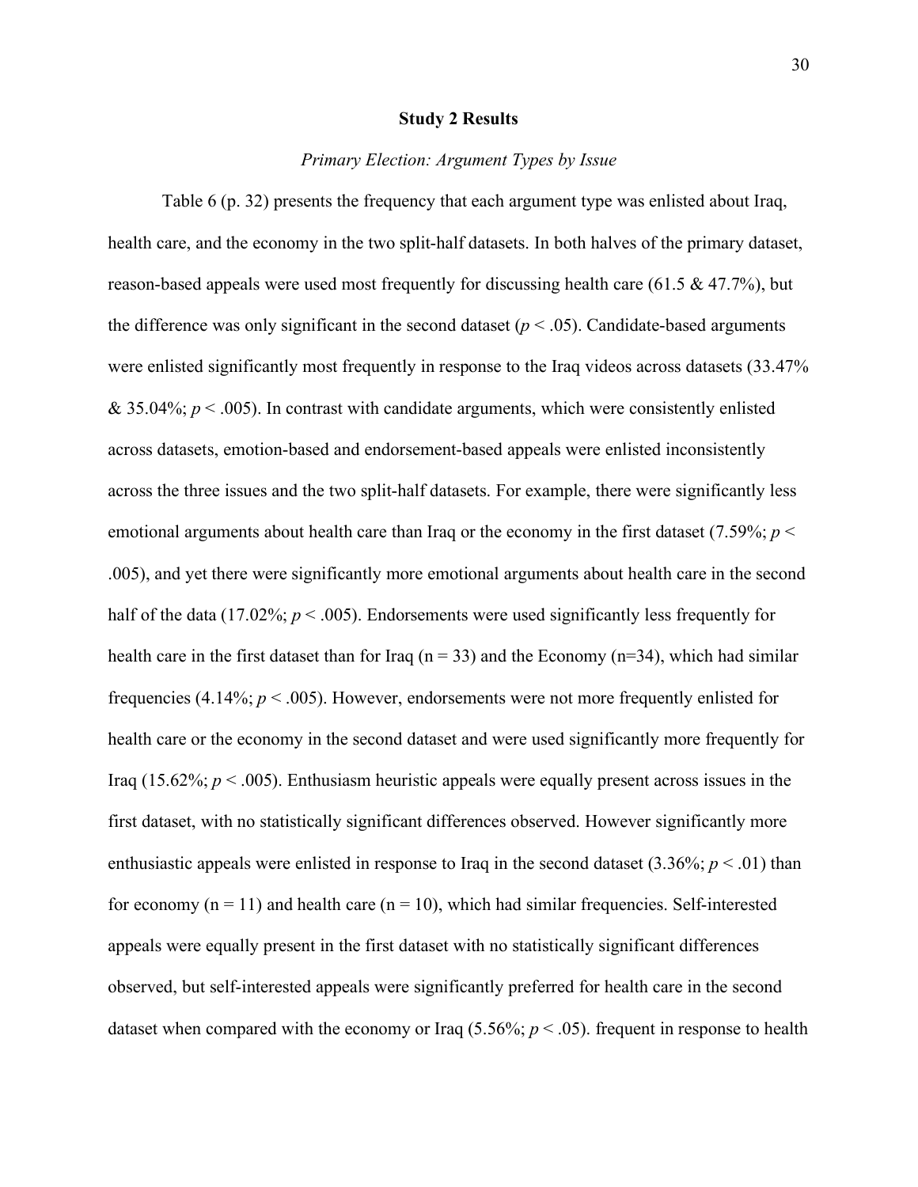## Study 2 Results

### *Primary Election: Argument Types by Issue*

Table 6 (p. 32) presents the frequency that each argument type was enlisted about Iraq, health care, and the economy in the two split-half datasets. In both halves of the primary dataset, reason-based appeals were used most frequently for discussing health care (61.5 & 47.7%), but the difference was only significant in the second dataset ($p < .05$). Candidate-based arguments were enlisted significantly most frequently in response to the Iraq videos across datasets (33.47% & 35.04%; $p < .005$). In contrast with candidate arguments, which were consistently enlisted across datasets, emotion-based and endorsement-based appeals were enlisted inconsistently across the three issues and the two split-half datasets. For example, there were significantly less emotional arguments about health care than Iraq or the economy in the first dataset (7.59%; $p <$ .005), and yet there were significantly more emotional arguments about health care in the second half of the data (17.02%; $p < .005$). Endorsements were used significantly less frequently for health care in the first dataset than for Iraq ($n = 33$) and the Economy ($n=34$), which had similar frequencies (4.14%; $p < .005$). However, endorsements were not more frequently enlisted for health care or the economy in the second dataset and were used significantly more frequently for Iraq (15.62%; $p < .005$). Enthusiasm heuristic appeals were equally present across issues in the first dataset, with no statistically significant differences observed. However significantly more enthusiastic appeals were enlisted in response to Iraq in the second dataset (3.36%; $p < .01$) than for economy ($n = 11$) and health care ($n = 10$), which had similar frequencies. Self-interested appeals were equally present in the first dataset with no statistically significant differences observed, but self-interested appeals were significantly preferred for health care in the second dataset when compared with the economy or Iraq (5.56%; $p < .05$). frequent in response to health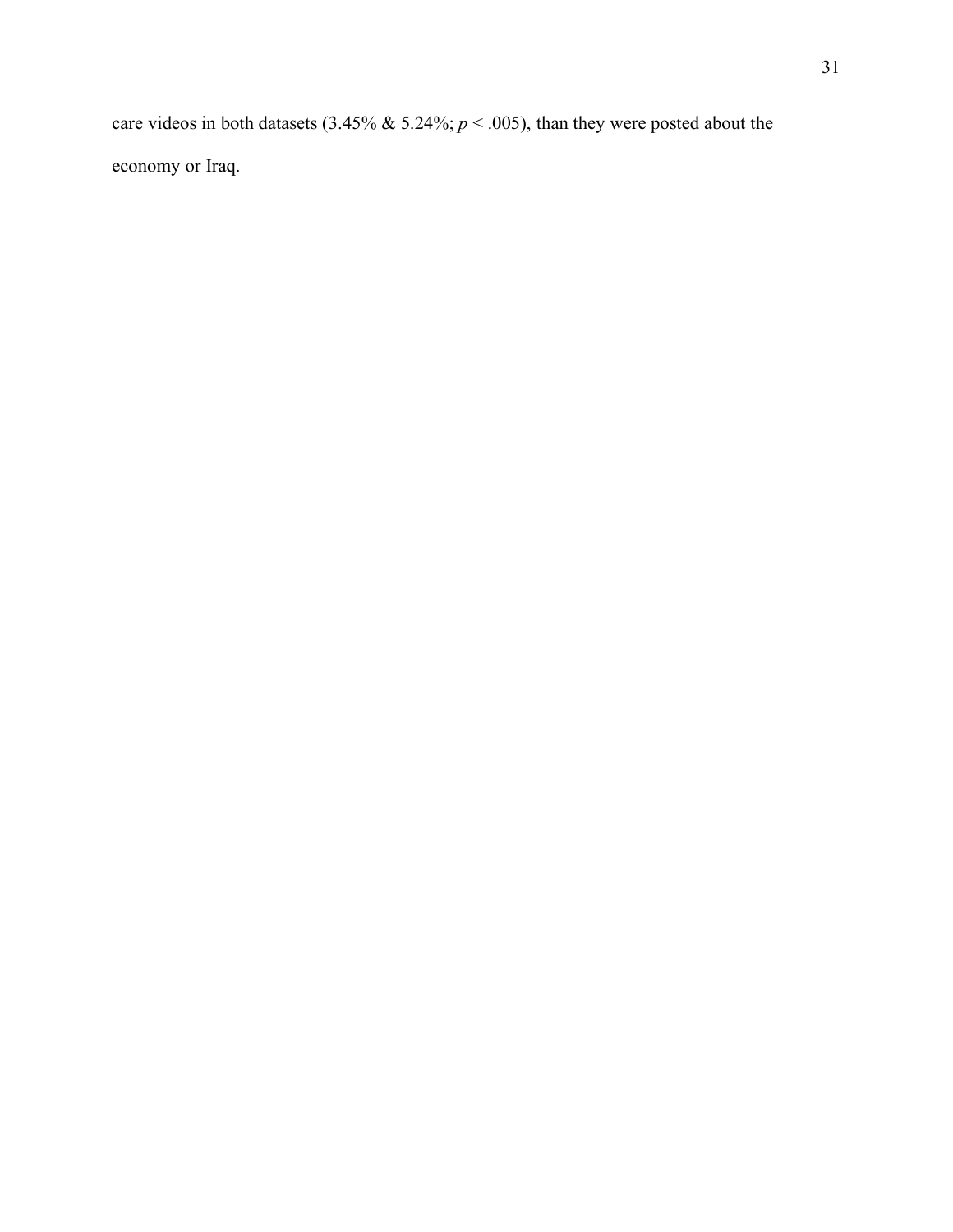care videos in both datasets (3.45% & 5.24%; $p < .005$), than they were posted about the economy or Iraq.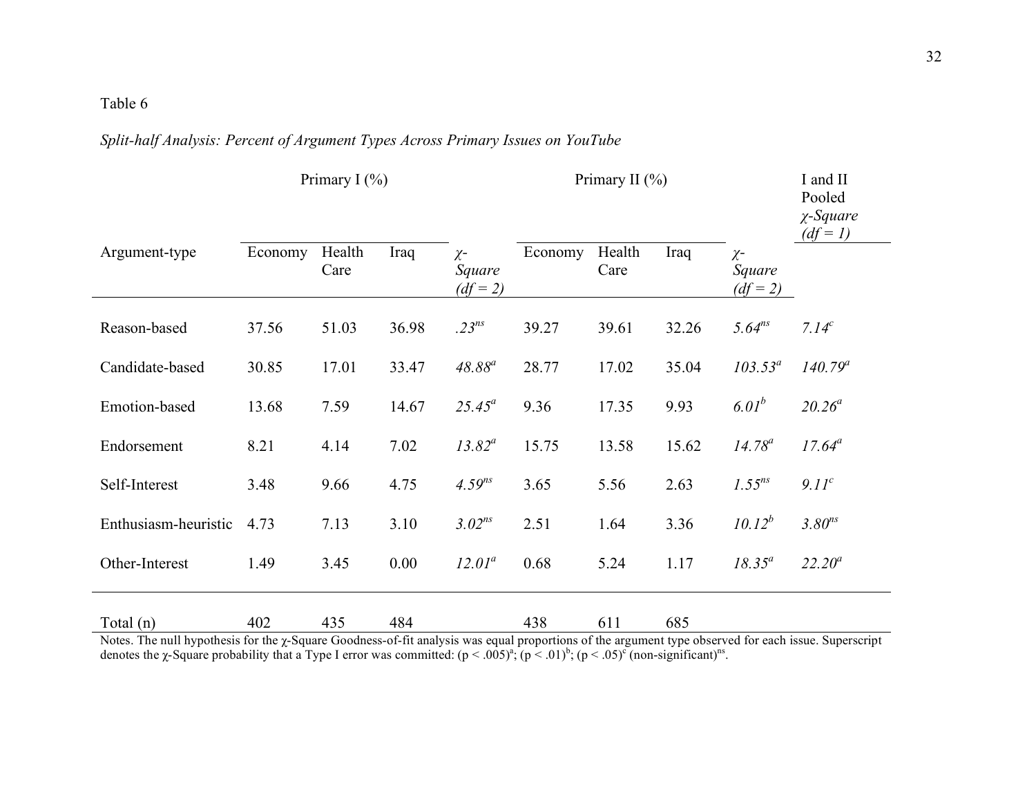Table 6

*Split-half Analysis: Percent of Argument Types Across Primary Issues on YouTube*

| Argument-type | Primary I (%) | | | | Primary II (%) | | | | I and II Pooled *χ-Square (df = 1)* |
|---|---|---|---|---|---|---|---|---|---|
| | Economy | Health Care | Iraq | *χ-Square (df = 2)* | Economy | Health Care | Iraq | *χ-Square (df = 2)* | |
| Reason-based | 37.56 | 51.03 | 36.98 | *.23*$^{ns}$ | 39.27 | 39.61 | 32.26 | *5.64*$^{ns}$ | *7.14*$^{c}$ |
| Candidate-based | 30.85 | 17.01 | 33.47 | *48.88*$^{a}$ | 28.77 | 17.02 | 35.04 | *103.53*$^{a}$ | *140.79*$^{a}$ |
| Emotion-based | 13.68 | 7.59 | 14.67 | *25.45*$^{a}$ | 9.36 | 17.35 | 9.93 | *6.01*$^{b}$ | *20.26*$^{a}$ |
| Endorsement | 8.21 | 4.14 | 7.02 | *13.82*$^{a}$ | 15.75 | 13.58 | 15.62 | *14.78*$^{a}$ | *17.64*$^{a}$ |
| Self-Interest | 3.48 | 9.66 | 4.75 | *4.59*$^{ns}$ | 3.65 | 5.56 | 2.63 | *1.55*$^{ns}$ | *9.11*$^{c}$ |
| Enthusiasm-heuristic | 4.73 | 7.13 | 3.10 | *3.02*$^{ns}$ | 2.51 | 1.64 | 3.36 | *10.12*$^{b}$ | *3.80*$^{ns}$ |
| Other-Interest | 1.49 | 3.45 | 0.00 | *12.01*$^{a}$ | 0.68 | 5.24 | 1.17 | *18.35*$^{a}$ | *22.20*$^{a}$ |
| Total (n) | 402 | 435 | 484 | | 438 | 611 | 685 | | |

Notes. The null hypothesis for the χ-Square Goodness-of-fit analysis was equal proportions of the argument type observed for each issue. Superscript denotes the χ-Square probability that a Type I error was committed: $(p < .005)^{a}$; $(p < .01)^{b}$; $(p < .05)^{c}$ (non-significant)$^{ns}$.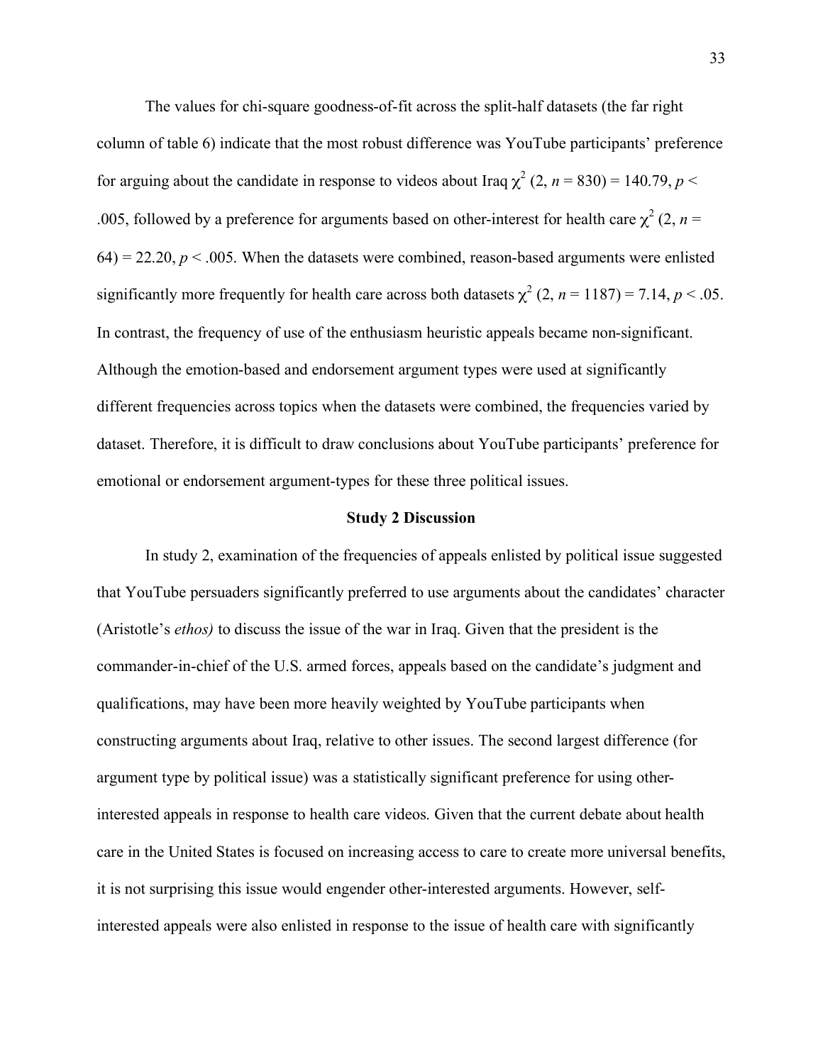The values for chi-square goodness-of-fit across the split-half datasets (the far right column of table 6) indicate that the most robust difference was YouTube participants' preference for arguing about the candidate in response to videos about Iraq $\chi^2$ (2, $n$ = 830) = 140.79, $p$ < .005, followed by a preference for arguments based on other-interest for health care $\chi^2$ (2, $n$ = 64) = 22.20, $p$ < .005. When the datasets were combined, reason-based arguments were enlisted significantly more frequently for health care across both datasets $\chi^2$ (2, $n$ = 1187) = 7.14, $p$ < .05. In contrast, the frequency of use of the enthusiasm heuristic appeals became non-significant. Although the emotion-based and endorsement argument types were used at significantly different frequencies across topics when the datasets were combined, the frequencies varied by dataset. Therefore, it is difficult to draw conclusions about YouTube participants' preference for emotional or endorsement argument-types for these three political issues.

## Study 2 Discussion

In study 2, examination of the frequencies of appeals enlisted by political issue suggested that YouTube persuaders significantly preferred to use arguments about the candidates' character (Aristotle's *ethos)* to discuss the issue of the war in Iraq. Given that the president is the commander-in-chief of the U.S. armed forces, appeals based on the candidate's judgment and qualifications, may have been more heavily weighted by YouTube participants when constructing arguments about Iraq, relative to other issues. The second largest difference (for argument type by political issue) was a statistically significant preference for using other-interested appeals in response to health care videos. Given that the current debate about health care in the United States is focused on increasing access to care to create more universal benefits, it is not surprising this issue would engender other-interested arguments. However, self-interested appeals were also enlisted in response to the issue of health care with significantly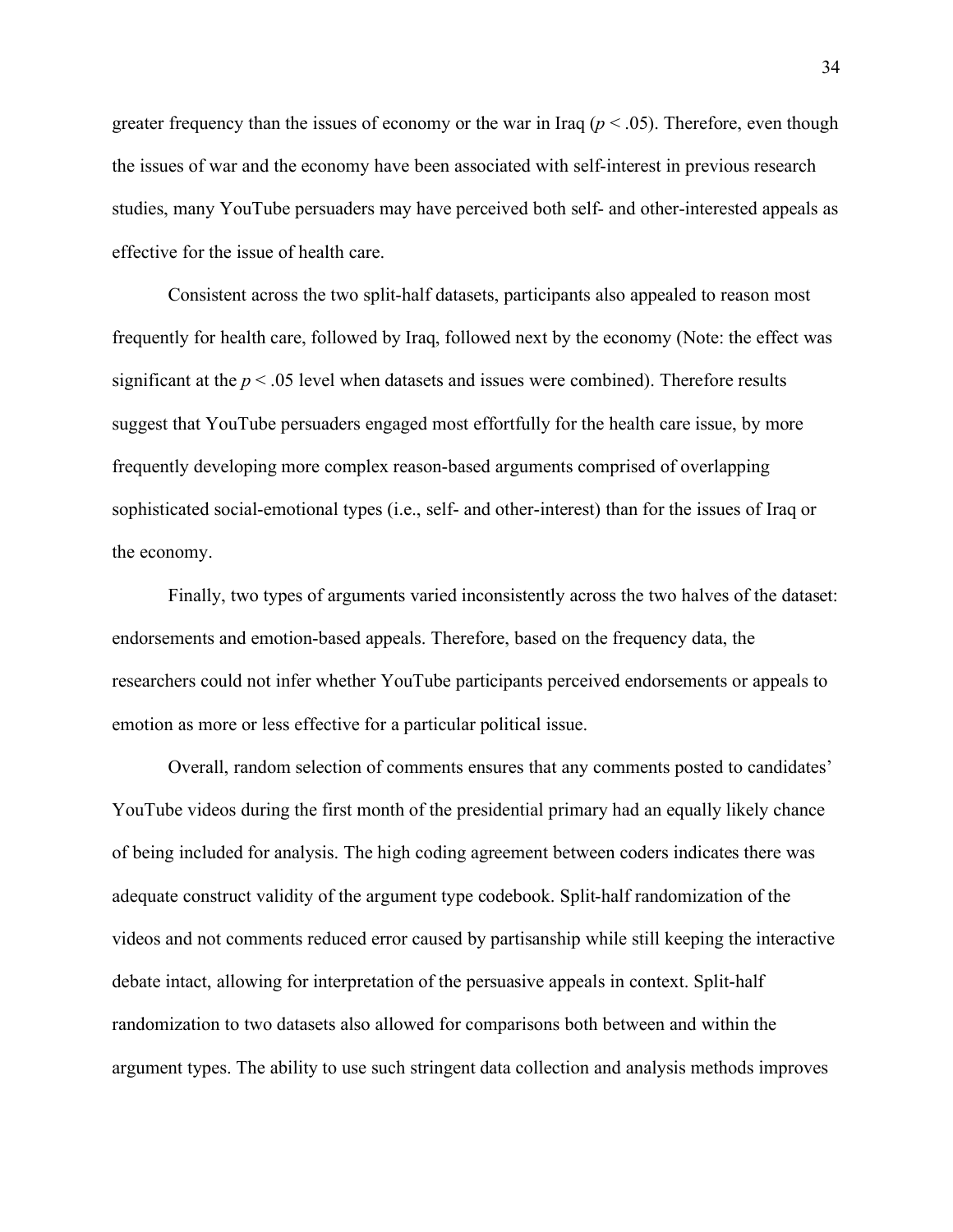greater frequency than the issues of economy or the war in Iraq ($p < .05$). Therefore, even though the issues of war and the economy have been associated with self-interest in previous research studies, many YouTube persuaders may have perceived both self- and other-interested appeals as effective for the issue of health care.

Consistent across the two split-half datasets, participants also appealed to reason most frequently for health care, followed by Iraq, followed next by the economy (Note: the effect was significant at the $p < .05$ level when datasets and issues were combined). Therefore results suggest that YouTube persuaders engaged most effortfully for the health care issue, by more frequently developing more complex reason-based arguments comprised of overlapping sophisticated social-emotional types (i.e., self- and other-interest) than for the issues of Iraq or the economy.

Finally, two types of arguments varied inconsistently across the two halves of the dataset: endorsements and emotion-based appeals. Therefore, based on the frequency data, the researchers could not infer whether YouTube participants perceived endorsements or appeals to emotion as more or less effective for a particular political issue.

Overall, random selection of comments ensures that any comments posted to candidates' YouTube videos during the first month of the presidential primary had an equally likely chance of being included for analysis. The high coding agreement between coders indicates there was adequate construct validity of the argument type codebook. Split-half randomization of the videos and not comments reduced error caused by partisanship while still keeping the interactive debate intact, allowing for interpretation of the persuasive appeals in context. Split-half randomization to two datasets also allowed for comparisons both between and within the argument types. The ability to use such stringent data collection and analysis methods improves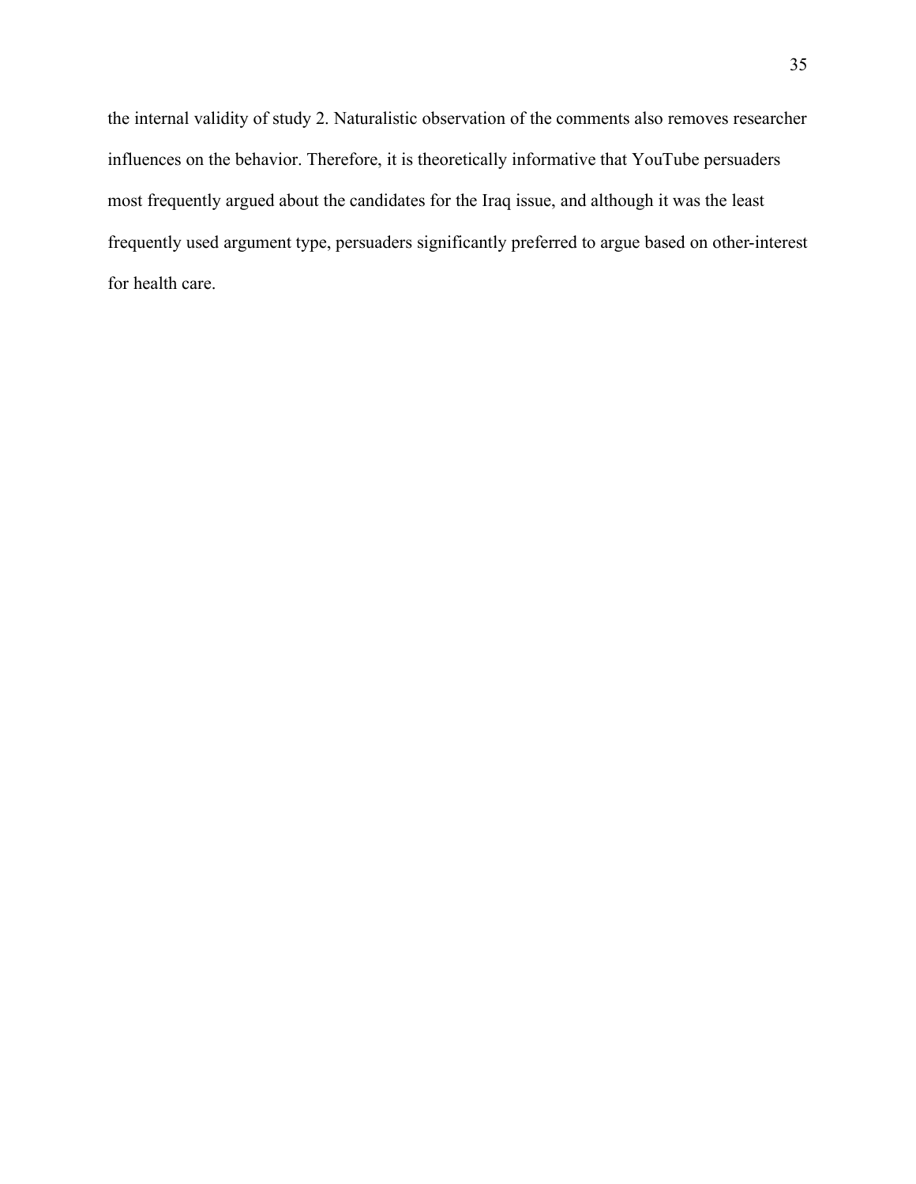the internal validity of study 2. Naturalistic observation of the comments also removes researcher influences on the behavior. Therefore, it is theoretically informative that YouTube persuaders most frequently argued about the candidates for the Iraq issue, and although it was the least frequently used argument type, persuaders significantly preferred to argue based on other-interest for health care.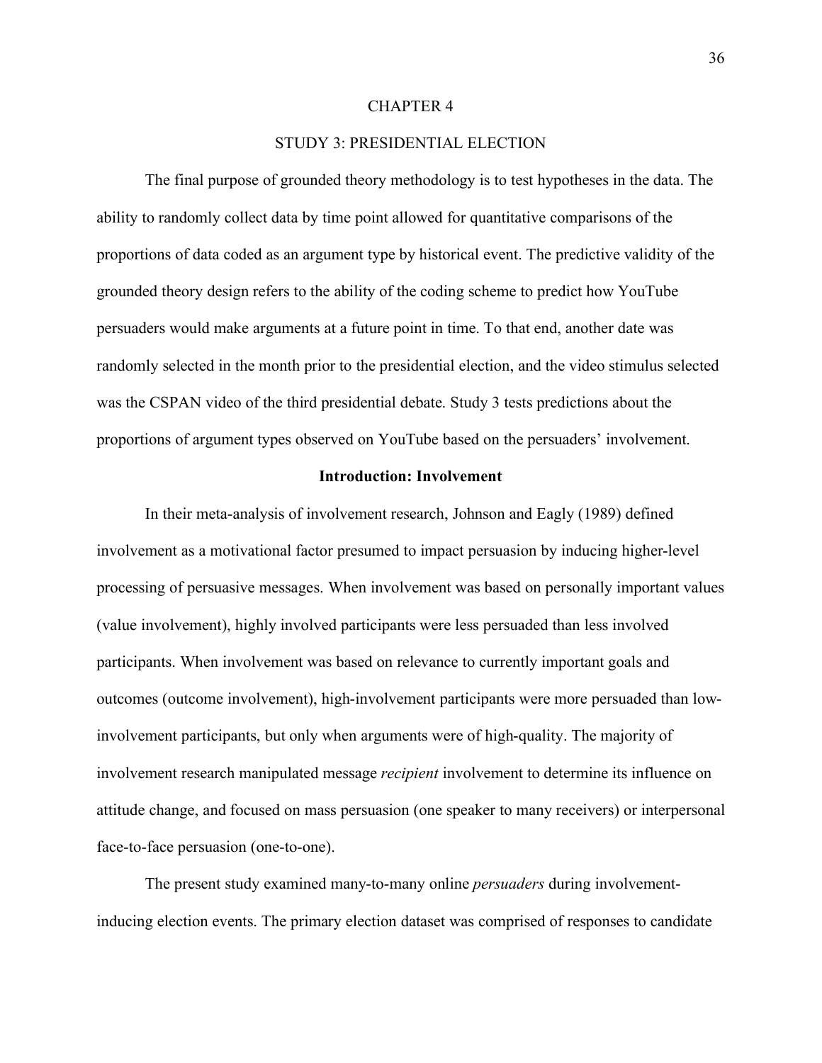# CHAPTER 4

# STUDY 3: PRESIDENTIAL ELECTION

The final purpose of grounded theory methodology is to test hypotheses in the data. The ability to randomly collect data by time point allowed for quantitative comparisons of the proportions of data coded as an argument type by historical event. The predictive validity of the grounded theory design refers to the ability of the coding scheme to predict how YouTube persuaders would make arguments at a future point in time. To that end, another date was randomly selected in the month prior to the presidential election, and the video stimulus selected was the CSPAN video of the third presidential debate. Study 3 tests predictions about the proportions of argument types observed on YouTube based on the persuaders' involvement.

## Introduction: Involvement

In their meta-analysis of involvement research, Johnson and Eagly (1989) defined involvement as a motivational factor presumed to impact persuasion by inducing higher-level processing of persuasive messages. When involvement was based on personally important values (value involvement), highly involved participants were less persuaded than less involved participants. When involvement was based on relevance to currently important goals and outcomes (outcome involvement), high-involvement participants were more persuaded than low-involvement participants, but only when arguments were of high-quality. The majority of involvement research manipulated message *recipient* involvement to determine its influence on attitude change, and focused on mass persuasion (one speaker to many receivers) or interpersonal face-to-face persuasion (one-to-one).

The present study examined many-to-many online *persuaders* during involvement-inducing election events. The primary election dataset was comprised of responses to candidate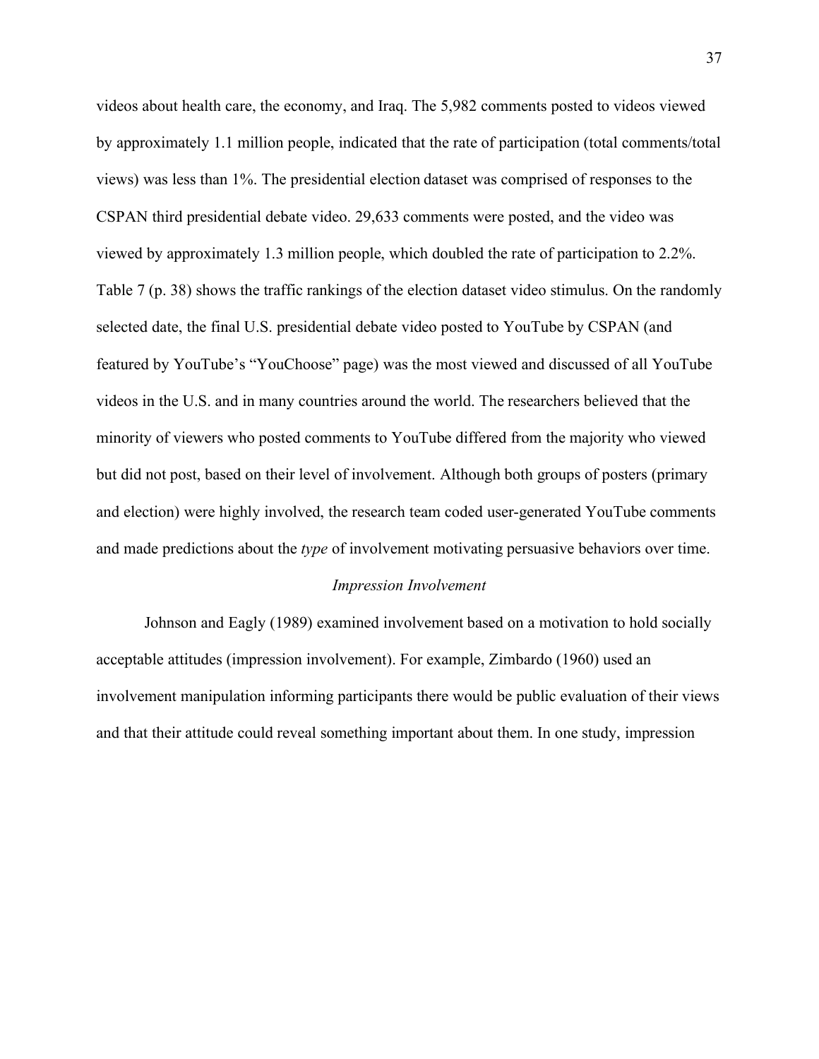videos about health care, the economy, and Iraq. The 5,982 comments posted to videos viewed by approximately 1.1 million people, indicated that the rate of participation (total comments/total views) was less than 1%. The presidential election dataset was comprised of responses to the CSPAN third presidential debate video. 29,633 comments were posted, and the video was viewed by approximately 1.3 million people, which doubled the rate of participation to 2.2%. Table 7 (p. 38) shows the traffic rankings of the election dataset video stimulus. On the randomly selected date, the final U.S. presidential debate video posted to YouTube by CSPAN (and featured by YouTube's "YouChoose" page) was the most viewed and discussed of all YouTube videos in the U.S. and in many countries around the world. The researchers believed that the minority of viewers who posted comments to YouTube differed from the majority who viewed but did not post, based on their level of involvement. Although both groups of posters (primary and election) were highly involved, the research team coded user-generated YouTube comments and made predictions about the *type* of involvement motivating persuasive behaviors over time.

### *Impression Involvement*

Johnson and Eagly (1989) examined involvement based on a motivation to hold socially acceptable attitudes (impression involvement). For example, Zimbardo (1960) used an involvement manipulation informing participants there would be public evaluation of their views and that their attitude could reveal something important about them. In one study, impression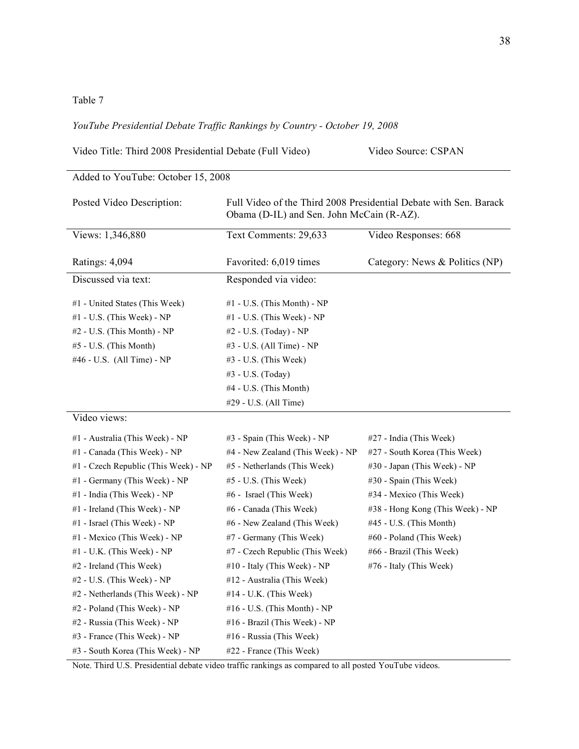Table 7

*YouTube Presidential Debate Traffic Rankings by Country - October 19, 2008*

| Video Title: Third 2008 Presidential Debate (Full Video) | | Video Source: CSPAN |
|---|---|---|
| Added to YouTube: October 15, 2008 | | |
| Posted Video Description: | Full Video of the Third 2008 Presidential Debate with Sen. Barack Obama (D-IL) and Sen. John McCain (R-AZ). | |
| Views: 1,346,880 | Text Comments: 29,633 | Video Responses: 668 |
| Ratings: 4,094 | Favorited: 6,019 times | Category: News & Politics (NP) |
| Discussed via text: | Responded via video: | |
| #1 - United States (This Week) | #1 - U.S. (This Month) - NP | |
| #1 - U.S. (This Week) - NP | #1 - U.S. (This Week) - NP | |
| #2 - U.S. (This Month) - NP | #2 - U.S. (Today) - NP | |
| #5 - U.S. (This Month) | #3 - U.S. (All Time) - NP | |
| #46 - U.S. (All Time) - NP | #3 - U.S. (This Week) | |
| | #3 - U.S. (Today) | |
| | #4 - U.S. (This Month) | |
| | #29 - U.S. (All Time) | |
| Video views: | | |
| #1 - Australia (This Week) - NP | #3 - Spain (This Week) - NP | #27 - India (This Week) |
| #1 - Canada (This Week) - NP | #4 - New Zealand (This Week) - NP | #27 - South Korea (This Week) |
| #1 - Czech Republic (This Week) - NP | #5 - Netherlands (This Week) | #30 - Japan (This Week) - NP |
| #1 - Germany (This Week) - NP | #5 - U.S. (This Week) | #30 - Spain (This Week) |
| #1 - India (This Week) - NP | #6 - Israel (This Week) | #34 - Mexico (This Week) |
| #1 - Ireland (This Week) - NP | #6 - Canada (This Week) | #38 - Hong Kong (This Week) - NP |
| #1 - Israel (This Week) - NP | #6 - New Zealand (This Week) | #45 - U.S. (This Month) |
| #1 - Mexico (This Week) - NP | #7 - Germany (This Week) | #60 - Poland (This Week) |
| #1 - U.K. (This Week) - NP | #7 - Czech Republic (This Week) | #66 - Brazil (This Week) |
| #2 - Ireland (This Week) | #10 - Italy (This Week) - NP | #76 - Italy (This Week) |
| #2 - U.S. (This Week) - NP | #12 - Australia (This Week) | |
| #2 - Netherlands (This Week) - NP | #14 - U.K. (This Week) | |
| #2 - Poland (This Week) - NP | #16 - U.S. (This Month) - NP | |
| #2 - Russia (This Week) - NP | #16 - Brazil (This Week) - NP | |
| #3 - France (This Week) - NP | #16 - Russia (This Week) | |
| #3 - South Korea (This Week) - NP | #22 - France (This Week) | |

Note. Third U.S. Presidential debate video traffic rankings as compared to all posted YouTube videos.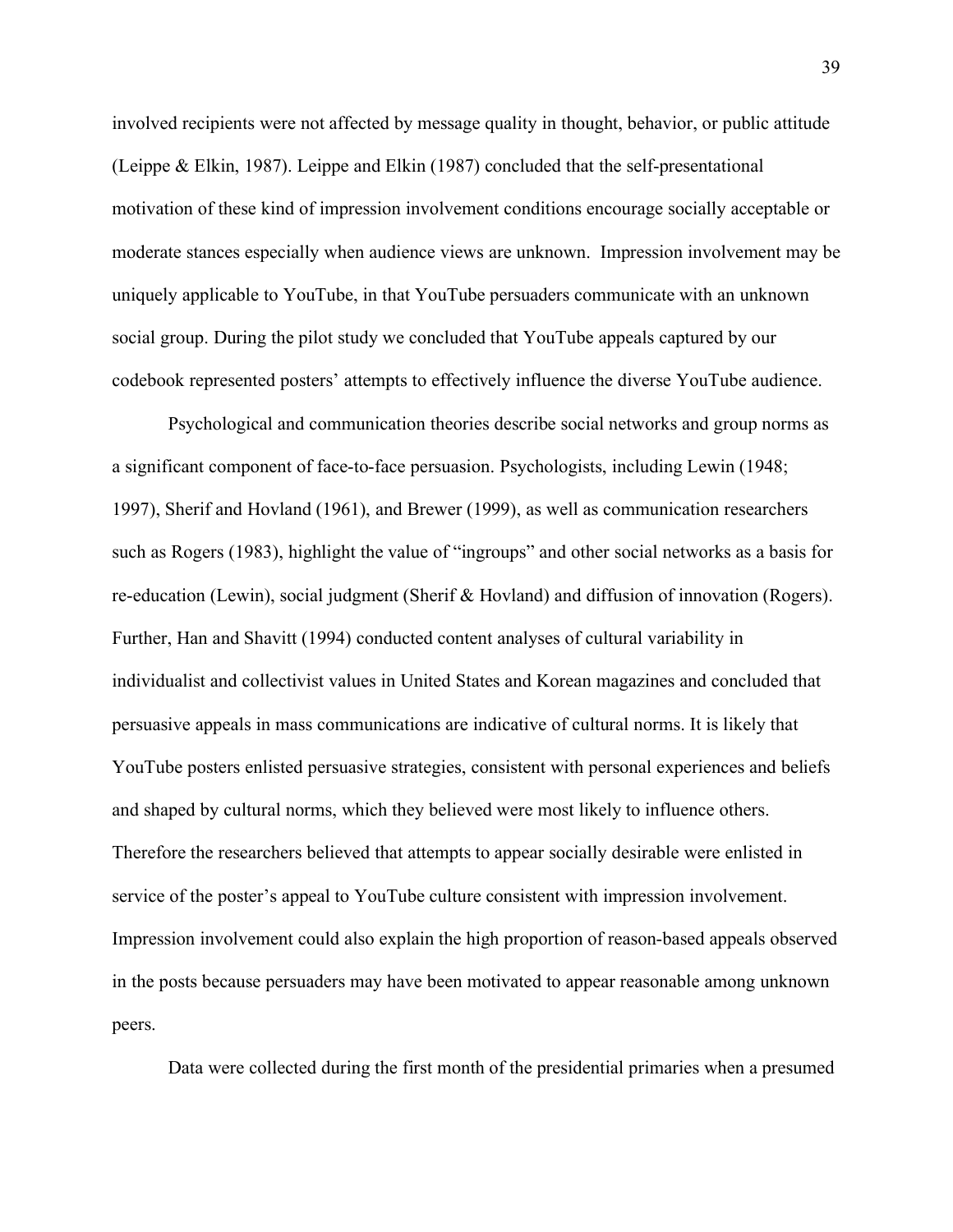involved recipients were not affected by message quality in thought, behavior, or public attitude (Leippe & Elkin, 1987). Leippe and Elkin (1987) concluded that the self-presentational motivation of these kind of impression involvement conditions encourage socially acceptable or moderate stances especially when audience views are unknown. Impression involvement may be uniquely applicable to YouTube, in that YouTube persuaders communicate with an unknown social group. During the pilot study we concluded that YouTube appeals captured by our codebook represented posters' attempts to effectively influence the diverse YouTube audience.

Psychological and communication theories describe social networks and group norms as a significant component of face-to-face persuasion. Psychologists, including Lewin (1948; 1997), Sherif and Hovland (1961), and Brewer (1999), as well as communication researchers such as Rogers (1983), highlight the value of "ingroups" and other social networks as a basis for re-education (Lewin), social judgment (Sherif & Hovland) and diffusion of innovation (Rogers). Further, Han and Shavitt (1994) conducted content analyses of cultural variability in individualist and collectivist values in United States and Korean magazines and concluded that persuasive appeals in mass communications are indicative of cultural norms. It is likely that YouTube posters enlisted persuasive strategies, consistent with personal experiences and beliefs and shaped by cultural norms, which they believed were most likely to influence others. Therefore the researchers believed that attempts to appear socially desirable were enlisted in service of the poster's appeal to YouTube culture consistent with impression involvement. Impression involvement could also explain the high proportion of reason-based appeals observed in the posts because persuaders may have been motivated to appear reasonable among unknown peers.

Data were collected during the first month of the presidential primaries when a presumed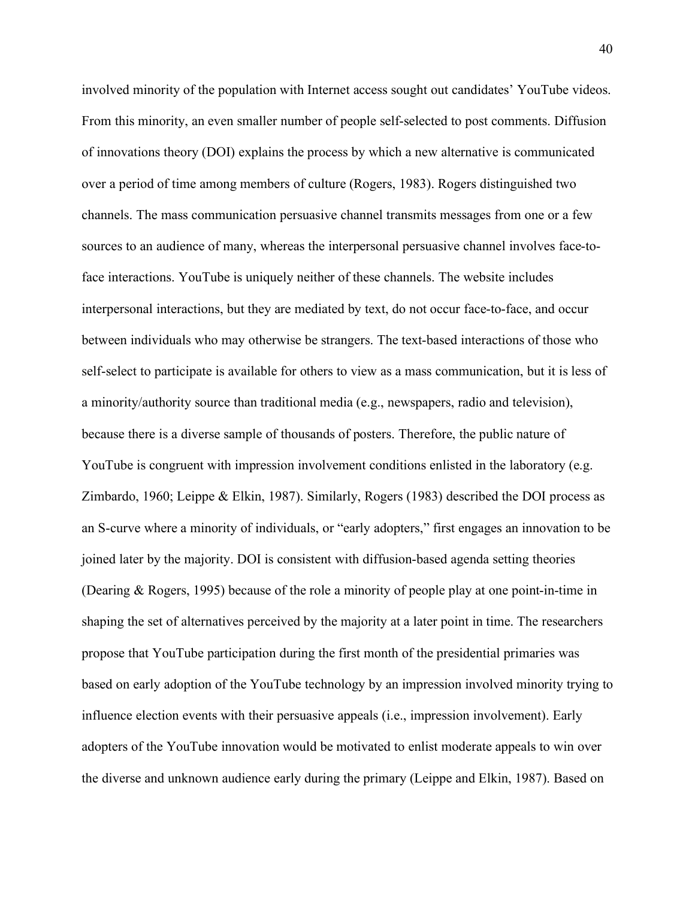involved minority of the population with Internet access sought out candidates' YouTube videos. From this minority, an even smaller number of people self-selected to post comments. Diffusion of innovations theory (DOI) explains the process by which a new alternative is communicated over a period of time among members of culture (Rogers, 1983). Rogers distinguished two channels. The mass communication persuasive channel transmits messages from one or a few sources to an audience of many, whereas the interpersonal persuasive channel involves face-to-face interactions. YouTube is uniquely neither of these channels. The website includes interpersonal interactions, but they are mediated by text, do not occur face-to-face, and occur between individuals who may otherwise be strangers. The text-based interactions of those who self-select to participate is available for others to view as a mass communication, but it is less of a minority/authority source than traditional media (e.g., newspapers, radio and television), because there is a diverse sample of thousands of posters. Therefore, the public nature of YouTube is congruent with impression involvement conditions enlisted in the laboratory (e.g. Zimbardo, 1960; Leippe & Elkin, 1987). Similarly, Rogers (1983) described the DOI process as an S-curve where a minority of individuals, or "early adopters," first engages an innovation to be joined later by the majority. DOI is consistent with diffusion-based agenda setting theories (Dearing & Rogers, 1995) because of the role a minority of people play at one point-in-time in shaping the set of alternatives perceived by the majority at a later point in time. The researchers propose that YouTube participation during the first month of the presidential primaries was based on early adoption of the YouTube technology by an impression involved minority trying to influence election events with their persuasive appeals (i.e., impression involvement). Early adopters of the YouTube innovation would be motivated to enlist moderate appeals to win over the diverse and unknown audience early during the primary (Leippe and Elkin, 1987). Based on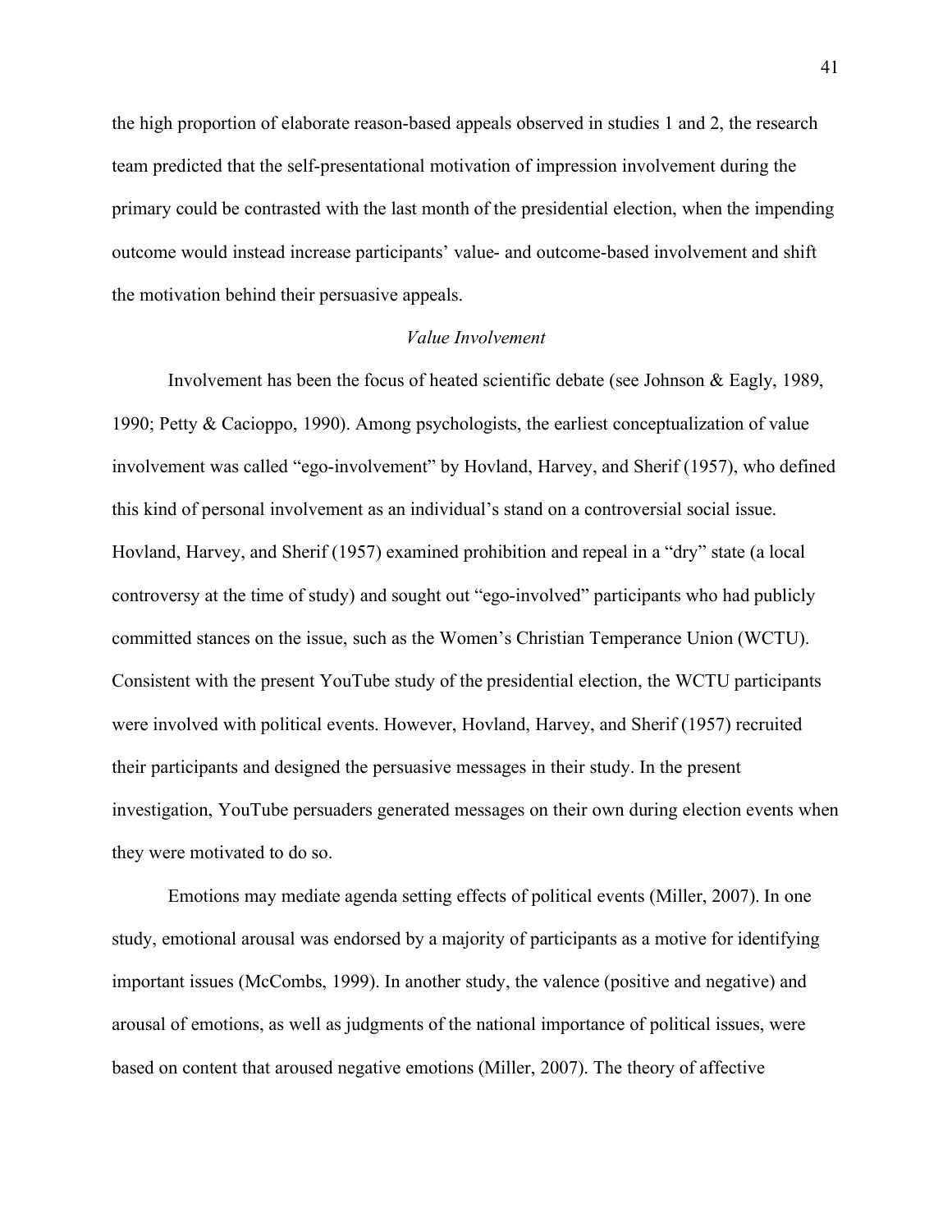the high proportion of elaborate reason-based appeals observed in studies 1 and 2, the research team predicted that the self-presentational motivation of impression involvement during the primary could be contrasted with the last month of the presidential election, when the impending outcome would instead increase participants' value- and outcome-based involvement and shift the motivation behind their persuasive appeals.

### *Value Involvement*

Involvement has been the focus of heated scientific debate (see Johnson & Eagly, 1989, 1990; Petty & Cacioppo, 1990). Among psychologists, the earliest conceptualization of value involvement was called "ego-involvement" by Hovland, Harvey, and Sherif (1957), who defined this kind of personal involvement as an individual's stand on a controversial social issue. Hovland, Harvey, and Sherif (1957) examined prohibition and repeal in a "dry" state (a local controversy at the time of study) and sought out "ego-involved" participants who had publicly committed stances on the issue, such as the Women's Christian Temperance Union (WCTU). Consistent with the present YouTube study of the presidential election, the WCTU participants were involved with political events. However, Hovland, Harvey, and Sherif (1957) recruited their participants and designed the persuasive messages in their study. In the present investigation, YouTube persuaders generated messages on their own during election events when they were motivated to do so.

Emotions may mediate agenda setting effects of political events (Miller, 2007). In one study, emotional arousal was endorsed by a majority of participants as a motive for identifying important issues (McCombs, 1999). In another study, the valence (positive and negative) and arousal of emotions, as well as judgments of the national importance of political issues, were based on content that aroused negative emotions (Miller, 2007). The theory of affective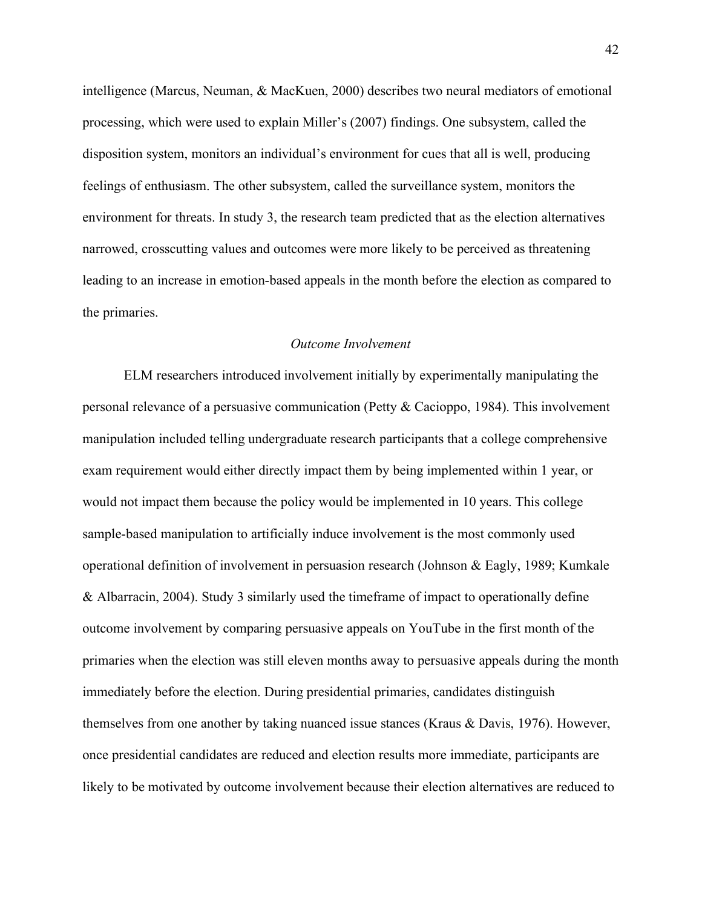intelligence (Marcus, Neuman, & MacKuen, 2000) describes two neural mediators of emotional processing, which were used to explain Miller's (2007) findings. One subsystem, called the disposition system, monitors an individual's environment for cues that all is well, producing feelings of enthusiasm. The other subsystem, called the surveillance system, monitors the environment for threats. In study 3, the research team predicted that as the election alternatives narrowed, crosscutting values and outcomes were more likely to be perceived as threatening leading to an increase in emotion-based appeals in the month before the election as compared to the primaries.

### *Outcome Involvement*

ELM researchers introduced involvement initially by experimentally manipulating the personal relevance of a persuasive communication (Petty & Cacioppo, 1984). This involvement manipulation included telling undergraduate research participants that a college comprehensive exam requirement would either directly impact them by being implemented within 1 year, or would not impact them because the policy would be implemented in 10 years. This college sample-based manipulation to artificially induce involvement is the most commonly used operational definition of involvement in persuasion research (Johnson & Eagly, 1989; Kumkale & Albarracin, 2004). Study 3 similarly used the timeframe of impact to operationally define outcome involvement by comparing persuasive appeals on YouTube in the first month of the primaries when the election was still eleven months away to persuasive appeals during the month immediately before the election. During presidential primaries, candidates distinguish themselves from one another by taking nuanced issue stances (Kraus & Davis, 1976). However, once presidential candidates are reduced and election results more immediate, participants are likely to be motivated by outcome involvement because their election alternatives are reduced to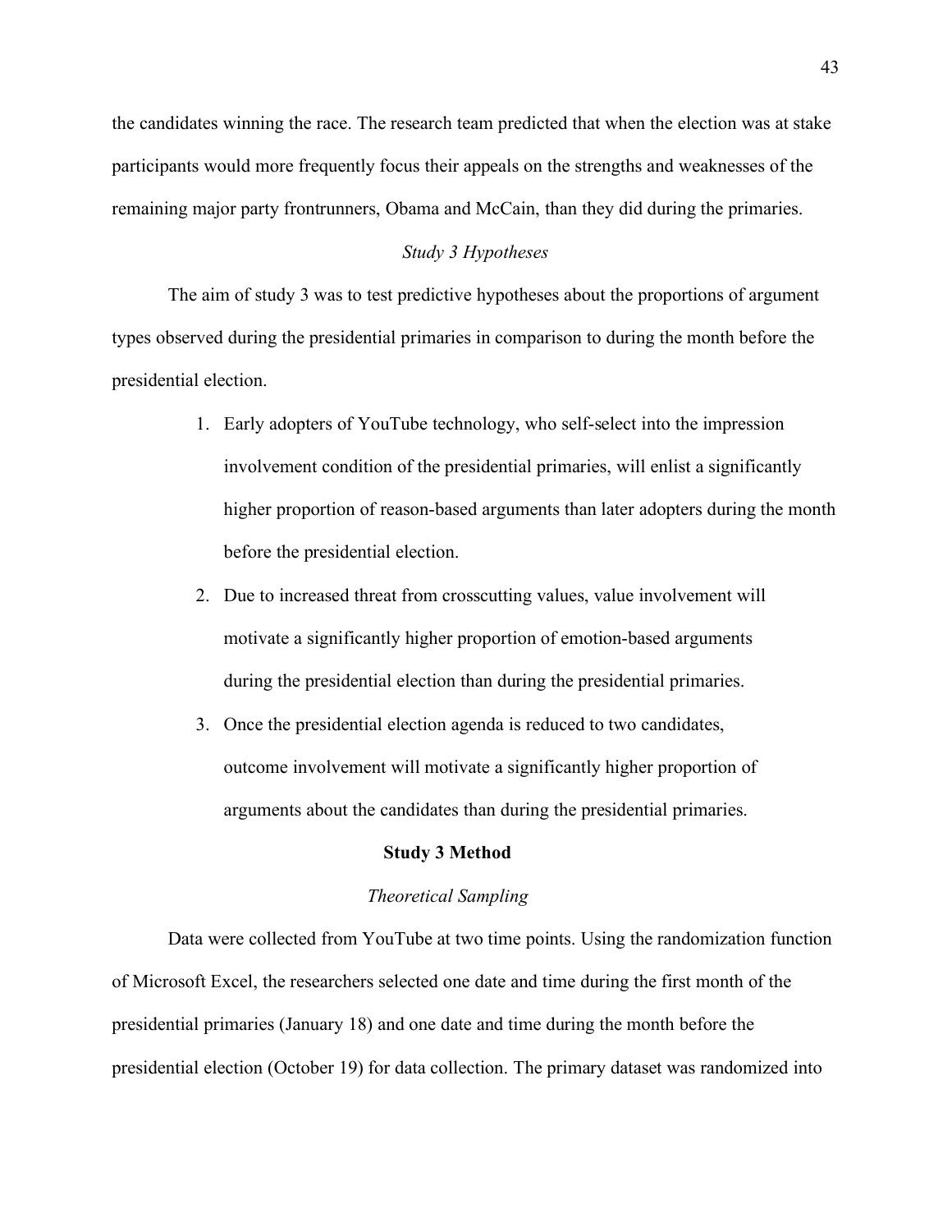the candidates winning the race. The research team predicted that when the election was at stake participants would more frequently focus their appeals on the strengths and weaknesses of the remaining major party frontrunners, Obama and McCain, than they did during the primaries.

### *Study 3 Hypotheses*

The aim of study 3 was to test predictive hypotheses about the proportions of argument types observed during the presidential primaries in comparison to during the month before the presidential election.

1. Early adopters of YouTube technology, who self-select into the impression involvement condition of the presidential primaries, will enlist a significantly higher proportion of reason-based arguments than later adopters during the month before the presidential election.
2. Due to increased threat from crosscutting values, value involvement will motivate a significantly higher proportion of emotion-based arguments during the presidential election than during the presidential primaries.
3. Once the presidential election agenda is reduced to two candidates, outcome involvement will motivate a significantly higher proportion of arguments about the candidates than during the presidential primaries.

## **Study 3 Method**

### *Theoretical Sampling*

Data were collected from YouTube at two time points. Using the randomization function of Microsoft Excel, the researchers selected one date and time during the first month of the presidential primaries (January 18) and one date and time during the month before the presidential election (October 19) for data collection. The primary dataset was randomized into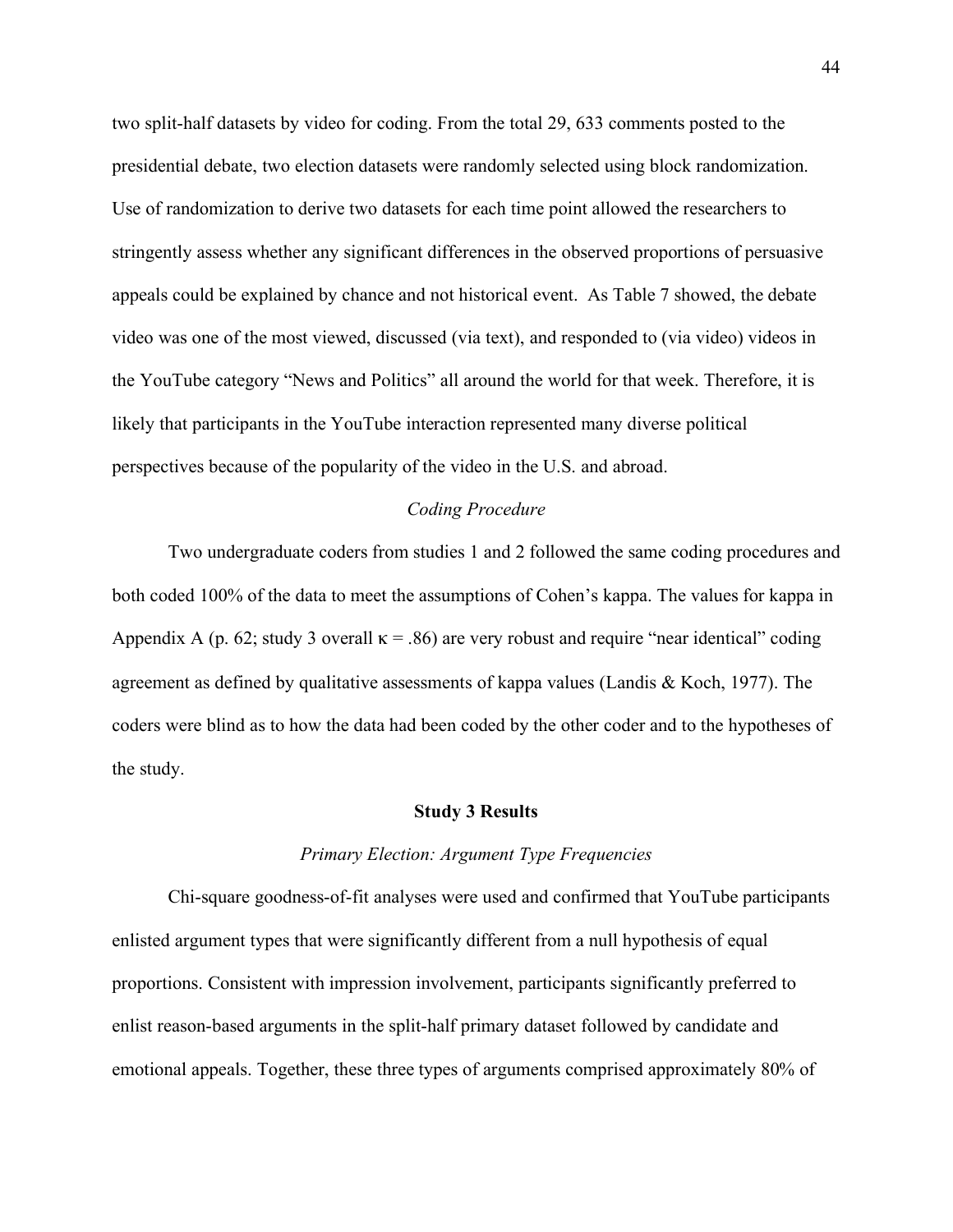two split-half datasets by video for coding. From the total 29, 633 comments posted to the presidential debate, two election datasets were randomly selected using block randomization. Use of randomization to derive two datasets for each time point allowed the researchers to stringently assess whether any significant differences in the observed proportions of persuasive appeals could be explained by chance and not historical event. As Table 7 showed, the debate video was one of the most viewed, discussed (via text), and responded to (via video) videos in the YouTube category "News and Politics" all around the world for that week. Therefore, it is likely that participants in the YouTube interaction represented many diverse political perspectives because of the popularity of the video in the U.S. and abroad.

### *Coding Procedure*

Two undergraduate coders from studies 1 and 2 followed the same coding procedures and both coded 100% of the data to meet the assumptions of Cohen's kappa. The values for kappa in Appendix A (p. 62; study 3 overall $\kappa = .86$) are very robust and require "near identical" coding agreement as defined by qualitative assessments of kappa values (Landis & Koch, 1977). The coders were blind as to how the data had been coded by the other coder and to the hypotheses of the study.

## Study 3 Results

### *Primary Election: Argument Type Frequencies*

Chi-square goodness-of-fit analyses were used and confirmed that YouTube participants enlisted argument types that were significantly different from a null hypothesis of equal proportions. Consistent with impression involvement, participants significantly preferred to enlist reason-based arguments in the split-half primary dataset followed by candidate and emotional appeals. Together, these three types of arguments comprised approximately 80% of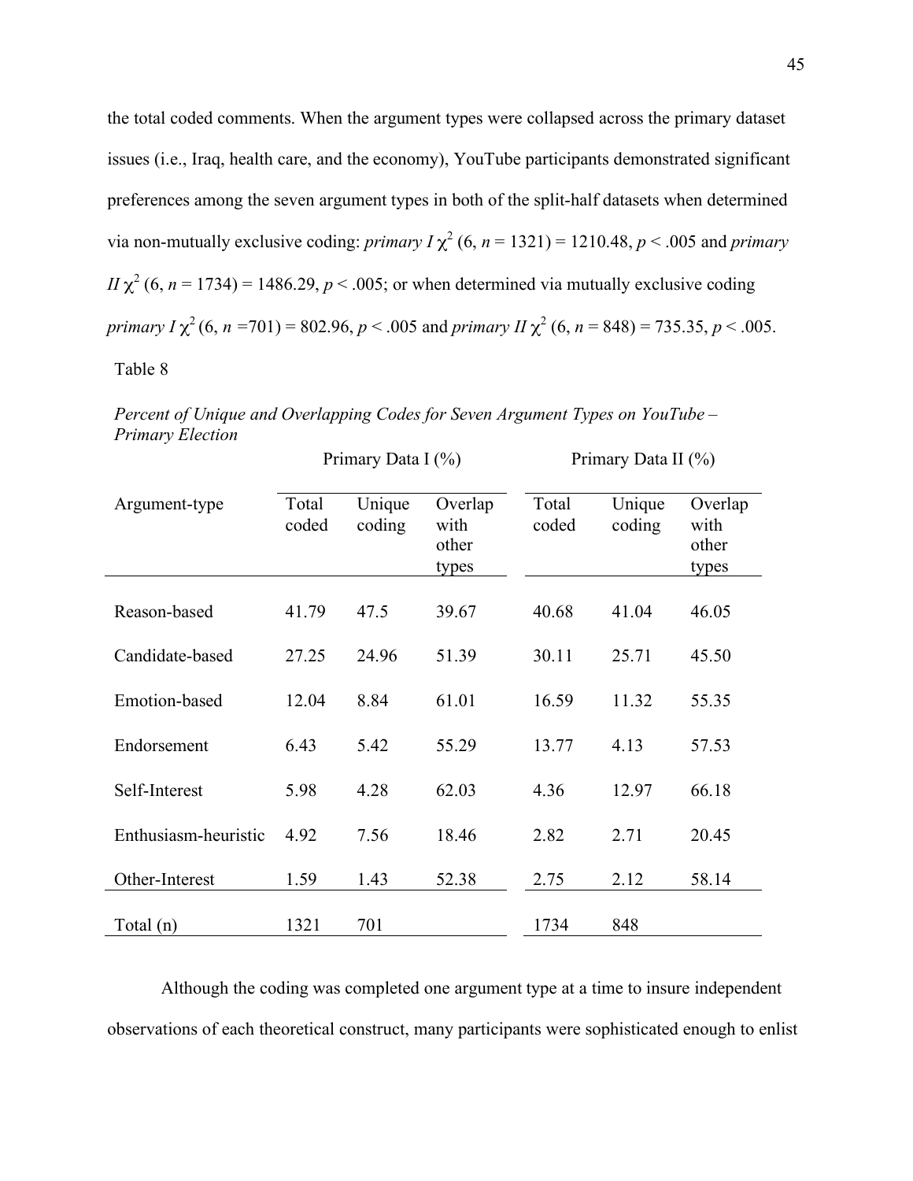the total coded comments. When the argument types were collapsed across the primary dataset issues (i.e., Iraq, health care, and the economy), YouTube participants demonstrated significant preferences among the seven argument types in both of the split-half datasets when determined via non-mutually exclusive coding: *primary I* $\chi^2$ (6, $n$ = 1321) = 1210.48, $p < .005$ and *primary II* $\chi^2$ (6, $n$ = 1734) = 1486.29, $p < .005$; or when determined via mutually exclusive coding *primary I* $\chi^2$ (6, $n$ =701) = 802.96, $p < .005$ and *primary II* $\chi^2$ (6, $n$ = 848) = 735.35, $p < .005$.

Table 8

*Percent of Unique and Overlapping Codes for Seven Argument Types on YouTube – Primary Election*

| | Primary Data I (%) | | | Primary Data II (%) | | |
|---|---|---|---|---|---|---|
| Argument-type | Total coded | Unique coding | Overlap with other types | Total coded | Unique coding | Overlap with other types |
| Reason-based | 41.79 | 47.5 | 39.67 | 40.68 | 41.04 | 46.05 |
| Candidate-based | 27.25 | 24.96 | 51.39 | 30.11 | 25.71 | 45.50 |
| Emotion-based | 12.04 | 8.84 | 61.01 | 16.59 | 11.32 | 55.35 |
| Endorsement | 6.43 | 5.42 | 55.29 | 13.77 | 4.13 | 57.53 |
| Self-Interest | 5.98 | 4.28 | 62.03 | 4.36 | 12.97 | 66.18 |
| Enthusiasm-heuristic | 4.92 | 7.56 | 18.46 | 2.82 | 2.71 | 20.45 |
| Other-Interest | 1.59 | 1.43 | 52.38 | 2.75 | 2.12 | 58.14 |
| Total (n) | 1321 | 701 | | 1734 | 848 | |

Although the coding was completed one argument type at a time to insure independent observations of each theoretical construct, many participants were sophisticated enough to enlist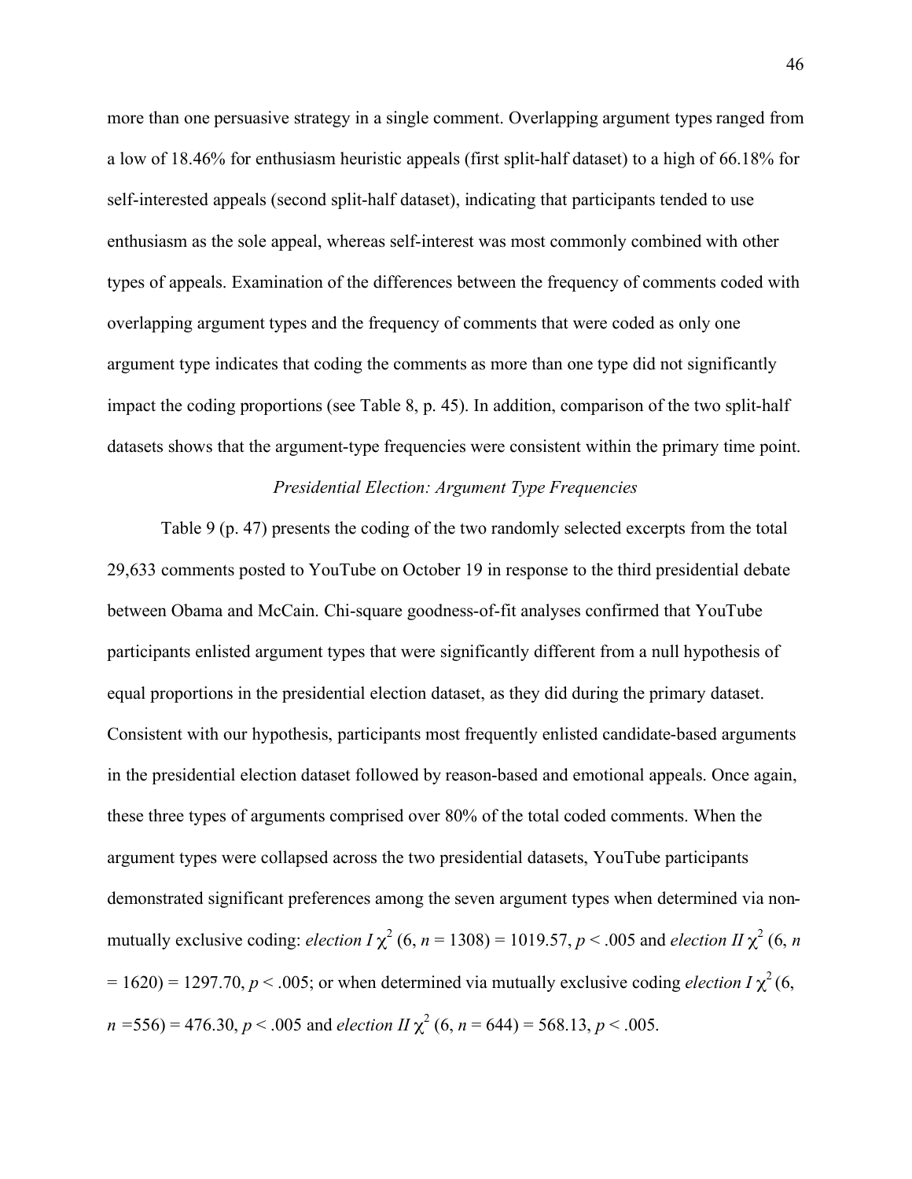more than one persuasive strategy in a single comment. Overlapping argument types ranged from a low of 18.46% for enthusiasm heuristic appeals (first split-half dataset) to a high of 66.18% for self-interested appeals (second split-half dataset), indicating that participants tended to use enthusiasm as the sole appeal, whereas self-interest was most commonly combined with other types of appeals. Examination of the differences between the frequency of comments coded with overlapping argument types and the frequency of comments that were coded as only one argument type indicates that coding the comments as more than one type did not significantly impact the coding proportions (see Table 8, p. 45). In addition, comparison of the two split-half datasets shows that the argument-type frequencies were consistent within the primary time point.

### *Presidential Election: Argument Type Frequencies*

Table 9 (p. 47) presents the coding of the two randomly selected excerpts from the total 29,633 comments posted to YouTube on October 19 in response to the third presidential debate between Obama and McCain. Chi-square goodness-of-fit analyses confirmed that YouTube participants enlisted argument types that were significantly different from a null hypothesis of equal proportions in the presidential election dataset, as they did during the primary dataset. Consistent with our hypothesis, participants most frequently enlisted candidate-based arguments in the presidential election dataset followed by reason-based and emotional appeals. Once again, these three types of arguments comprised over 80% of the total coded comments. When the argument types were collapsed across the two presidential datasets, YouTube participants demonstrated significant preferences among the seven argument types when determined via non-mutually exclusive coding: *election I* $\chi^2$ (6, $n$ = 1308) = 1019.57, $p < .005$ and *election II* $\chi^2$ (6, $n$ = 1620) = 1297.70, $p < .005$; or when determined via mutually exclusive coding *election I* $\chi^2$ (6, $n$ =556) = 476.30, $p < .005$ and *election II* $\chi^2$ (6, $n$ = 644) = 568.13, $p < .005$.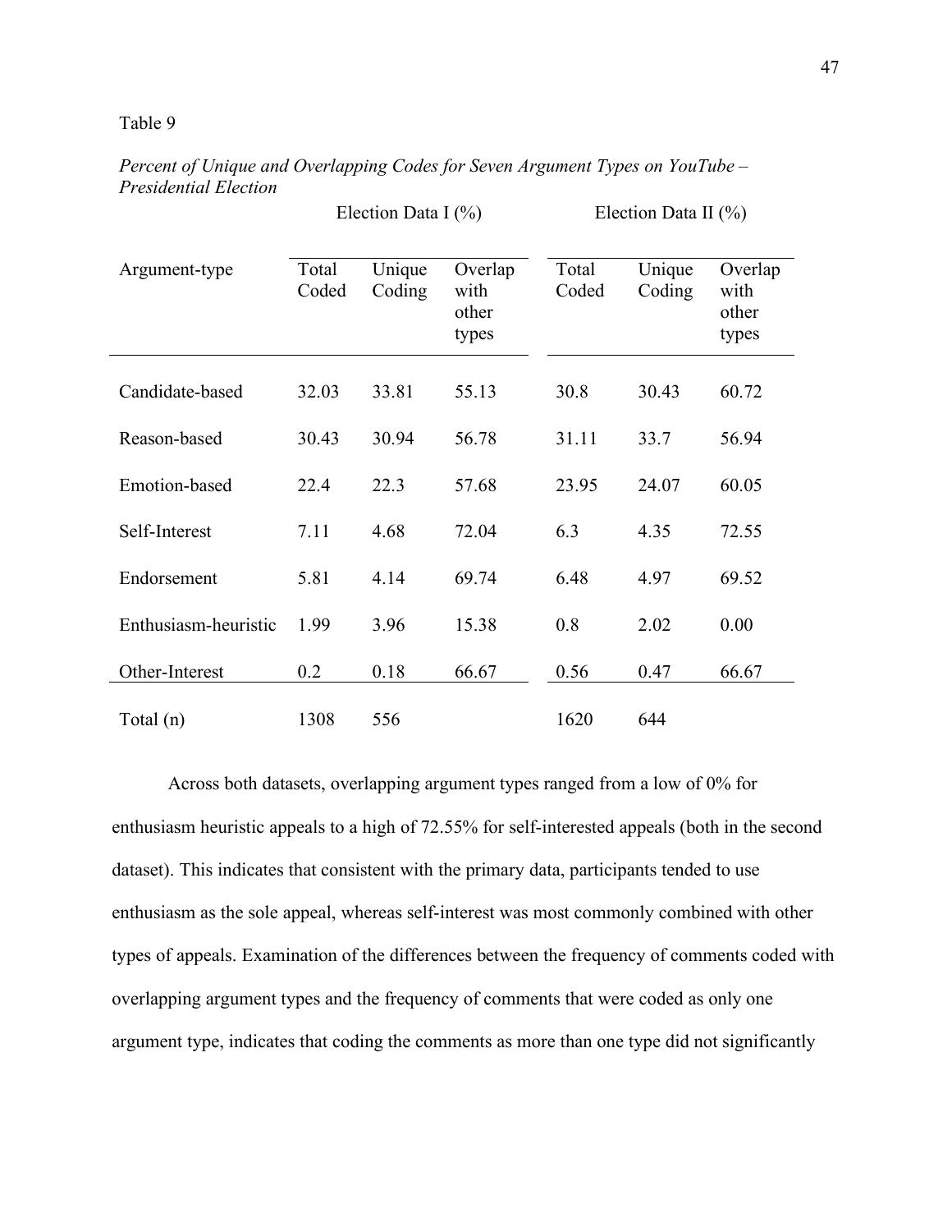Table 9

*Percent of Unique and Overlapping Codes for Seven Argument Types on YouTube – Presidential Election*

| | Election Data I (%) | | | Election Data II (%) | | |
|---|---|---|---|---|---|---|
| Argument-type | Total Coded | Unique Coding | Overlap with other types | Total Coded | Unique Coding | Overlap with other types |
| Candidate-based | 32.03 | 33.81 | 55.13 | 30.8 | 30.43 | 60.72 |
| Reason-based | 30.43 | 30.94 | 56.78 | 31.11 | 33.7 | 56.94 |
| Emotion-based | 22.4 | 22.3 | 57.68 | 23.95 | 24.07 | 60.05 |
| Self-Interest | 7.11 | 4.68 | 72.04 | 6.3 | 4.35 | 72.55 |
| Endorsement | 5.81 | 4.14 | 69.74 | 6.48 | 4.97 | 69.52 |
| Enthusiasm-heuristic | 1.99 | 3.96 | 15.38 | 0.8 | 2.02 | 0.00 |
| Other-Interest | 0.2 | 0.18 | 66.67 | 0.56 | 0.47 | 66.67 |
| Total (n) | 1308 | 556 | | 1620 | 644 | |

Across both datasets, overlapping argument types ranged from a low of 0% for enthusiasm heuristic appeals to a high of 72.55% for self-interested appeals (both in the second dataset). This indicates that consistent with the primary data, participants tended to use enthusiasm as the sole appeal, whereas self-interest was most commonly combined with other types of appeals. Examination of the differences between the frequency of comments coded with overlapping argument types and the frequency of comments that were coded as only one argument type, indicates that coding the comments as more than one type did not significantly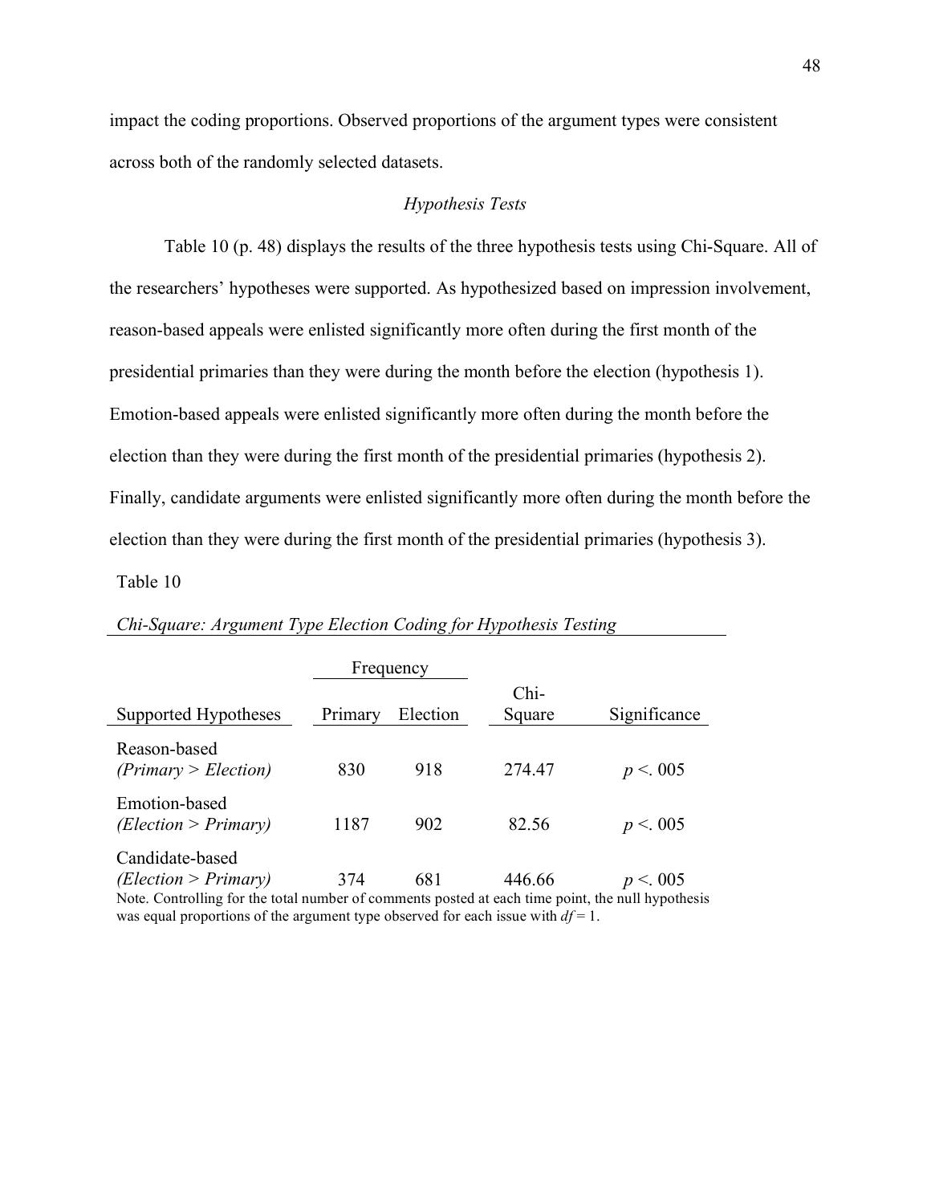impact the coding proportions. Observed proportions of the argument types were consistent across both of the randomly selected datasets.

*Hypothesis Tests*

Table 10 (p. 48) displays the results of the three hypothesis tests using Chi-Square. All of the researchers' hypotheses were supported. As hypothesized based on impression involvement, reason-based appeals were enlisted significantly more often during the first month of the presidential primaries than they were during the month before the election (hypothesis 1). Emotion-based appeals were enlisted significantly more often during the month before the election than they were during the first month of the presidential primaries (hypothesis 2). Finally, candidate arguments were enlisted significantly more often during the month before the election than they were during the first month of the presidential primaries (hypothesis 3).

Table 10

*Chi-Square: Argument Type Election Coding for Hypothesis Testing*

| | Frequency | | | |
|---|---|---|---|---|
| Supported Hypotheses | Primary | Election | Chi-Square | Significance |
| Reason-based *(Primary > Election)* | 830 | 918 | 274.47 | $p < .005$ |
| Emotion-based *(Election > Primary)* | 1187 | 902 | 82.56 | $p < .005$ |
| Candidate-based *(Election > Primary)* | 374 | 681 | 446.66 | $p < .005$ |

Note. Controlling for the total number of comments posted at each time point, the null hypothesis was equal proportions of the argument type observed for each issue with $df = 1$.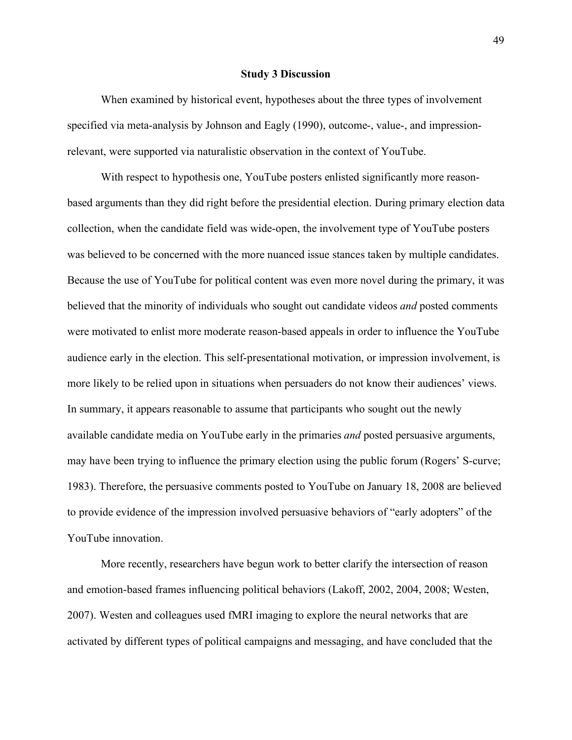## Study 3 Discussion

When examined by historical event, hypotheses about the three types of involvement specified via meta-analysis by Johnson and Eagly (1990), outcome-, value-, and impression-relevant, were supported via naturalistic observation in the context of YouTube.

With respect to hypothesis one, YouTube posters enlisted significantly more reason-based arguments than they did right before the presidential election. During primary election data collection, when the candidate field was wide-open, the involvement type of YouTube posters was believed to be concerned with the more nuanced issue stances taken by multiple candidates. Because the use of YouTube for political content was even more novel during the primary, it was believed that the minority of individuals who sought out candidate videos *and* posted comments were motivated to enlist more moderate reason-based appeals in order to influence the YouTube audience early in the election. This self-presentational motivation, or impression involvement, is more likely to be relied upon in situations when persuaders do not know their audiences' views. In summary, it appears reasonable to assume that participants who sought out the newly available candidate media on YouTube early in the primaries *and* posted persuasive arguments, may have been trying to influence the primary election using the public forum (Rogers' S-curve; 1983). Therefore, the persuasive comments posted to YouTube on January 18, 2008 are believed to provide evidence of the impression involved persuasive behaviors of "early adopters" of the YouTube innovation.

More recently, researchers have begun work to better clarify the intersection of reason and emotion-based frames influencing political behaviors (Lakoff, 2002, 2004, 2008; Westen, 2007). Westen and colleagues used fMRI imaging to explore the neural networks that are activated by different types of political campaigns and messaging, and have concluded that the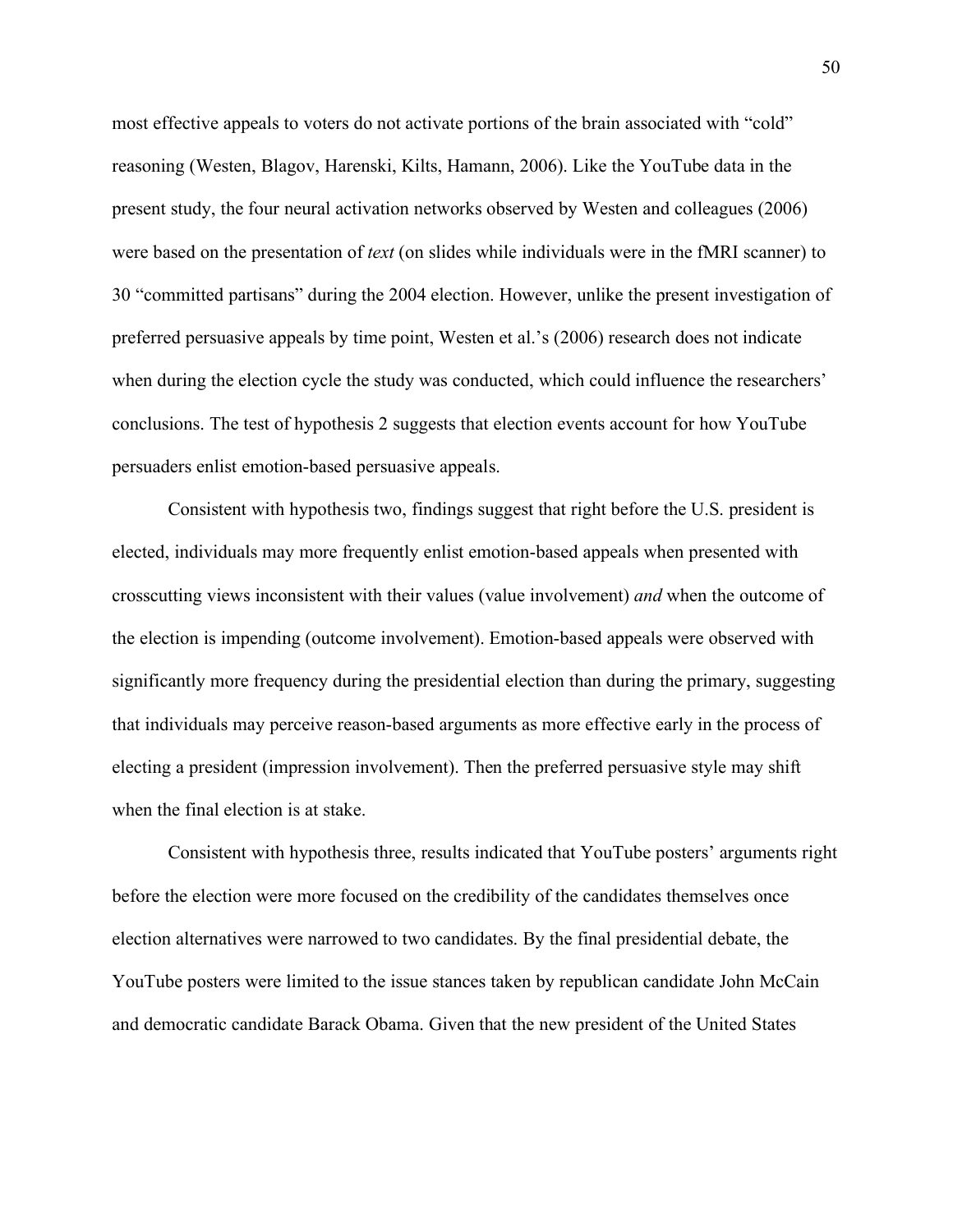most effective appeals to voters do not activate portions of the brain associated with "cold" reasoning (Westen, Blagov, Harenski, Kilts, Hamann, 2006). Like the YouTube data in the present study, the four neural activation networks observed by Westen and colleagues (2006) were based on the presentation of *text* (on slides while individuals were in the fMRI scanner) to 30 "committed partisans" during the 2004 election. However, unlike the present investigation of preferred persuasive appeals by time point, Westen et al.'s (2006) research does not indicate when during the election cycle the study was conducted, which could influence the researchers' conclusions. The test of hypothesis 2 suggests that election events account for how YouTube persuaders enlist emotion-based persuasive appeals.

Consistent with hypothesis two, findings suggest that right before the U.S. president is elected, individuals may more frequently enlist emotion-based appeals when presented with crosscutting views inconsistent with their values (value involvement) *and* when the outcome of the election is impending (outcome involvement). Emotion-based appeals were observed with significantly more frequency during the presidential election than during the primary, suggesting that individuals may perceive reason-based arguments as more effective early in the process of electing a president (impression involvement). Then the preferred persuasive style may shift when the final election is at stake.

Consistent with hypothesis three, results indicated that YouTube posters' arguments right before the election were more focused on the credibility of the candidates themselves once election alternatives were narrowed to two candidates. By the final presidential debate, the YouTube posters were limited to the issue stances taken by republican candidate John McCain and democratic candidate Barack Obama. Given that the new president of the United States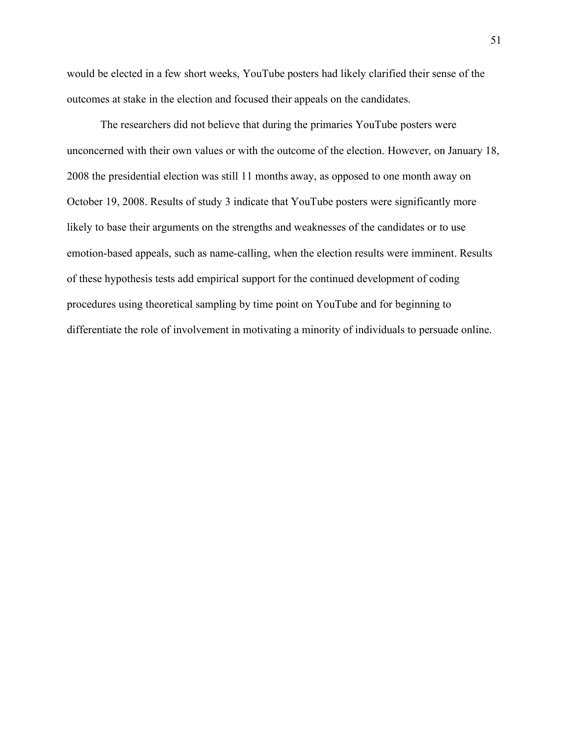would be elected in a few short weeks, YouTube posters had likely clarified their sense of the outcomes at stake in the election and focused their appeals on the candidates.

The researchers did not believe that during the primaries YouTube posters were unconcerned with their own values or with the outcome of the election. However, on January 18, 2008 the presidential election was still 11 months away, as opposed to one month away on October 19, 2008. Results of study 3 indicate that YouTube posters were significantly more likely to base their arguments on the strengths and weaknesses of the candidates or to use emotion-based appeals, such as name-calling, when the election results were imminent. Results of these hypothesis tests add empirical support for the continued development of coding procedures using theoretical sampling by time point on YouTube and for beginning to differentiate the role of involvement in motivating a minority of individuals to persuade online.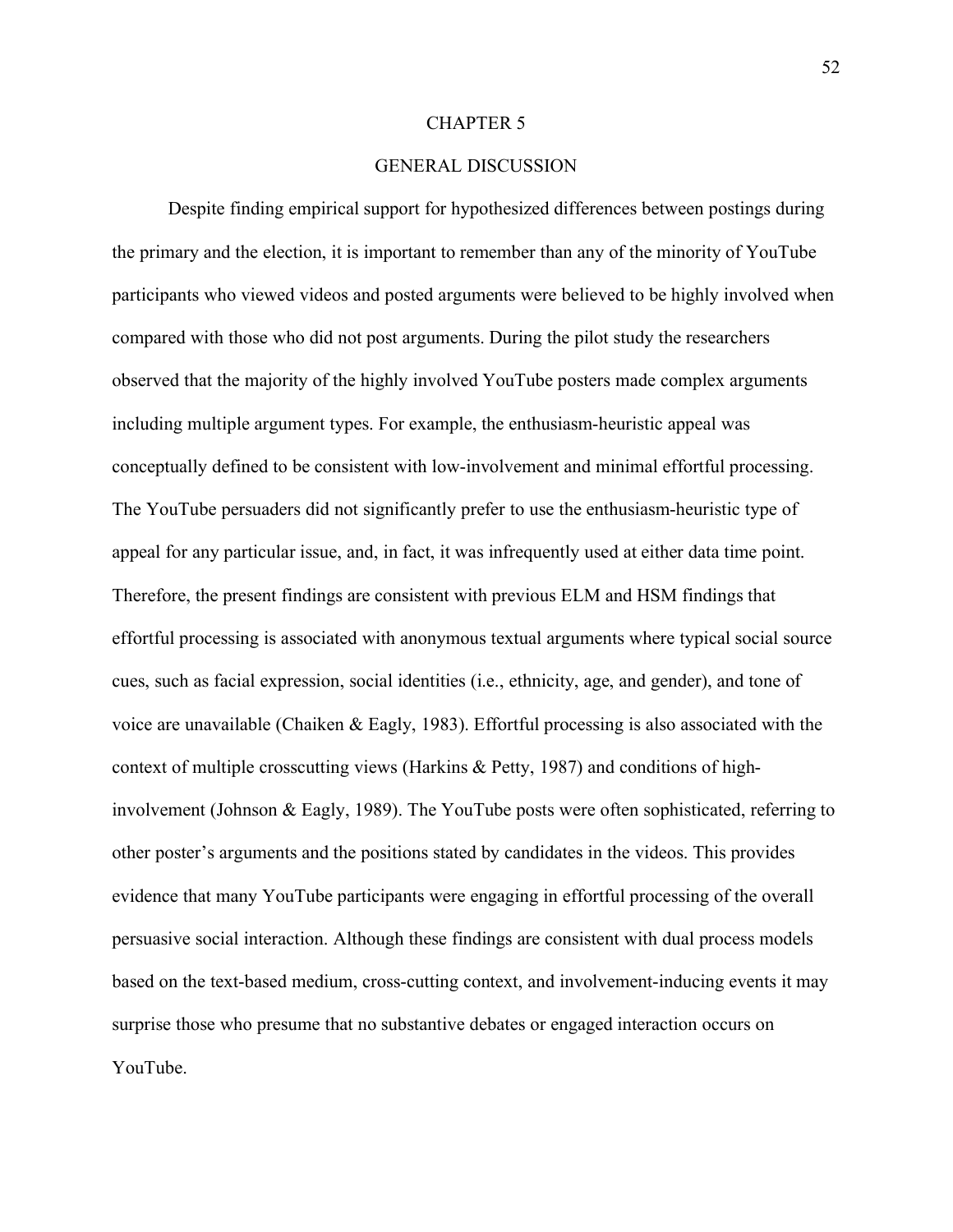# CHAPTER 5

## GENERAL DISCUSSION

Despite finding empirical support for hypothesized differences between postings during the primary and the election, it is important to remember than any of the minority of YouTube participants who viewed videos and posted arguments were believed to be highly involved when compared with those who did not post arguments. During the pilot study the researchers observed that the majority of the highly involved YouTube posters made complex arguments including multiple argument types. For example, the enthusiasm-heuristic appeal was conceptually defined to be consistent with low-involvement and minimal effortful processing. The YouTube persuaders did not significantly prefer to use the enthusiasm-heuristic type of appeal for any particular issue, and, in fact, it was infrequently used at either data time point. Therefore, the present findings are consistent with previous ELM and HSM findings that effortful processing is associated with anonymous textual arguments where typical social source cues, such as facial expression, social identities (i.e., ethnicity, age, and gender), and tone of voice are unavailable (Chaiken & Eagly, 1983). Effortful processing is also associated with the context of multiple crosscutting views (Harkins & Petty, 1987) and conditions of high-involvement (Johnson & Eagly, 1989). The YouTube posts were often sophisticated, referring to other poster's arguments and the positions stated by candidates in the videos. This provides evidence that many YouTube participants were engaging in effortful processing of the overall persuasive social interaction. Although these findings are consistent with dual process models based on the text-based medium, cross-cutting context, and involvement-inducing events it may surprise those who presume that no substantive debates or engaged interaction occurs on YouTube.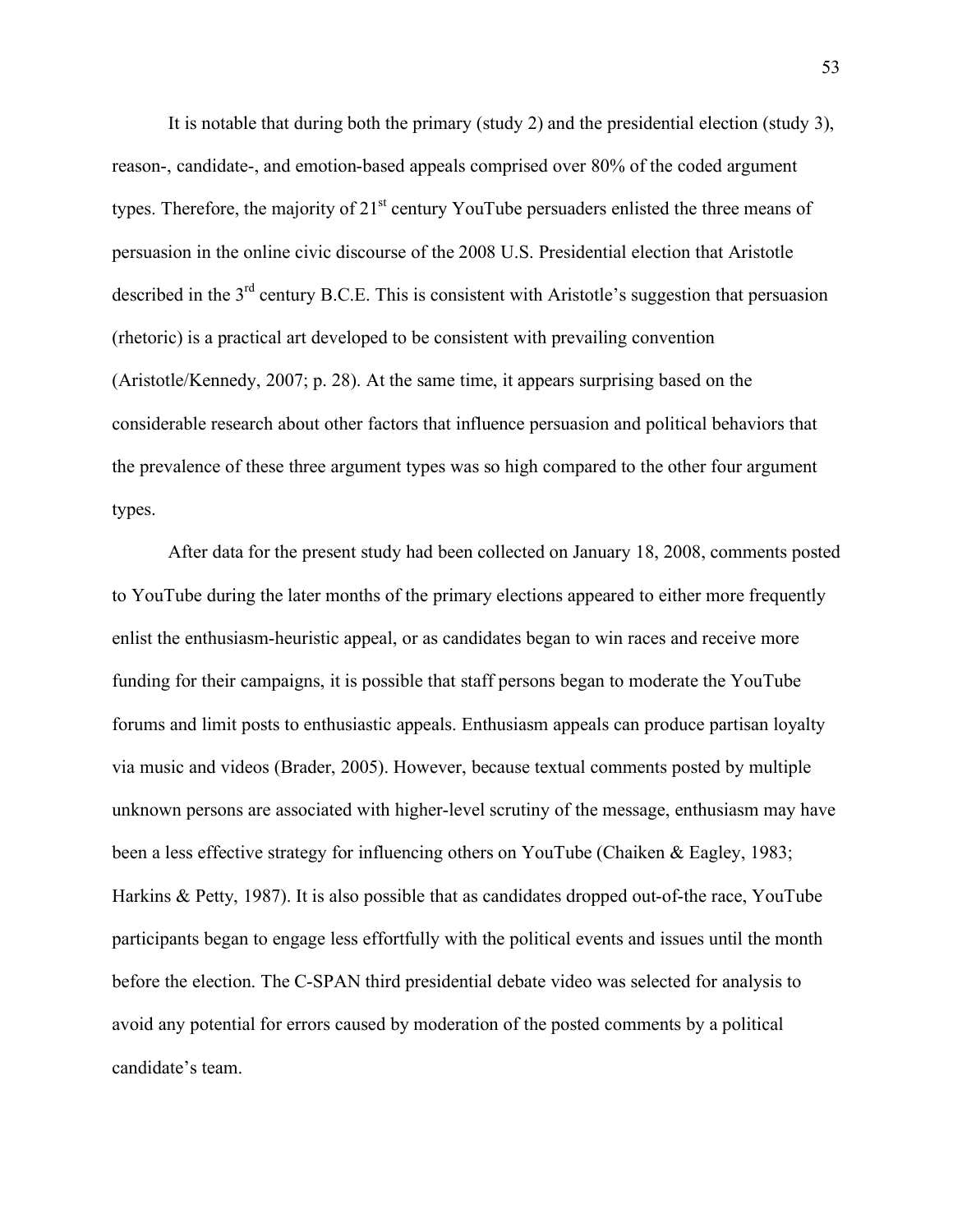It is notable that during both the primary (study 2) and the presidential election (study 3), reason-, candidate-, and emotion-based appeals comprised over 80% of the coded argument types. Therefore, the majority of 21st century YouTube persuaders enlisted the three means of persuasion in the online civic discourse of the 2008 U.S. Presidential election that Aristotle described in the 3rd century B.C.E. This is consistent with Aristotle's suggestion that persuasion (rhetoric) is a practical art developed to be consistent with prevailing convention (Aristotle/Kennedy, 2007; p. 28). At the same time, it appears surprising based on the considerable research about other factors that influence persuasion and political behaviors that the prevalence of these three argument types was so high compared to the other four argument types.

After data for the present study had been collected on January 18, 2008, comments posted to YouTube during the later months of the primary elections appeared to either more frequently enlist the enthusiasm-heuristic appeal, or as candidates began to win races and receive more funding for their campaigns, it is possible that staff persons began to moderate the YouTube forums and limit posts to enthusiastic appeals. Enthusiasm appeals can produce partisan loyalty via music and videos (Brader, 2005). However, because textual comments posted by multiple unknown persons are associated with higher-level scrutiny of the message, enthusiasm may have been a less effective strategy for influencing others on YouTube (Chaiken & Eagley, 1983; Harkins & Petty, 1987). It is also possible that as candidates dropped out-of-the race, YouTube participants began to engage less effortfully with the political events and issues until the month before the election. The C-SPAN third presidential debate video was selected for analysis to avoid any potential for errors caused by moderation of the posted comments by a political candidate's team.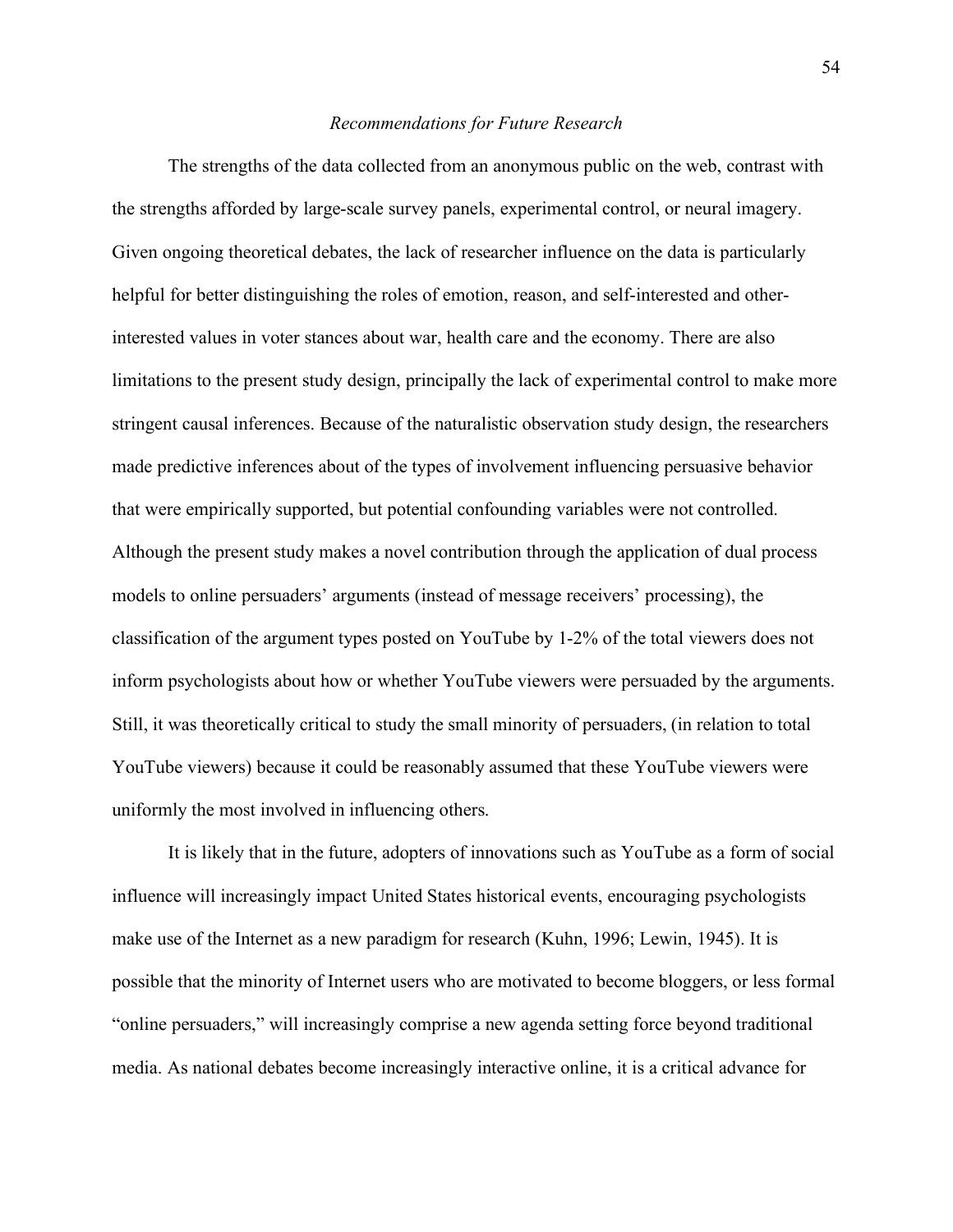*Recommendations for Future Research*

The strengths of the data collected from an anonymous public on the web, contrast with the strengths afforded by large-scale survey panels, experimental control, or neural imagery. Given ongoing theoretical debates, the lack of researcher influence on the data is particularly helpful for better distinguishing the roles of emotion, reason, and self-interested and other-interested values in voter stances about war, health care and the economy. There are also limitations to the present study design, principally the lack of experimental control to make more stringent causal inferences. Because of the naturalistic observation study design, the researchers made predictive inferences about of the types of involvement influencing persuasive behavior that were empirically supported, but potential confounding variables were not controlled. Although the present study makes a novel contribution through the application of dual process models to online persuaders' arguments (instead of message receivers' processing), the classification of the argument types posted on YouTube by 1-2% of the total viewers does not inform psychologists about how or whether YouTube viewers were persuaded by the arguments. Still, it was theoretically critical to study the small minority of persuaders, (in relation to total YouTube viewers) because it could be reasonably assumed that these YouTube viewers were uniformly the most involved in influencing others.

It is likely that in the future, adopters of innovations such as YouTube as a form of social influence will increasingly impact United States historical events, encouraging psychologists make use of the Internet as a new paradigm for research (Kuhn, 1996; Lewin, 1945). It is possible that the minority of Internet users who are motivated to become bloggers, or less formal "online persuaders," will increasingly comprise a new agenda setting force beyond traditional media. As national debates become increasingly interactive online, it is a critical advance for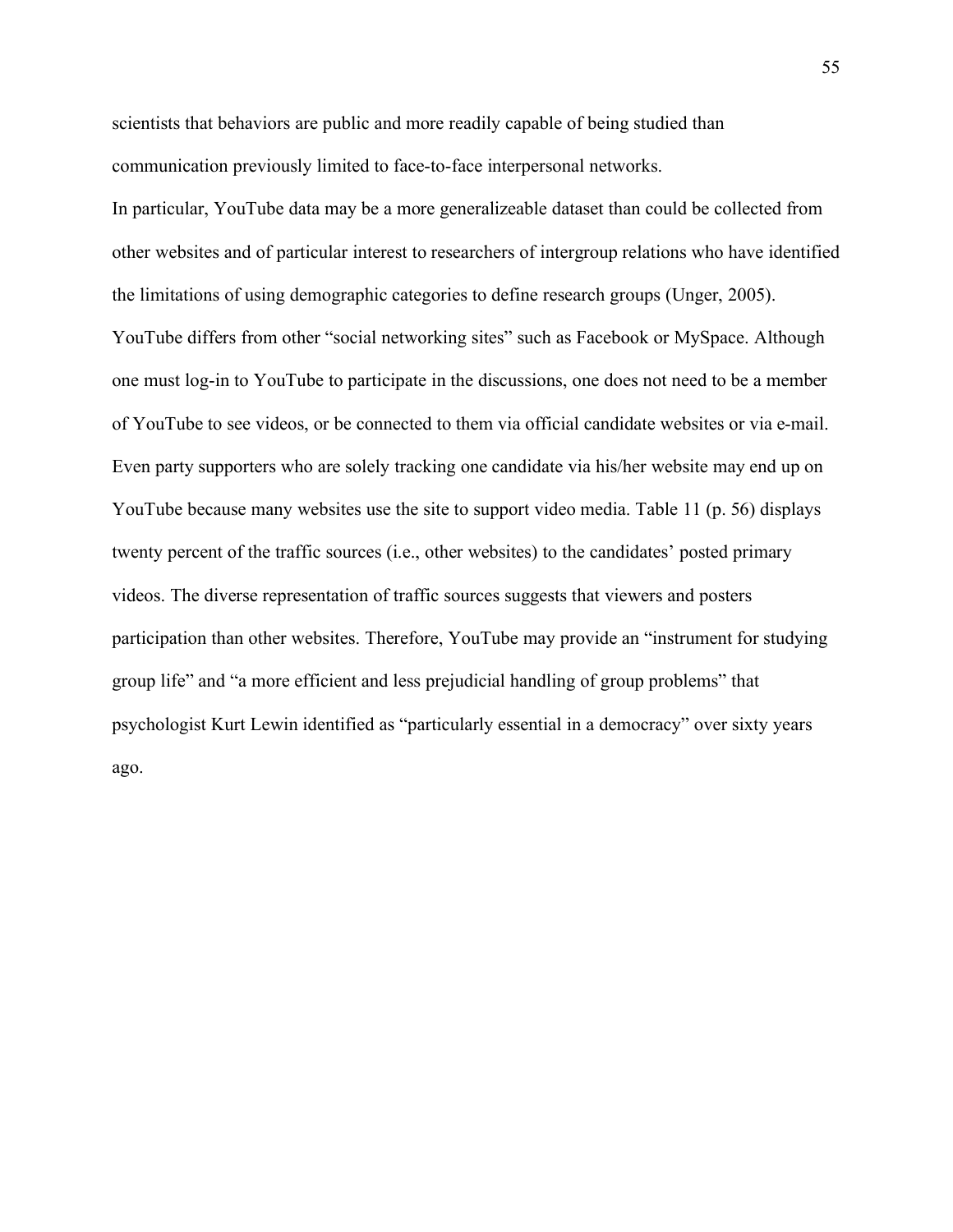scientists that behaviors are public and more readily capable of being studied than communication previously limited to face-to-face interpersonal networks.

In particular, YouTube data may be a more generalizeable dataset than could be collected from other websites and of particular interest to researchers of intergroup relations who have identified the limitations of using demographic categories to define research groups (Unger, 2005). YouTube differs from other "social networking sites" such as Facebook or MySpace. Although one must log-in to YouTube to participate in the discussions, one does not need to be a member of YouTube to see videos, or be connected to them via official candidate websites or via e-mail. Even party supporters who are solely tracking one candidate via his/her website may end up on YouTube because many websites use the site to support video media. Table 11 (p. 56) displays twenty percent of the traffic sources (i.e., other websites) to the candidates' posted primary videos. The diverse representation of traffic sources suggests that viewers and posters participation than other websites. Therefore, YouTube may provide an "instrument for studying group life" and "a more efficient and less prejudicial handling of group problems" that psychologist Kurt Lewin identified as "particularly essential in a democracy" over sixty years ago.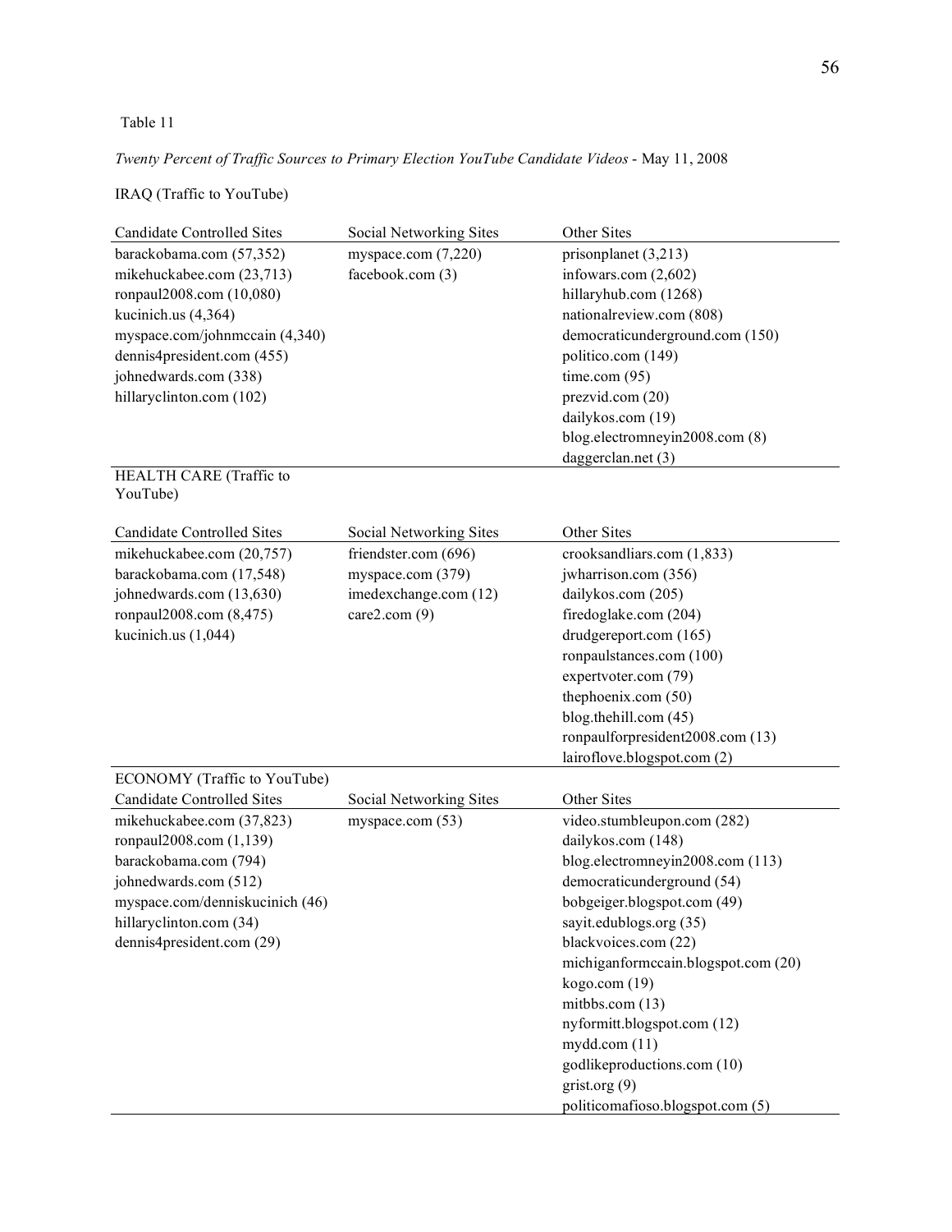Table 11

*Twenty Percent of Traffic Sources to Primary Election YouTube Candidate Videos* - May 11, 2008

IRAQ (Traffic to YouTube)

| Candidate Controlled Sites | Social Networking Sites | Other Sites |
|---|---|---|
| barackobama.com (57,352) | myspace.com (7,220) | prisonplanet (3,213) |
| mikehuckabee.com (23,713) | facebook.com (3) | infowars.com (2,602) |
| ronpaul2008.com (10,080) | | hillaryhub.com (1268) |
| kucinich.us (4,364) | | nationalreview.com (808) |
| myspace.com/johnmccain (4,340) | | democraticunderground.com (150) |
| dennis4president.com (455) | | politico.com (149) |
| johnedwards.com (338) | | time.com (95) |
| hillaryclinton.com (102) | | prezvid.com (20) |
| | | dailykos.com (19) |
| | | blog.electromneyin2008.com (8) |
| | | daggerclan.net (3) |

HEALTH CARE (Traffic to YouTube)

| Candidate Controlled Sites | Social Networking Sites | Other Sites |
|---|---|---|
| mikehuckabee.com (20,757) | friendster.com (696) | crooksandliars.com (1,833) |
| barackobama.com (17,548) | myspace.com (379) | jwharrison.com (356) |
| johnedwards.com (13,630) | imedexchange.com (12) | dailykos.com (205) |
| ronpaul2008.com (8,475) | care2.com (9) | firedoglake.com (204) |
| kucinich.us (1,044) | | drudgereport.com (165) |
| | | ronpaulstances.com (100) |
| | | expertvoter.com (79) |
| | | thephoenix.com (50) |
| | | blog.thehill.com (45) |
| | | ronpaulforpresident2008.com (13) |
| | | lairoflove.blogspot.com (2) |

ECONOMY (Traffic to YouTube)

| Candidate Controlled Sites | Social Networking Sites | Other Sites |
|---|---|---|
| mikehuckabee.com (37,823) | myspace.com (53) | video.stumbleupon.com (282) |
| ronpaul2008.com (1,139) | | dailykos.com (148) |
| barackobama.com (794) | | blog.electromneyin2008.com (113) |
| johnedwards.com (512) | | democraticunderground (54) |
| myspace.com/denniskucinich (46) | | bobgeiger.blogspot.com (49) |
| hillaryclinton.com (34) | | sayit.edublogs.org (35) |
| dennis4president.com (29) | | blackvoices.com (22) |
| | | michiganformccain.blogspot.com (20) |
| | | kogo.com (19) |
| | | mitbbs.com (13) |
| | | nyformitt.blogspot.com (12) |
| | | mydd.com (11) |
| | | godlikeproductions.com (10) |
| | | grist.org (9) |
| | | politicomafioso.blogspot.com (5) |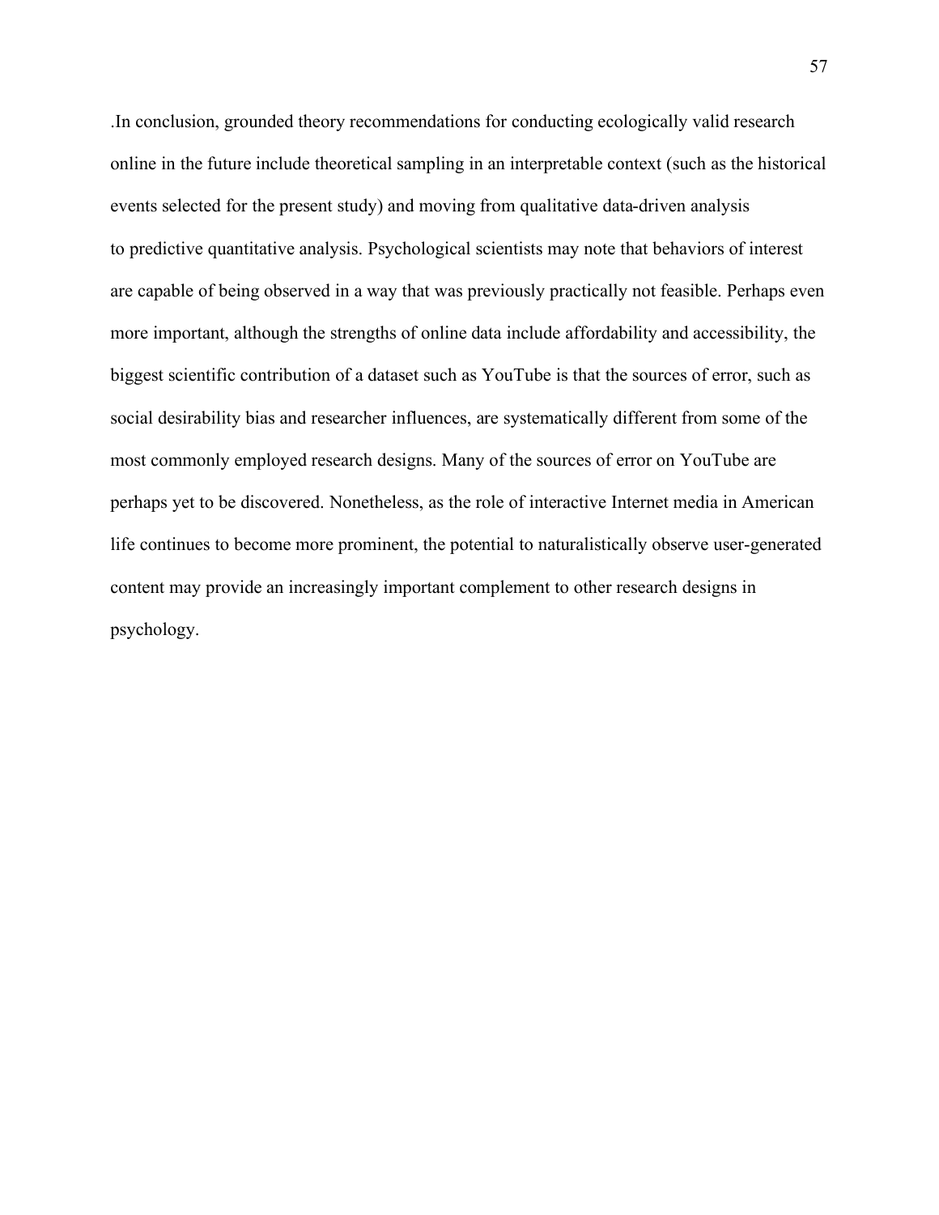.In conclusion, grounded theory recommendations for conducting ecologically valid research online in the future include theoretical sampling in an interpretable context (such as the historical events selected for the present study) and moving from qualitative data-driven analysis to predictive quantitative analysis. Psychological scientists may note that behaviors of interest are capable of being observed in a way that was previously practically not feasible. Perhaps even more important, although the strengths of online data include affordability and accessibility, the biggest scientific contribution of a dataset such as YouTube is that the sources of error, such as social desirability bias and researcher influences, are systematically different from some of the most commonly employed research designs. Many of the sources of error on YouTube are perhaps yet to be discovered. Nonetheless, as the role of interactive Internet media in American life continues to become more prominent, the potential to naturalistically observe user-generated content may provide an increasingly important complement to other research designs in psychology.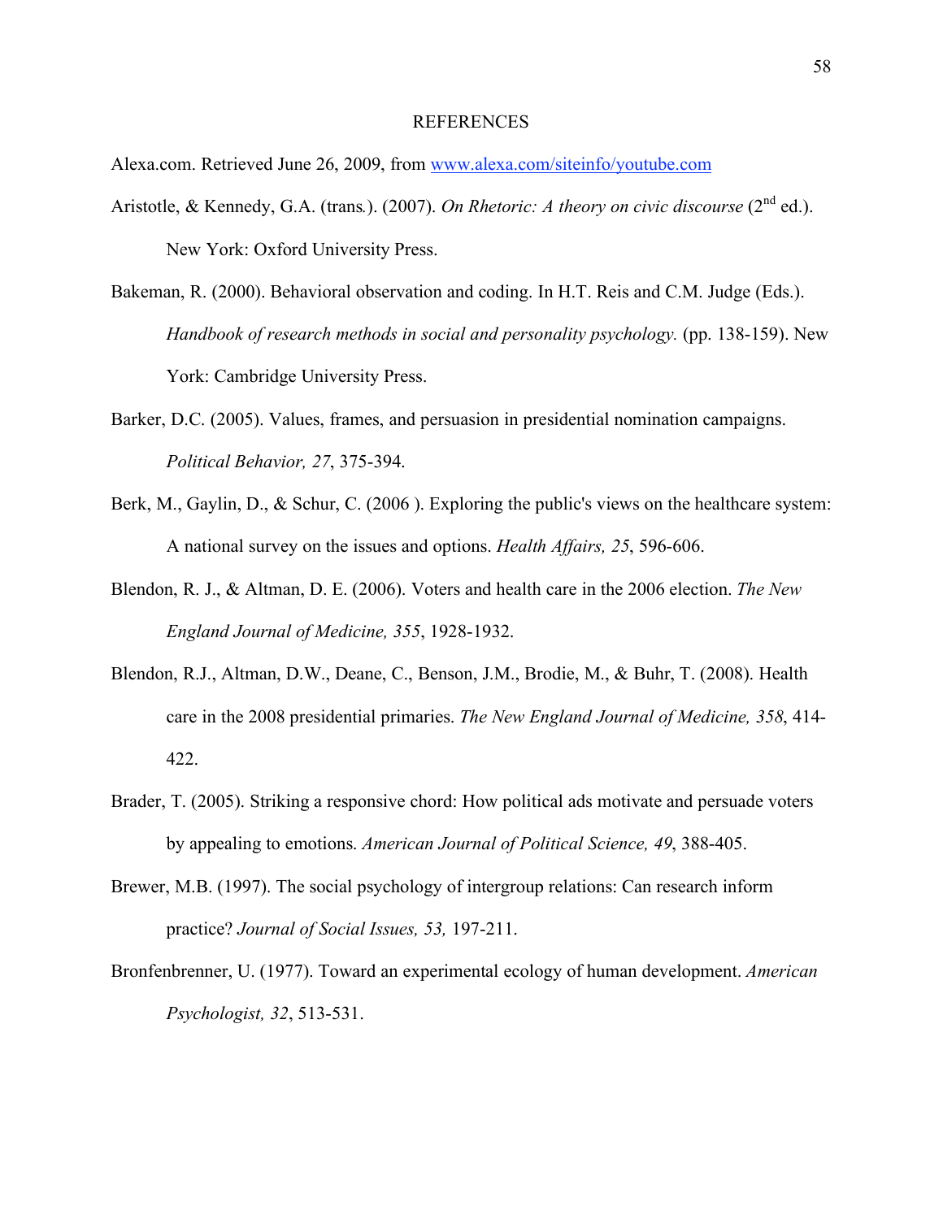# REFERENCES

Alexa.com. Retrieved June 26, 2009, from [www.alexa.com/siteinfo/youtube.com](www.alexa.com/siteinfo/youtube.com)

Aristotle, & Kennedy, G.A. (trans.). (2007). *On Rhetoric: A theory on civic discourse* (2nd ed.). New York: Oxford University Press.

Bakeman, R. (2000). Behavioral observation and coding. In H.T. Reis and C.M. Judge (Eds.). *Handbook of research methods in social and personality psychology.* (pp. 138-159). New York: Cambridge University Press.

Barker, D.C. (2005). Values, frames, and persuasion in presidential nomination campaigns. *Political Behavior, 27*, 375-394.

Berk, M., Gaylin, D., & Schur, C. (2006 ). Exploring the public's views on the healthcare system: A national survey on the issues and options. *Health Affairs, 25*, 596-606.

Blendon, R. J., & Altman, D. E. (2006). Voters and health care in the 2006 election. *The New England Journal of Medicine, 355*, 1928-1932.

Blendon, R.J., Altman, D.W., Deane, C., Benson, J.M., Brodie, M., & Buhr, T. (2008). Health care in the 2008 presidential primaries. *The New England Journal of Medicine, 358*, 414-422.

Brader, T. (2005). Striking a responsive chord: How political ads motivate and persuade voters by appealing to emotions. *American Journal of Political Science, 49*, 388-405.

Brewer, M.B. (1997). The social psychology of intergroup relations: Can research inform practice? *Journal of Social Issues, 53,* 197-211.

Bronfenbrenner, U. (1977). Toward an experimental ecology of human development. *American Psychologist, 32*, 513-531.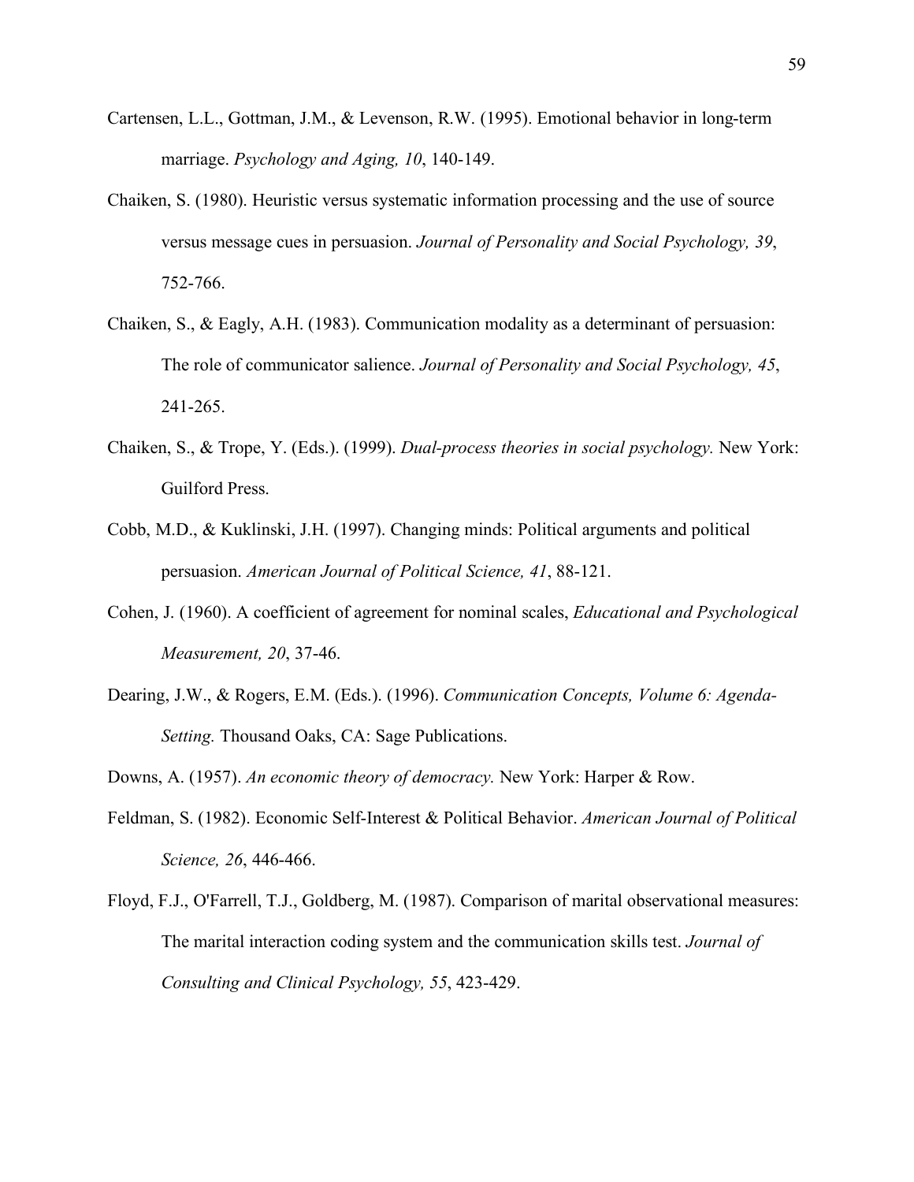Cartensen, L.L., Gottman, J.M., & Levenson, R.W. (1995). Emotional behavior in long-term marriage. *Psychology and Aging, 10*, 140-149.

Chaiken, S. (1980). Heuristic versus systematic information processing and the use of source versus message cues in persuasion. *Journal of Personality and Social Psychology, 39*, 752-766.

Chaiken, S., & Eagly, A.H. (1983). Communication modality as a determinant of persuasion: The role of communicator salience. *Journal of Personality and Social Psychology, 45*, 241-265.

Chaiken, S., & Trope, Y. (Eds.). (1999). *Dual-process theories in social psychology.* New York: Guilford Press.

Cobb, M.D., & Kuklinski, J.H. (1997). Changing minds: Political arguments and political persuasion. *American Journal of Political Science, 41*, 88-121.

Cohen, J. (1960). A coefficient of agreement for nominal scales, *Educational and Psychological Measurement, 20*, 37-46.

Dearing, J.W., & Rogers, E.M. (Eds.). (1996). *Communication Concepts, Volume 6: Agenda-Setting.* Thousand Oaks, CA: Sage Publications.

Downs, A. (1957). *An economic theory of democracy.* New York: Harper & Row.

Feldman, S. (1982). Economic Self-Interest & Political Behavior. *American Journal of Political Science, 26*, 446-466.

Floyd, F.J., O'Farrell, T.J., Goldberg, M. (1987). Comparison of marital observational measures: The marital interaction coding system and the communication skills test. *Journal of Consulting and Clinical Psychology, 55*, 423-429.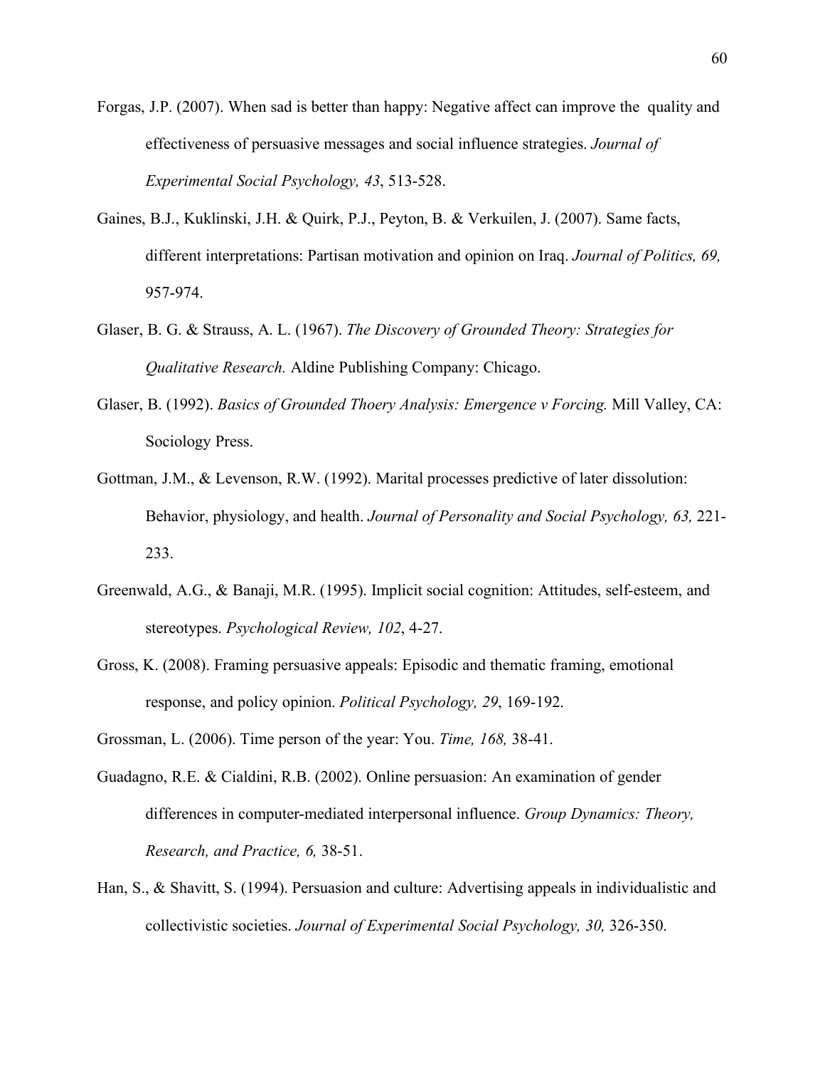Forgas, J.P. (2007). When sad is better than happy: Negative affect can improve the  quality and effectiveness of persuasive messages and social influence strategies. *Journal of Experimental Social Psychology, 43*, 513-528.

Gaines, B.J., Kuklinski, J.H. & Quirk, P.J., Peyton, B. & Verkuilen, J. (2007). Same facts, different interpretations: Partisan motivation and opinion on Iraq. *Journal of Politics, 69,* 957-974.

Glaser, B. G. & Strauss, A. L. (1967). *The Discovery of Grounded Theory: Strategies for Qualitative Research.* Aldine Publishing Company: Chicago.

Glaser, B. (1992). *Basics of Grounded Thoery Analysis: Emergence v Forcing.* Mill Valley, CA: Sociology Press.

Gottman, J.M., & Levenson, R.W. (1992). Marital processes predictive of later dissolution: Behavior, physiology, and health. *Journal of Personality and Social Psychology, 63,* 221-233.

Greenwald, A.G., & Banaji, M.R. (1995). Implicit social cognition: Attitudes, self-esteem, and stereotypes. *Psychological Review, 102*, 4-27.

Gross, K. (2008). Framing persuasive appeals: Episodic and thematic framing, emotional response, and policy opinion. *Political Psychology, 29*, 169-192.

Grossman, L. (2006). Time person of the year: You. *Time, 168,* 38-41.

Guadagno, R.E. & Cialdini, R.B. (2002). Online persuasion: An examination of gender differences in computer-mediated interpersonal influence. *Group Dynamics: Theory, Research, and Practice, 6,* 38-51.

Han, S., & Shavitt, S. (1994). Persuasion and culture: Advertising appeals in individualistic and collectivistic societies. *Journal of Experimental Social Psychology, 30,* 326-350.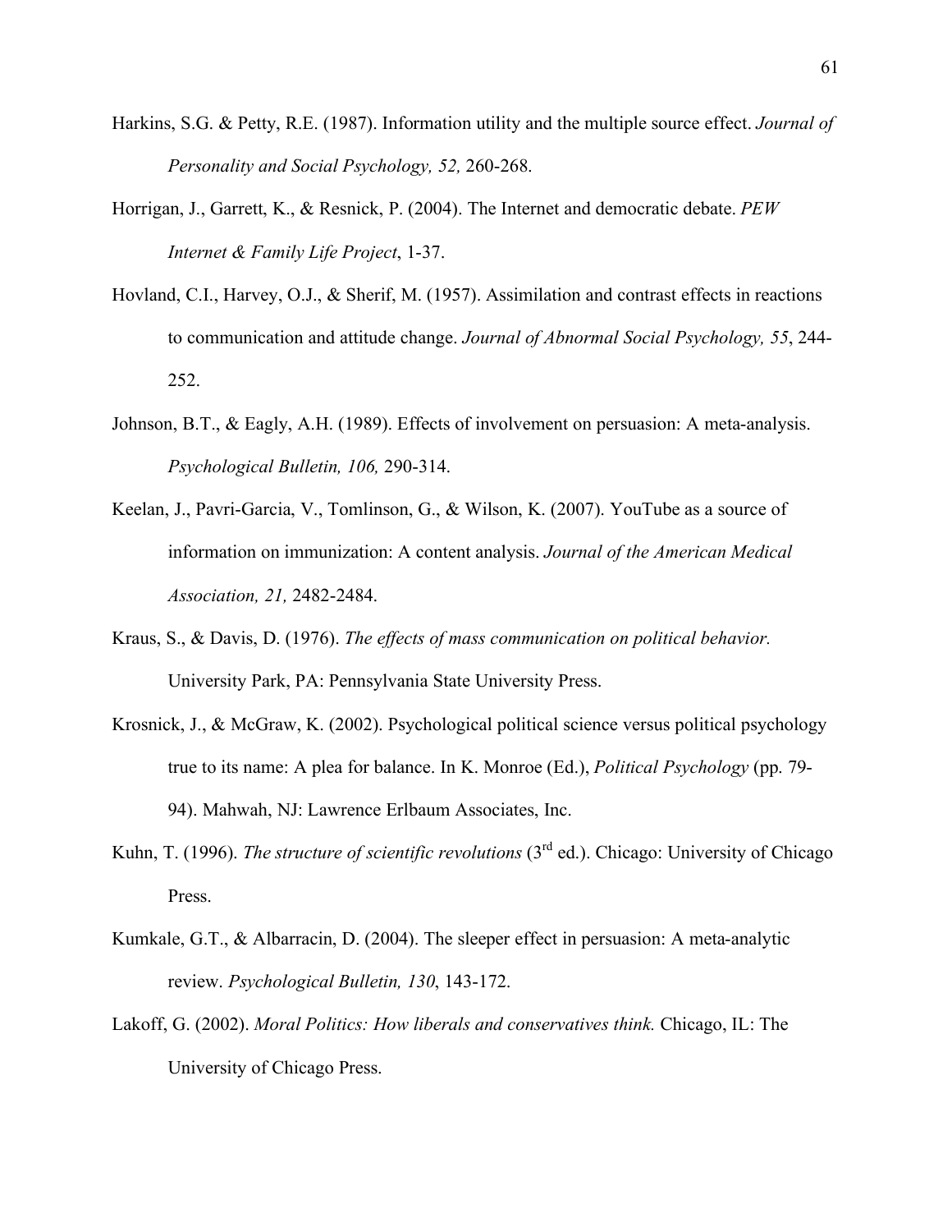Harkins, S.G. & Petty, R.E. (1987). Information utility and the multiple source effect. *Journal of Personality and Social Psychology, 52,* 260-268.

Horrigan, J., Garrett, K., & Resnick, P. (2004). The Internet and democratic debate. *PEW Internet & Family Life Project*, 1-37.

Hovland, C.I., Harvey, O.J., & Sherif, M. (1957). Assimilation and contrast effects in reactions to communication and attitude change. *Journal of Abnormal Social Psychology, 55*, 244-252.

Johnson, B.T., & Eagly, A.H. (1989). Effects of involvement on persuasion: A meta-analysis. *Psychological Bulletin, 106,* 290-314.

Keelan, J., Pavri-Garcia, V., Tomlinson, G., & Wilson, K. (2007). YouTube as a source of information on immunization: A content analysis. *Journal of the American Medical Association, 21,* 2482-2484.

Kraus, S., & Davis, D. (1976). *The effects of mass communication on political behavior.* University Park, PA: Pennsylvania State University Press.

Krosnick, J., & McGraw, K. (2002). Psychological political science versus political psychology true to its name: A plea for balance. In K. Monroe (Ed.), *Political Psychology* (pp. 79-94). Mahwah, NJ: Lawrence Erlbaum Associates, Inc.

Kuhn, T. (1996). *The structure of scientific revolutions* (3rd ed.). Chicago: University of Chicago Press.

Kumkale, G.T., & Albarracin, D. (2004). The sleeper effect in persuasion: A meta-analytic review. *Psychological Bulletin, 130*, 143-172.

Lakoff, G. (2002). *Moral Politics: How liberals and conservatives think.* Chicago, IL: The University of Chicago Press.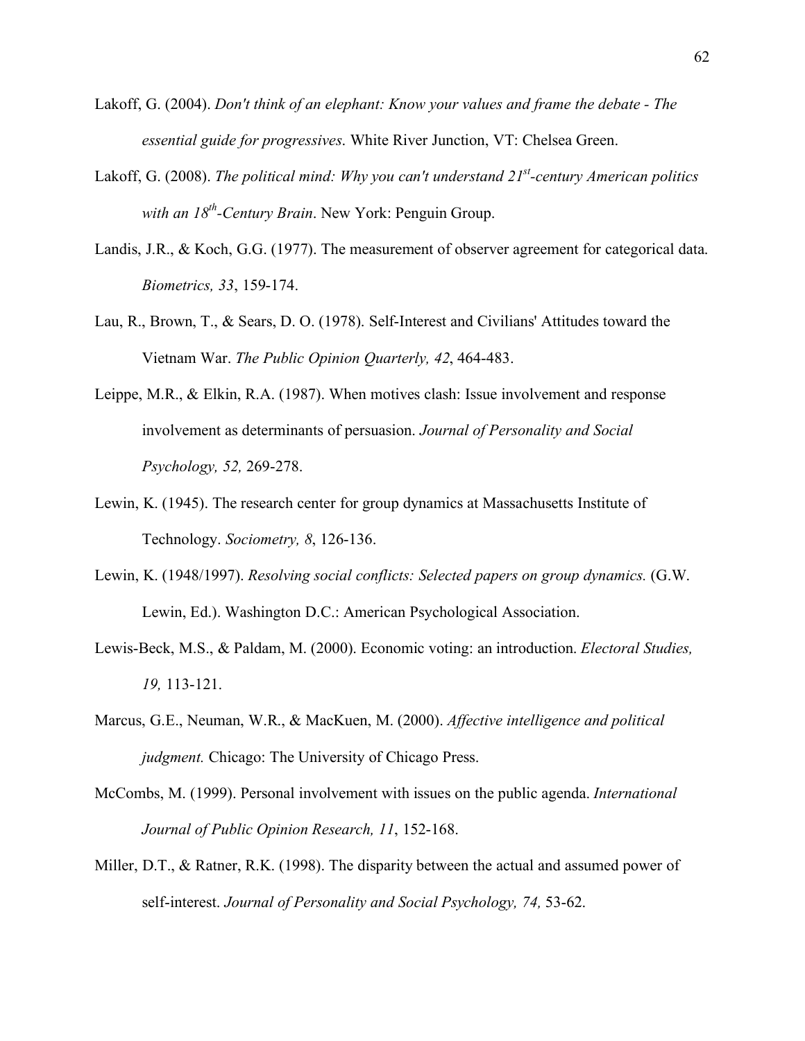Lakoff, G. (2004). *Don't think of an elephant: Know your values and frame the debate - The essential guide for progressives*. White River Junction, VT: Chelsea Green.

Lakoff, G. (2008). *The political mind: Why you can't understand 21st-century American politics with an 18th-Century Brain*. New York: Penguin Group.

Landis, J.R., & Koch, G.G. (1977). The measurement of observer agreement for categorical data. *Biometrics, 33*, 159-174.

Lau, R., Brown, T., & Sears, D. O. (1978). Self-Interest and Civilians' Attitudes toward the Vietnam War. *The Public Opinion Quarterly, 42*, 464-483.

Leippe, M.R., & Elkin, R.A. (1987). When motives clash: Issue involvement and response involvement as determinants of persuasion. *Journal of Personality and Social Psychology, 52,* 269-278.

Lewin, K. (1945). The research center for group dynamics at Massachusetts Institute of Technology. *Sociometry, 8*, 126-136.

Lewin, K. (1948/1997). *Resolving social conflicts: Selected papers on group dynamics.* (G.W. Lewin, Ed.). Washington D.C.: American Psychological Association.

Lewis-Beck, M.S., & Paldam, M. (2000). Economic voting: an introduction. *Electoral Studies, 19,* 113-121.

Marcus, G.E., Neuman, W.R., & MacKuen, M. (2000). *Affective intelligence and political judgment.* Chicago: The University of Chicago Press.

McCombs, M. (1999). Personal involvement with issues on the public agenda. *International Journal of Public Opinion Research, 11*, 152-168.

Miller, D.T., & Ratner, R.K. (1998). The disparity between the actual and assumed power of self-interest. *Journal of Personality and Social Psychology, 74,* 53-62.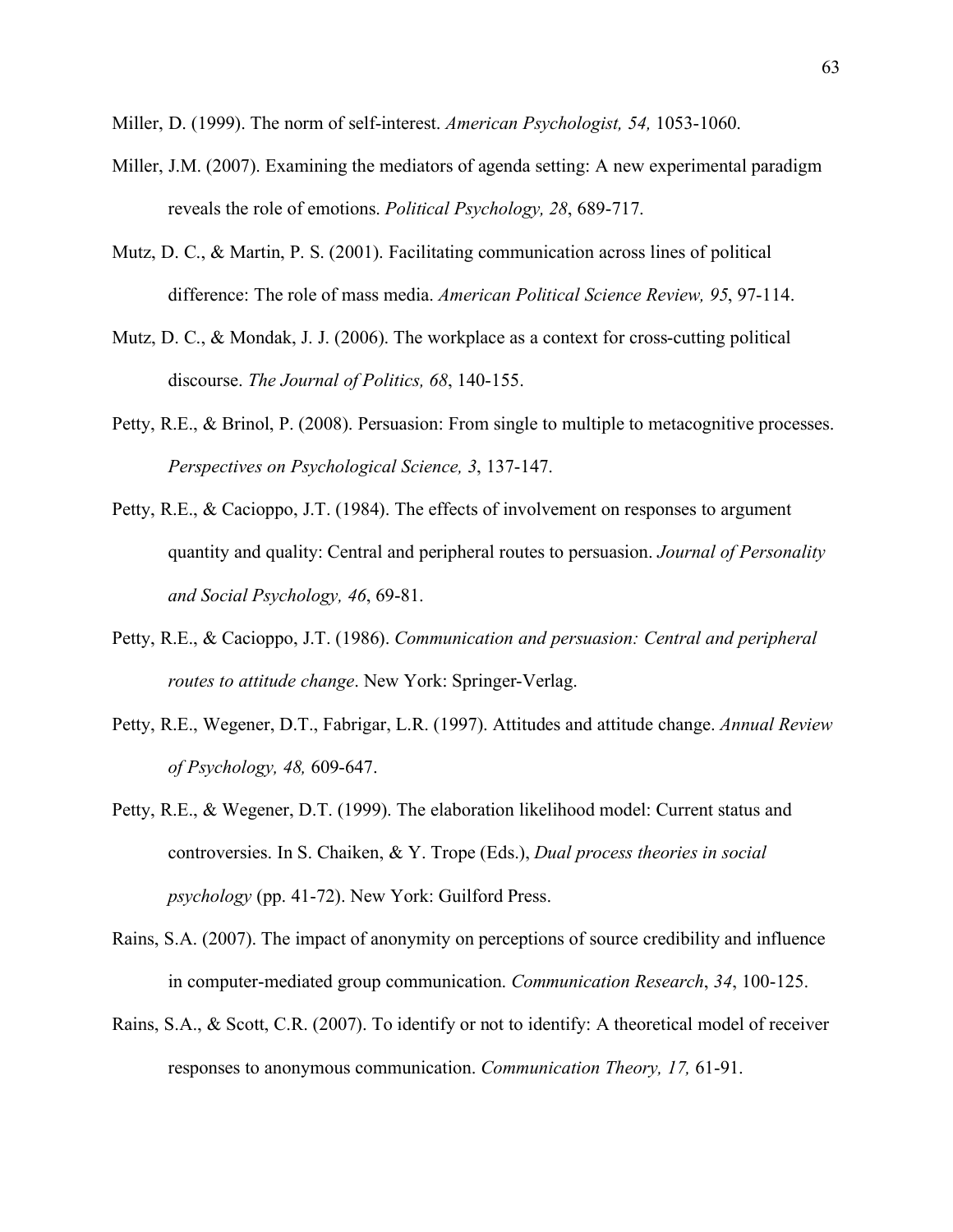Miller, D. (1999). The norm of self-interest. *American Psychologist, 54,* 1053-1060.

Miller, J.M. (2007). Examining the mediators of agenda setting: A new experimental paradigm reveals the role of emotions. *Political Psychology, 28*, 689-717.

Mutz, D. C., & Martin, P. S. (2001). Facilitating communication across lines of political difference: The role of mass media. *American Political Science Review, 95*, 97-114.

Mutz, D. C., & Mondak, J. J. (2006). The workplace as a context for cross-cutting political discourse. *The Journal of Politics, 68*, 140-155.

Petty, R.E., & Brinol, P. (2008). Persuasion: From single to multiple to metacognitive processes. *Perspectives on Psychological Science, 3*, 137-147.

Petty, R.E., & Cacioppo, J.T. (1984). The effects of involvement on responses to argument quantity and quality: Central and peripheral routes to persuasion. *Journal of Personality and Social Psychology, 46*, 69-81.

Petty, R.E., & Cacioppo, J.T. (1986). *Communication and persuasion: Central and peripheral routes to attitude change*. New York: Springer-Verlag.

Petty, R.E., Wegener, D.T., Fabrigar, L.R. (1997). Attitudes and attitude change. *Annual Review of Psychology, 48,* 609-647.

Petty, R.E., & Wegener, D.T. (1999). The elaboration likelihood model: Current status and controversies. In S. Chaiken, & Y. Trope (Eds.), *Dual process theories in social psychology* (pp. 41-72). New York: Guilford Press.

Rains, S.A. (2007). The impact of anonymity on perceptions of source credibility and influence in computer-mediated group communication. *Communication Research*, *34*, 100-125.

Rains, S.A., & Scott, C.R. (2007). To identify or not to identify: A theoretical model of receiver responses to anonymous communication. *Communication Theory, 17,* 61-91.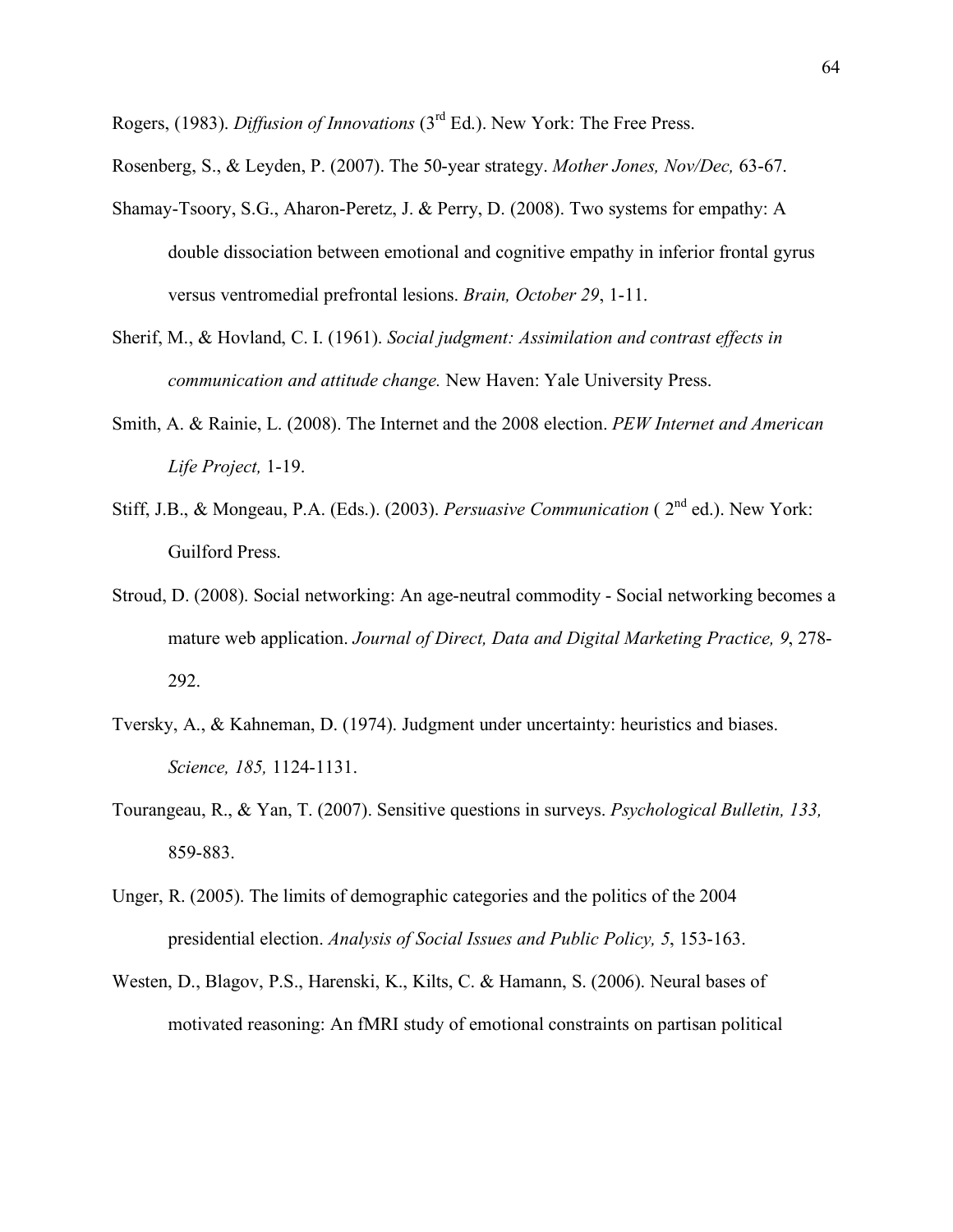Rogers, (1983). *Diffusion of Innovations* (3rd Ed.). New York: The Free Press.

Rosenberg, S., & Leyden, P. (2007). The 50-year strategy. *Mother Jones, Nov/Dec,* 63-67.

Shamay-Tsoory, S.G., Aharon-Peretz, J. & Perry, D. (2008). Two systems for empathy: A double dissociation between emotional and cognitive empathy in inferior frontal gyrus versus ventromedial prefrontal lesions. *Brain, October 29*, 1-11.

Sherif, M., & Hovland, C. I. (1961). *Social judgment: Assimilation and contrast effects in communication and attitude change.* New Haven: Yale University Press.

Smith, A. & Rainie, L. (2008). The Internet and the 2008 election. *PEW Internet and American Life Project,* 1-19.

Stiff, J.B., & Mongeau, P.A. (Eds.). (2003). *Persuasive Communication* ( 2nd ed.). New York: Guilford Press.

Stroud, D. (2008). Social networking: An age-neutral commodity - Social networking becomes a mature web application. *Journal of Direct, Data and Digital Marketing Practice, 9*, 278-292.

Tversky, A., & Kahneman, D. (1974). Judgment under uncertainty: heuristics and biases. *Science, 185,* 1124-1131.

Tourangeau, R., & Yan, T. (2007). Sensitive questions in surveys. *Psychological Bulletin, 133,* 859-883.

Unger, R. (2005). The limits of demographic categories and the politics of the 2004 presidential election. *Analysis of Social Issues and Public Policy, 5*, 153-163.

Westen, D., Blagov, P.S., Harenski, K., Kilts, C. & Hamann, S. (2006). Neural bases of motivated reasoning: An fMRI study of emotional constraints on partisan political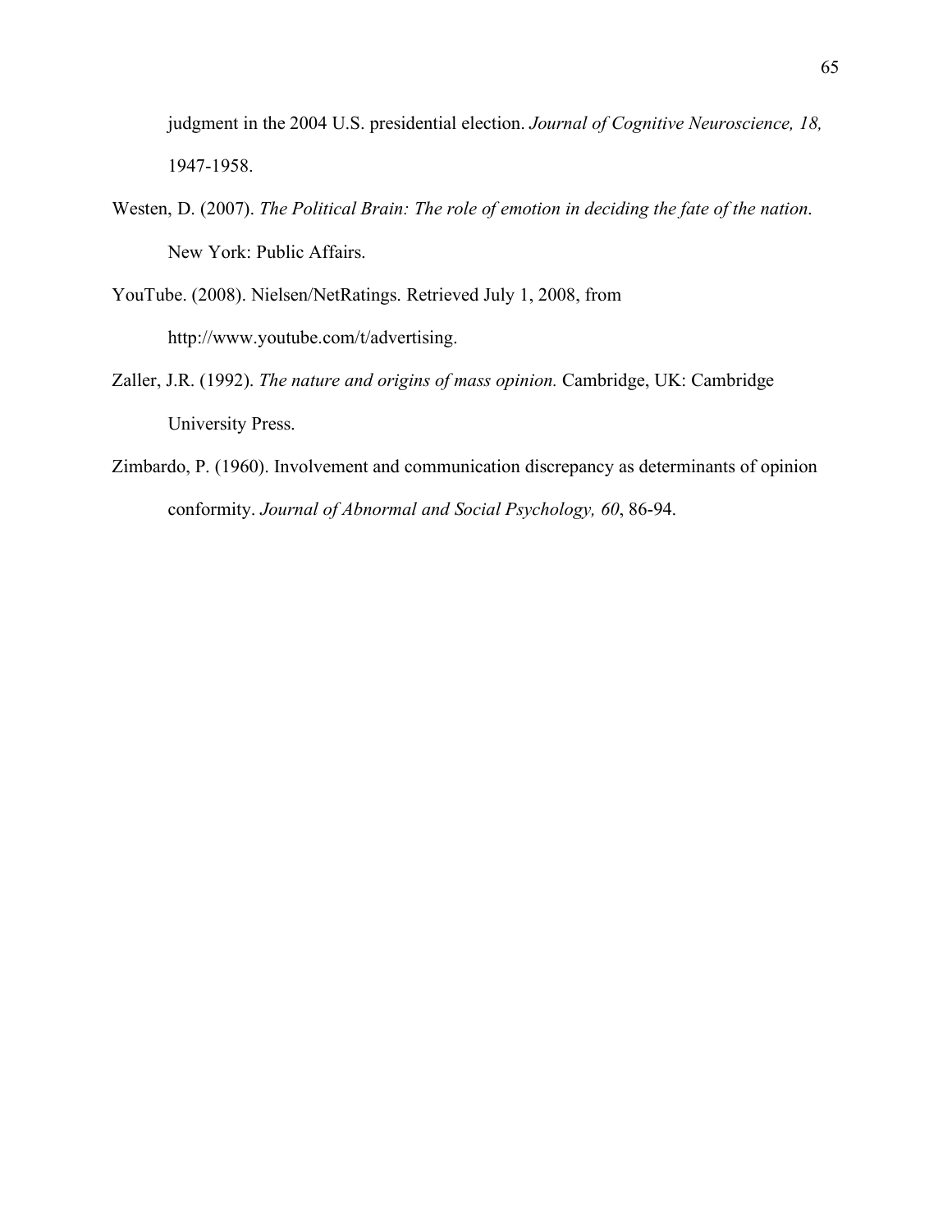judgment in the 2004 U.S. presidential election. *Journal of Cognitive Neuroscience, 18,* 1947-1958.

Westen, D. (2007). *The Political Brain: The role of emotion in deciding the fate of the nation*. New York: Public Affairs.

YouTube. (2008). Nielsen/NetRatings. Retrieved July 1, 2008, from http://www.youtube.com/t/advertising.

Zaller, J.R. (1992). *The nature and origins of mass opinion.* Cambridge, UK: Cambridge University Press.

Zimbardo, P. (1960). Involvement and communication discrepancy as determinants of opinion conformity. *Journal of Abnormal and Social Psychology, 60*, 86-94.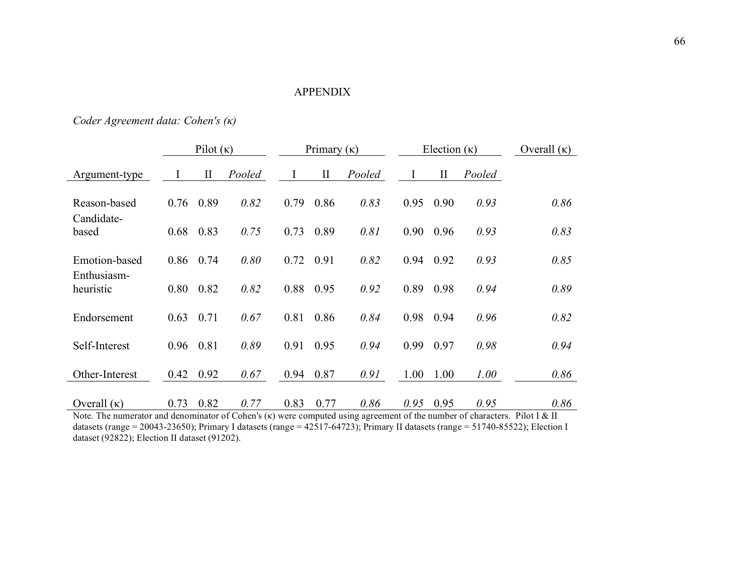APPENDIX

*Coder Agreement data: Cohen's (κ)*

| | Pilot (κ) | | | Primary (κ) | | | Election (κ) | | | Overall (κ) |
|---|---|---|---|---|---|---|---|---|---|---|
| Argument-type | I | II | *Pooled* | I | II | *Pooled* | I | II | *Pooled* | |
| Reason-based | 0.76 | 0.89 | *0.82* | 0.79 | 0.86 | *0.83* | 0.95 | 0.90 | *0.93* | *0.86* |
| Candidate-based | 0.68 | 0.83 | *0.75* | 0.73 | 0.89 | *0.81* | 0.90 | 0.96 | *0.93* | *0.83* |
| Emotion-based | 0.86 | 0.74 | *0.80* | 0.72 | 0.91 | *0.82* | 0.94 | 0.92 | *0.93* | *0.85* |
| Enthusiasm-heuristic | 0.80 | 0.82 | *0.82* | 0.88 | 0.95 | *0.92* | 0.89 | 0.98 | *0.94* | *0.89* |
| Endorsement | 0.63 | 0.71 | *0.67* | 0.81 | 0.86 | *0.84* | 0.98 | 0.94 | *0.96* | *0.82* |
| Self-Interest | 0.96 | 0.81 | *0.89* | 0.91 | 0.95 | *0.94* | 0.99 | 0.97 | *0.98* | *0.94* |
| Other-Interest | 0.42 | 0.92 | *0.67* | 0.94 | 0.87 | *0.91* | 1.00 | 1.00 | *1.00* | *0.86* |
| Overall (κ) | 0.73 | 0.82 | *0.77* | 0.83 | 0.77 | *0.86* | *0.95* | 0.95 | *0.95* | *0.86* |

Note. The numerator and denominator of Cohen's (κ) were computed using agreement of the number of characters. Pilot I & II datasets (range = 20043-23650); Primary I datasets (range = 42517-64723); Primary II datasets (range = 51740-85522); Election I dataset (92822); Election II dataset (91202).